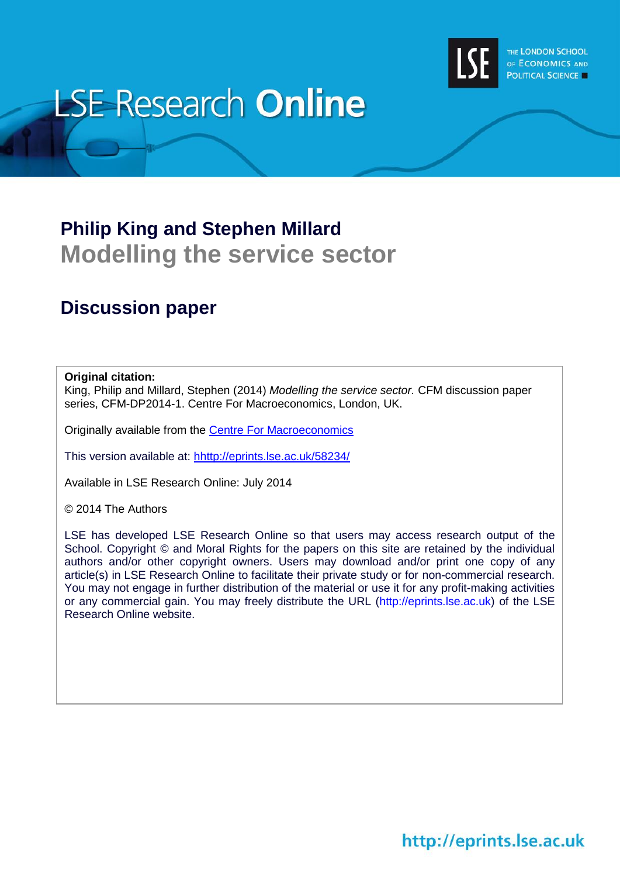# LSE Research Online

THE LONDON SCHOOL OF ECONOMICS AND POLITICAL SCIENCE

## Philip King and Stephen Millard

# Modelling the service sector

## Discussion paper

**Original citation:**
King, Philip and Millard, Stephen (2014) *Modelling the service sector.* CFM discussion paper series, CFM-DP2014-1. Centre For Macroeconomics, London, UK.

Originally available from the Centre For Macroeconomics

This version available at: hhttp://eprints.lse.ac.uk/58234/

Available in LSE Research Online: July 2014

© 2014 The Authors

LSE has developed LSE Research Online so that users may access research output of the School. Copyright © and Moral Rights for the papers on this site are retained by the individual authors and/or other copyright owners. Users may download and/or print one copy of any article(s) in LSE Research Online to facilitate their private study or for non-commercial research. You may not engage in further distribution of the material or use it for any profit-making activities or any commercial gain. You may freely distribute the URL (http://eprints.lse.ac.uk) of the LSE Research Online website.

http://eprints.lse.ac.uk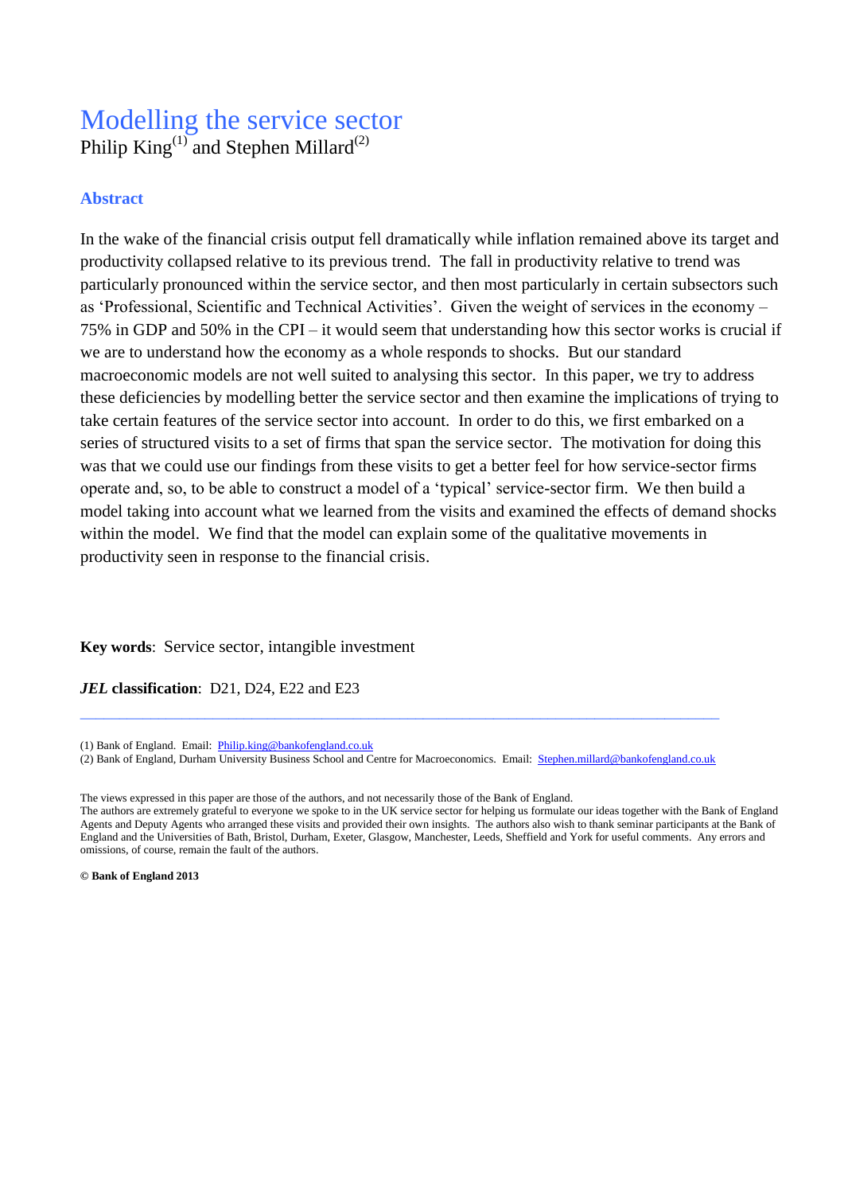# Modelling the service sector

Philip King[(1)] and Stephen Millard[(2)]

## Abstract

In the wake of the financial crisis output fell dramatically while inflation remained above its target and productivity collapsed relative to its previous trend. The fall in productivity relative to trend was particularly pronounced within the service sector, and then most particularly in certain subsectors such as 'Professional, Scientific and Technical Activities'. Given the weight of services in the economy – 75% in GDP and 50% in the CPI – it would seem that understanding how this sector works is crucial if we are to understand how the economy as a whole responds to shocks. But our standard macroeconomic models are not well suited to analysing this sector. In this paper, we try to address these deficiencies by modelling better the service sector and then examine the implications of trying to take certain features of the service sector into account. In order to do this, we first embarked on a series of structured visits to a set of firms that span the service sector. The motivation for doing this was that we could use our findings from these visits to get a better feel for how service-sector firms operate and, so, to be able to construct a model of a 'typical' service-sector firm. We then build a model taking into account what we learned from the visits and examined the effects of demand shocks within the model. We find that the model can explain some of the qualitative movements in productivity seen in response to the financial crisis.

**Key words**: Service sector, intangible investment

***JEL* classification**: D21, D24, E22 and E23

---

(1) Bank of England. Email: Philip.king@bankofengland.co.uk

(2) Bank of England, Durham University Business School and Centre for Macroeconomics. Email: Stephen.millard@bankofengland.co.uk

The views expressed in this paper are those of the authors, and not necessarily those of the Bank of England.
The authors are extremely grateful to everyone we spoke to in the UK service sector for helping us formulate our ideas together with the Bank of England Agents and Deputy Agents who arranged these visits and provided their own insights. The authors also wish to thank seminar participants at the Bank of England and the Universities of Bath, Bristol, Durham, Exeter, Glasgow, Manchester, Leeds, Sheffield and York for useful comments. Any errors and omissions, of course, remain the fault of the authors.

**© Bank of England 2013**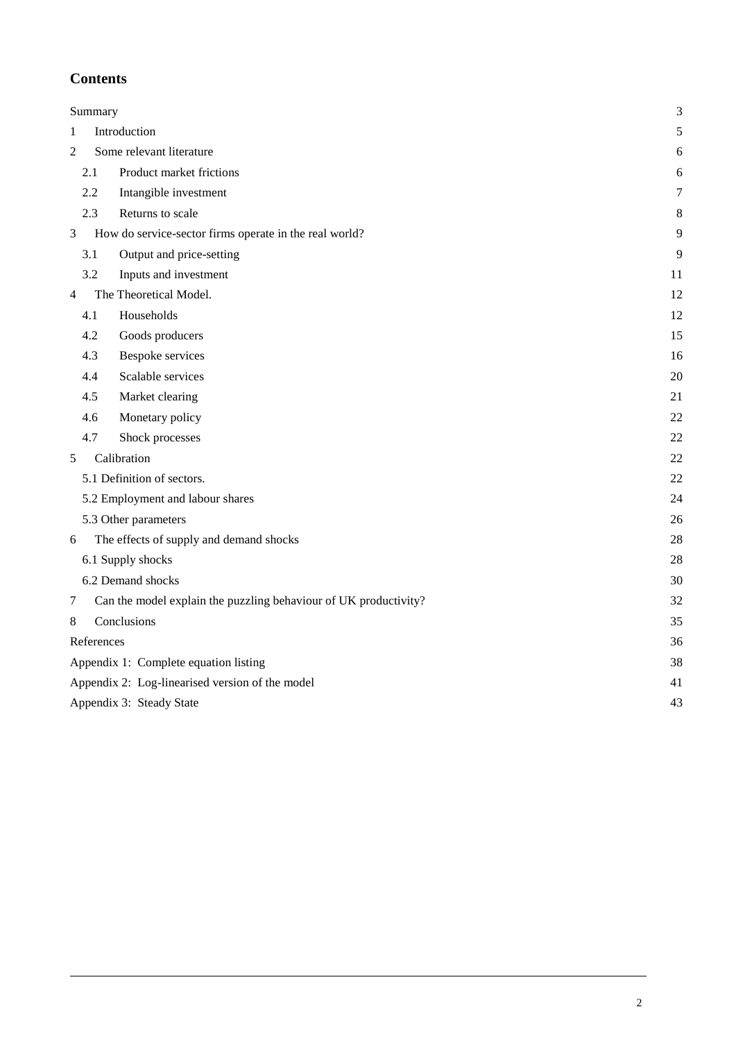## Contents

| | |
|---|---|
| Summary | 3 |
| 1 Introduction | 5 |
| 2 Some relevant literature | 6 |
| 2.1 Product market frictions | 6 |
| 2.2 Intangible investment | 7 |
| 2.3 Returns to scale | 8 |
| 3 How do service-sector firms operate in the real world? | 9 |
| 3.1 Output and price-setting | 9 |
| 3.2 Inputs and investment | 11 |
| 4 The Theoretical Model. | 12 |
| 4.1 Households | 12 |
| 4.2 Goods producers | 15 |
| 4.3 Bespoke services | 16 |
| 4.4 Scalable services | 20 |
| 4.5 Market clearing | 21 |
| 4.6 Monetary policy | 22 |
| 4.7 Shock processes | 22 |
| 5 Calibration | 22 |
| 5.1 Definition of sectors. | 22 |
| 5.2 Employment and labour shares | 24 |
| 5.3 Other parameters | 26 |
| 6 The effects of supply and demand shocks | 28 |
| 6.1 Supply shocks | 28 |
| 6.2 Demand shocks | 30 |
| 7 Can the model explain the puzzling behaviour of UK productivity? | 32 |
| 8 Conclusions | 35 |
| References | 36 |
| Appendix 1: Complete equation listing | 38 |
| Appendix 2: Log-linearised version of the model | 41 |
| Appendix 3: Steady State | 43 |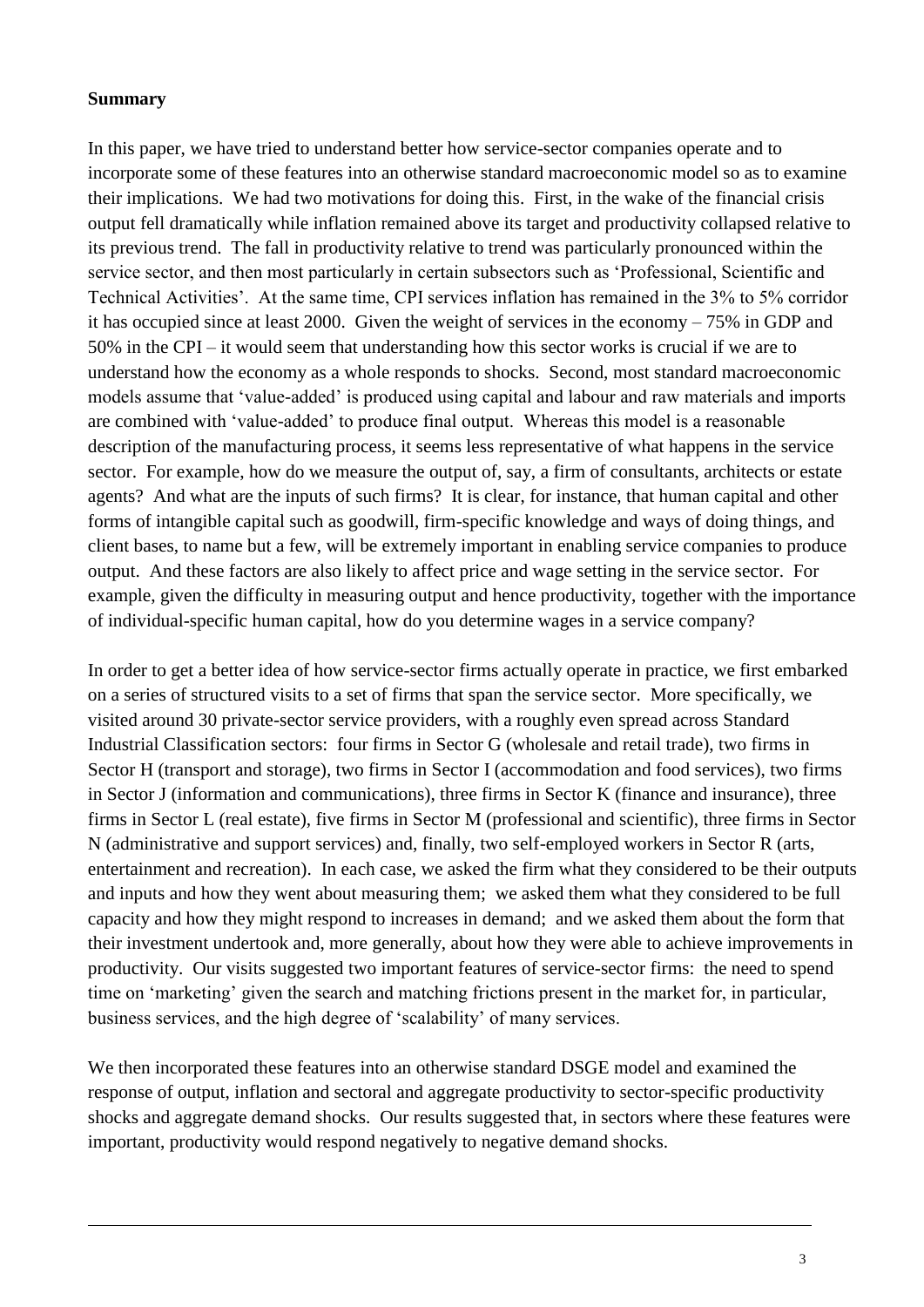**Summary**

In this paper, we have tried to understand better how service-sector companies operate and to incorporate some of these features into an otherwise standard macroeconomic model so as to examine their implications. We had two motivations for doing this. First, in the wake of the financial crisis output fell dramatically while inflation remained above its target and productivity collapsed relative to its previous trend. The fall in productivity relative to trend was particularly pronounced within the service sector, and then most particularly in certain subsectors such as 'Professional, Scientific and Technical Activities'. At the same time, CPI services inflation has remained in the 3% to 5% corridor it has occupied since at least 2000. Given the weight of services in the economy – 75% in GDP and 50% in the CPI – it would seem that understanding how this sector works is crucial if we are to understand how the economy as a whole responds to shocks. Second, most standard macroeconomic models assume that 'value-added' is produced using capital and labour and raw materials and imports are combined with 'value-added' to produce final output. Whereas this model is a reasonable description of the manufacturing process, it seems less representative of what happens in the service sector. For example, how do we measure the output of, say, a firm of consultants, architects or estate agents? And what are the inputs of such firms? It is clear, for instance, that human capital and other forms of intangible capital such as goodwill, firm-specific knowledge and ways of doing things, and client bases, to name but a few, will be extremely important in enabling service companies to produce output. And these factors are also likely to affect price and wage setting in the service sector. For example, given the difficulty in measuring output and hence productivity, together with the importance of individual-specific human capital, how do you determine wages in a service company?

In order to get a better idea of how service-sector firms actually operate in practice, we first embarked on a series of structured visits to a set of firms that span the service sector. More specifically, we visited around 30 private-sector service providers, with a roughly even spread across Standard Industrial Classification sectors: four firms in Sector G (wholesale and retail trade), two firms in Sector H (transport and storage), two firms in Sector I (accommodation and food services), two firms in Sector J (information and communications), three firms in Sector K (finance and insurance), three firms in Sector L (real estate), five firms in Sector M (professional and scientific), three firms in Sector N (administrative and support services) and, finally, two self-employed workers in Sector R (arts, entertainment and recreation). In each case, we asked the firm what they considered to be their outputs and inputs and how they went about measuring them; we asked them what they considered to be full capacity and how they might respond to increases in demand; and we asked them about the form that their investment undertook and, more generally, about how they were able to achieve improvements in productivity. Our visits suggested two important features of service-sector firms: the need to spend time on 'marketing' given the search and matching frictions present in the market for, in particular, business services, and the high degree of 'scalability' of many services.

We then incorporated these features into an otherwise standard DSGE model and examined the response of output, inflation and sectoral and aggregate productivity to sector-specific productivity shocks and aggregate demand shocks. Our results suggested that, in sectors where these features were important, productivity would respond negatively to negative demand shocks.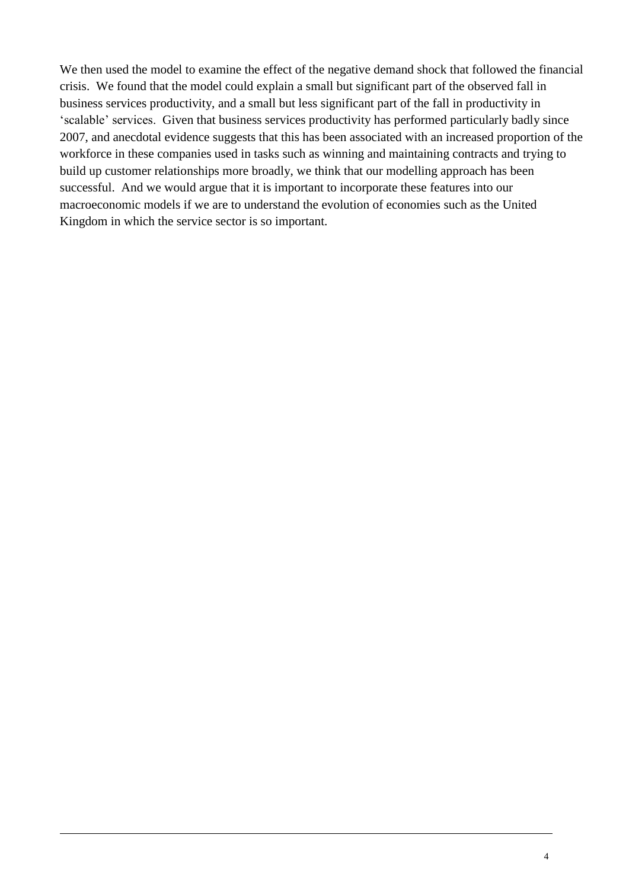We then used the model to examine the effect of the negative demand shock that followed the financial crisis. We found that the model could explain a small but significant part of the observed fall in business services productivity, and a small but less significant part of the fall in productivity in 'scalable' services. Given that business services productivity has performed particularly badly since 2007, and anecdotal evidence suggests that this has been associated with an increased proportion of the workforce in these companies used in tasks such as winning and maintaining contracts and trying to build up customer relationships more broadly, we think that our modelling approach has been successful. And we would argue that it is important to incorporate these features into our macroeconomic models if we are to understand the evolution of economies such as the United Kingdom in which the service sector is so important.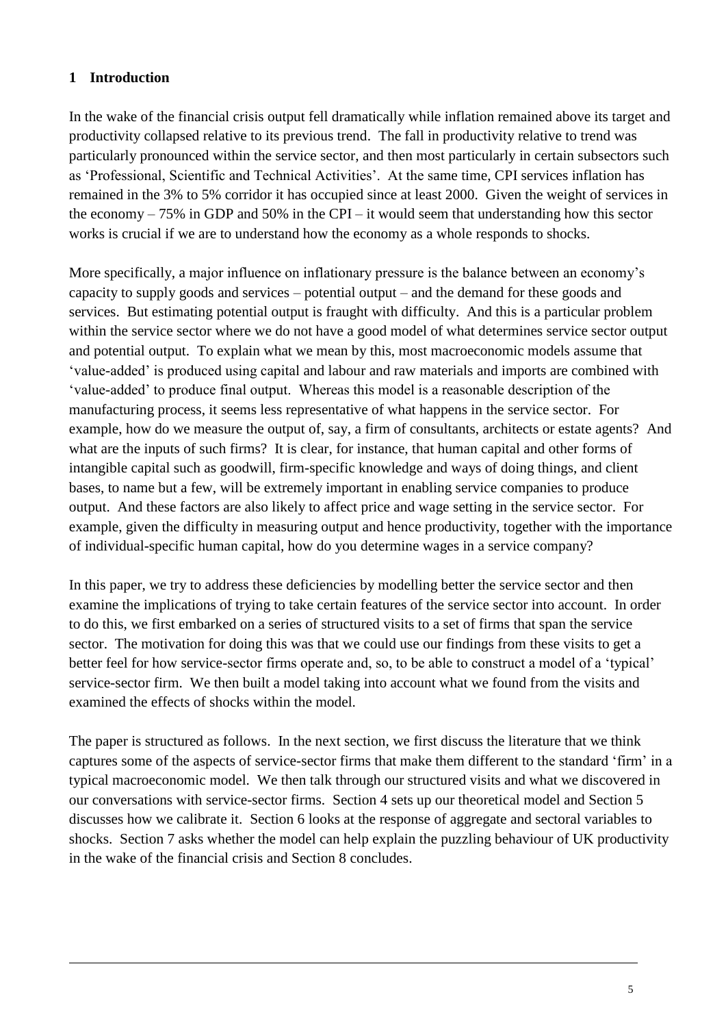## 1 Introduction

In the wake of the financial crisis output fell dramatically while inflation remained above its target and productivity collapsed relative to its previous trend. The fall in productivity relative to trend was particularly pronounced within the service sector, and then most particularly in certain subsectors such as 'Professional, Scientific and Technical Activities'. At the same time, CPI services inflation has remained in the 3% to 5% corridor it has occupied since at least 2000. Given the weight of services in the economy – 75% in GDP and 50% in the CPI – it would seem that understanding how this sector works is crucial if we are to understand how the economy as a whole responds to shocks.

More specifically, a major influence on inflationary pressure is the balance between an economy's capacity to supply goods and services – potential output – and the demand for these goods and services. But estimating potential output is fraught with difficulty. And this is a particular problem within the service sector where we do not have a good model of what determines service sector output and potential output. To explain what we mean by this, most macroeconomic models assume that 'value-added' is produced using capital and labour and raw materials and imports are combined with 'value-added' to produce final output. Whereas this model is a reasonable description of the manufacturing process, it seems less representative of what happens in the service sector. For example, how do we measure the output of, say, a firm of consultants, architects or estate agents? And what are the inputs of such firms? It is clear, for instance, that human capital and other forms of intangible capital such as goodwill, firm-specific knowledge and ways of doing things, and client bases, to name but a few, will be extremely important in enabling service companies to produce output. And these factors are also likely to affect price and wage setting in the service sector. For example, given the difficulty in measuring output and hence productivity, together with the importance of individual-specific human capital, how do you determine wages in a service company?

In this paper, we try to address these deficiencies by modelling better the service sector and then examine the implications of trying to take certain features of the service sector into account. In order to do this, we first embarked on a series of structured visits to a set of firms that span the service sector. The motivation for doing this was that we could use our findings from these visits to get a better feel for how service-sector firms operate and, so, to be able to construct a model of a 'typical' service-sector firm. We then built a model taking into account what we found from the visits and examined the effects of shocks within the model.

The paper is structured as follows. In the next section, we first discuss the literature that we think captures some of the aspects of service-sector firms that make them different to the standard 'firm' in a typical macroeconomic model. We then talk through our structured visits and what we discovered in our conversations with service-sector firms. Section 4 sets up our theoretical model and Section 5 discusses how we calibrate it. Section 6 looks at the response of aggregate and sectoral variables to shocks. Section 7 asks whether the model can help explain the puzzling behaviour of UK productivity in the wake of the financial crisis and Section 8 concludes.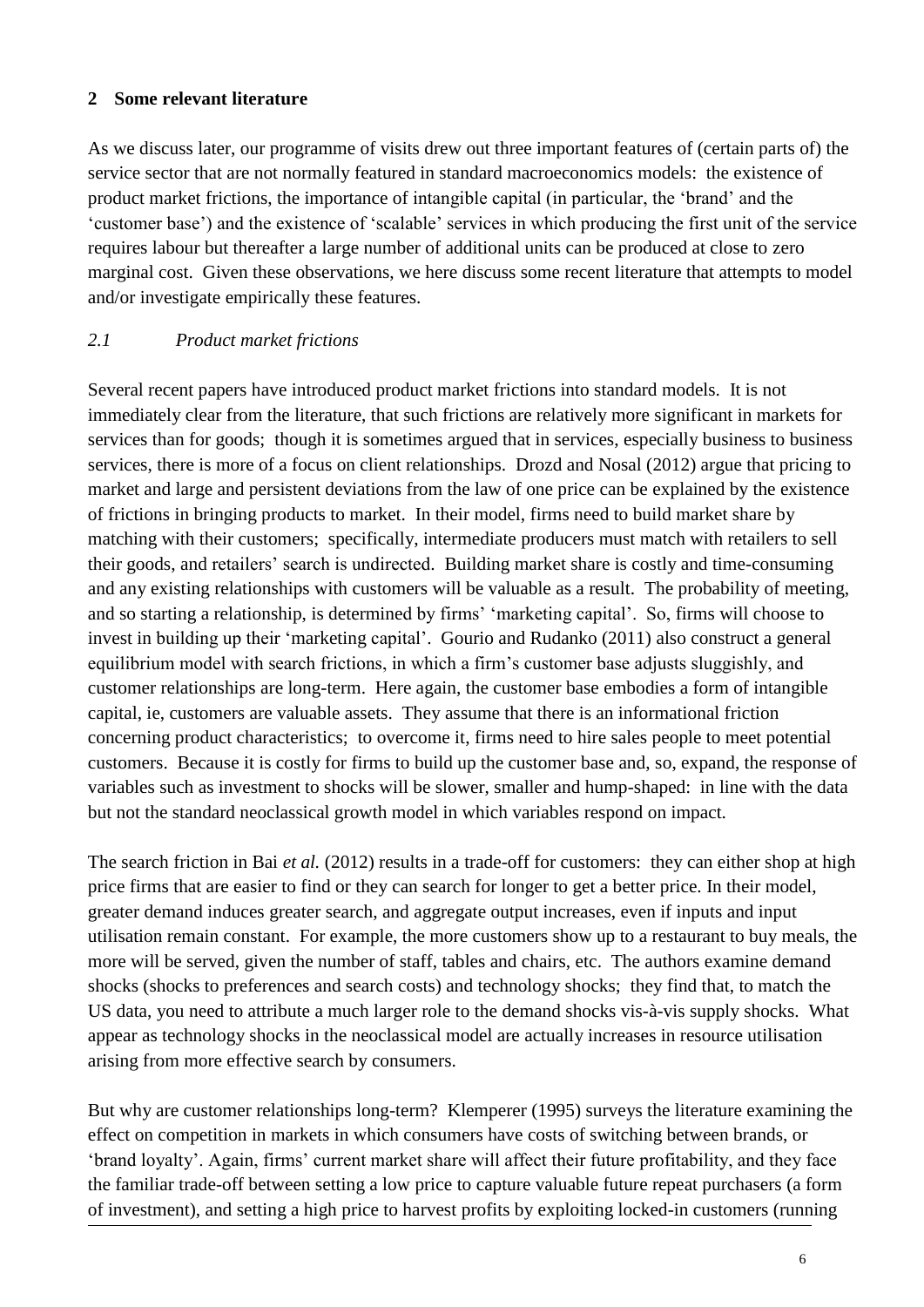## 2 Some relevant literature

As we discuss later, our programme of visits drew out three important features of (certain parts of) the service sector that are not normally featured in standard macroeconomics models: the existence of product market frictions, the importance of intangible capital (in particular, the 'brand' and the 'customer base') and the existence of 'scalable' services in which producing the first unit of the service requires labour but thereafter a large number of additional units can be produced at close to zero marginal cost. Given these observations, we here discuss some recent literature that attempts to model and/or investigate empirically these features.

### *2.1 Product market frictions*

Several recent papers have introduced product market frictions into standard models. It is not immediately clear from the literature, that such frictions are relatively more significant in markets for services than for goods; though it is sometimes argued that in services, especially business to business services, there is more of a focus on client relationships. Drozd and Nosal (2012) argue that pricing to market and large and persistent deviations from the law of one price can be explained by the existence of frictions in bringing products to market. In their model, firms need to build market share by matching with their customers; specifically, intermediate producers must match with retailers to sell their goods, and retailers' search is undirected. Building market share is costly and time-consuming and any existing relationships with customers will be valuable as a result. The probability of meeting, and so starting a relationship, is determined by firms' 'marketing capital'. So, firms will choose to invest in building up their 'marketing capital'. Gourio and Rudanko (2011) also construct a general equilibrium model with search frictions, in which a firm's customer base adjusts sluggishly, and customer relationships are long-term. Here again, the customer base embodies a form of intangible capital, ie, customers are valuable assets. They assume that there is an informational friction concerning product characteristics; to overcome it, firms need to hire sales people to meet potential customers. Because it is costly for firms to build up the customer base and, so, expand, the response of variables such as investment to shocks will be slower, smaller and hump-shaped: in line with the data but not the standard neoclassical growth model in which variables respond on impact.

The search friction in Bai *et al.* (2012) results in a trade-off for customers: they can either shop at high price firms that are easier to find or they can search for longer to get a better price. In their model, greater demand induces greater search, and aggregate output increases, even if inputs and input utilisation remain constant. For example, the more customers show up to a restaurant to buy meals, the more will be served, given the number of staff, tables and chairs, etc. The authors examine demand shocks (shocks to preferences and search costs) and technology shocks; they find that, to match the US data, you need to attribute a much larger role to the demand shocks vis-à-vis supply shocks. What appear as technology shocks in the neoclassical model are actually increases in resource utilisation arising from more effective search by consumers.

But why are customer relationships long-term? Klemperer (1995) surveys the literature examining the effect on competition in markets in which consumers have costs of switching between brands, or 'brand loyalty'. Again, firms' current market share will affect their future profitability, and they face the familiar trade-off between setting a low price to capture valuable future repeat purchasers (a form of investment), and setting a high price to harvest profits by exploiting locked-in customers (running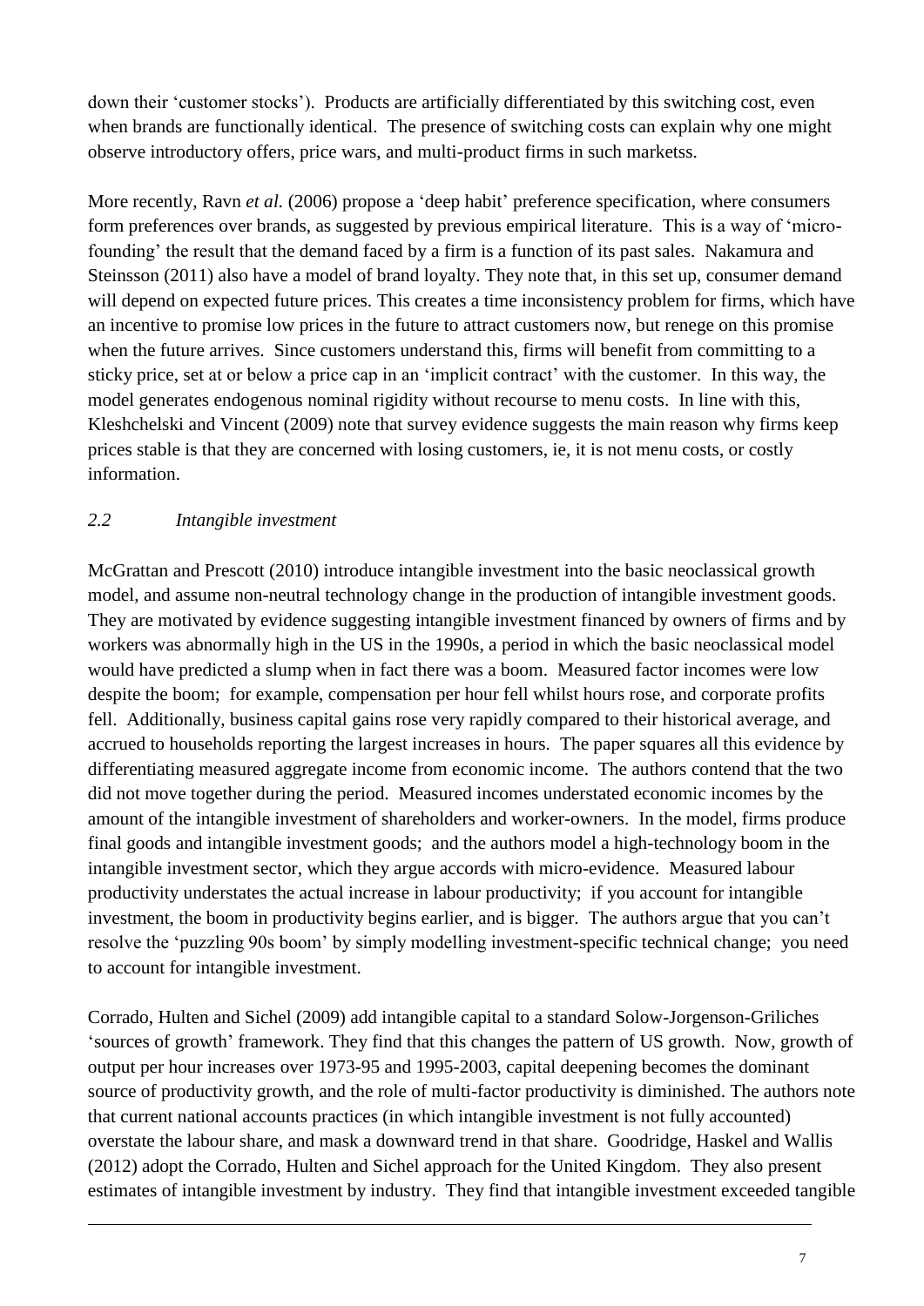down their 'customer stocks'). Products are artificially differentiated by this switching cost, even when brands are functionally identical. The presence of switching costs can explain why one might observe introductory offers, price wars, and multi-product firms in such marketss.

More recently, Ravn *et al.* (2006) propose a 'deep habit' preference specification, where consumers form preferences over brands, as suggested by previous empirical literature. This is a way of 'micro-founding' the result that the demand faced by a firm is a function of its past sales. Nakamura and Steinsson (2011) also have a model of brand loyalty. They note that, in this set up, consumer demand will depend on expected future prices. This creates a time inconsistency problem for firms, which have an incentive to promise low prices in the future to attract customers now, but renege on this promise when the future arrives. Since customers understand this, firms will benefit from committing to a sticky price, set at or below a price cap in an 'implicit contract' with the customer. In this way, the model generates endogenous nominal rigidity without recourse to menu costs. In line with this, Kleshchelski and Vincent (2009) note that survey evidence suggests the main reason why firms keep prices stable is that they are concerned with losing customers, ie, it is not menu costs, or costly information.

### *2.2 Intangible investment*

McGrattan and Prescott (2010) introduce intangible investment into the basic neoclassical growth model, and assume non-neutral technology change in the production of intangible investment goods. They are motivated by evidence suggesting intangible investment financed by owners of firms and by workers was abnormally high in the US in the 1990s, a period in which the basic neoclassical model would have predicted a slump when in fact there was a boom. Measured factor incomes were low despite the boom; for example, compensation per hour fell whilst hours rose, and corporate profits fell. Additionally, business capital gains rose very rapidly compared to their historical average, and accrued to households reporting the largest increases in hours. The paper squares all this evidence by differentiating measured aggregate income from economic income. The authors contend that the two did not move together during the period. Measured incomes understated economic incomes by the amount of the intangible investment of shareholders and worker-owners. In the model, firms produce final goods and intangible investment goods; and the authors model a high-technology boom in the intangible investment sector, which they argue accords with micro-evidence. Measured labour productivity understates the actual increase in labour productivity; if you account for intangible investment, the boom in productivity begins earlier, and is bigger. The authors argue that you can't resolve the 'puzzling 90s boom' by simply modelling investment-specific technical change; you need to account for intangible investment.

Corrado, Hulten and Sichel (2009) add intangible capital to a standard Solow-Jorgenson-Griliches 'sources of growth' framework. They find that this changes the pattern of US growth. Now, growth of output per hour increases over 1973-95 and 1995-2003, capital deepening becomes the dominant source of productivity growth, and the role of multi-factor productivity is diminished. The authors note that current national accounts practices (in which intangible investment is not fully accounted) overstate the labour share, and mask a downward trend in that share. Goodridge, Haskel and Wallis (2012) adopt the Corrado, Hulten and Sichel approach for the United Kingdom. They also present estimates of intangible investment by industry. They find that intangible investment exceeded tangible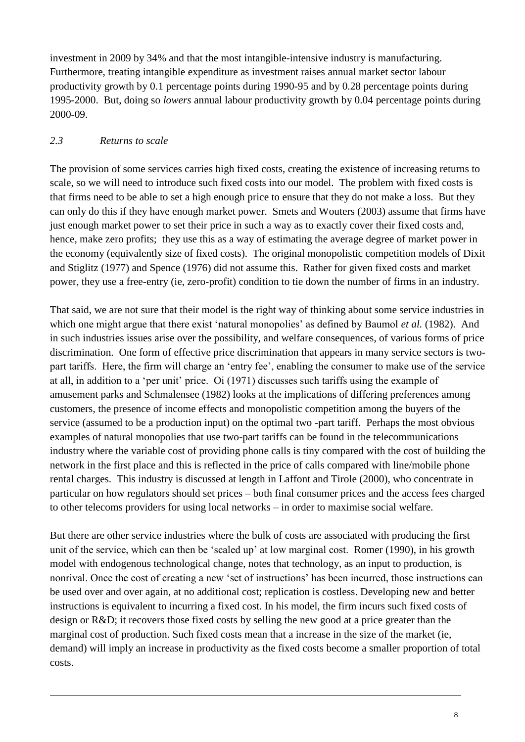investment in 2009 by 34% and that the most intangible-intensive industry is manufacturing. Furthermore, treating intangible expenditure as investment raises annual market sector labour productivity growth by 0.1 percentage points during 1990-95 and by 0.28 percentage points during 1995-2000. But, doing so *lowers* annual labour productivity growth by 0.04 percentage points during 2000-09.

### *2.3 Returns to scale*

The provision of some services carries high fixed costs, creating the existence of increasing returns to scale, so we will need to introduce such fixed costs into our model. The problem with fixed costs is that firms need to be able to set a high enough price to ensure that they do not make a loss. But they can only do this if they have enough market power. Smets and Wouters (2003) assume that firms have just enough market power to set their price in such a way as to exactly cover their fixed costs and, hence, make zero profits; they use this as a way of estimating the average degree of market power in the economy (equivalently size of fixed costs). The original monopolistic competition models of Dixit and Stiglitz (1977) and Spence (1976) did not assume this. Rather for given fixed costs and market power, they use a free-entry (ie, zero-profit) condition to tie down the number of firms in an industry.

That said, we are not sure that their model is the right way of thinking about some service industries in which one might argue that there exist 'natural monopolies' as defined by Baumol *et al.* (1982). And in such industries issues arise over the possibility, and welfare consequences, of various forms of price discrimination. One form of effective price discrimination that appears in many service sectors is two-part tariffs. Here, the firm will charge an 'entry fee', enabling the consumer to make use of the service at all, in addition to a 'per unit' price. Oi (1971) discusses such tariffs using the example of amusement parks and Schmalensee (1982) looks at the implications of differing preferences among customers, the presence of income effects and monopolistic competition among the buyers of the service (assumed to be a production input) on the optimal two -part tariff. Perhaps the most obvious examples of natural monopolies that use two-part tariffs can be found in the telecommunications industry where the variable cost of providing phone calls is tiny compared with the cost of building the network in the first place and this is reflected in the price of calls compared with line/mobile phone rental charges. This industry is discussed at length in Laffont and Tirole (2000), who concentrate in particular on how regulators should set prices – both final consumer prices and the access fees charged to other telecoms providers for using local networks – in order to maximise social welfare.

But there are other service industries where the bulk of costs are associated with producing the first unit of the service, which can then be 'scaled up' at low marginal cost. Romer (1990), in his growth model with endogenous technological change, notes that technology, as an input to production, is nonrival. Once the cost of creating a new 'set of instructions' has been incurred, those instructions can be used over and over again, at no additional cost; replication is costless. Developing new and better instructions is equivalent to incurring a fixed cost. In his model, the firm incurs such fixed costs of design or R&D; it recovers those fixed costs by selling the new good at a price greater than the marginal cost of production. Such fixed costs mean that a increase in the size of the market (ie, demand) will imply an increase in productivity as the fixed costs become a smaller proportion of total costs.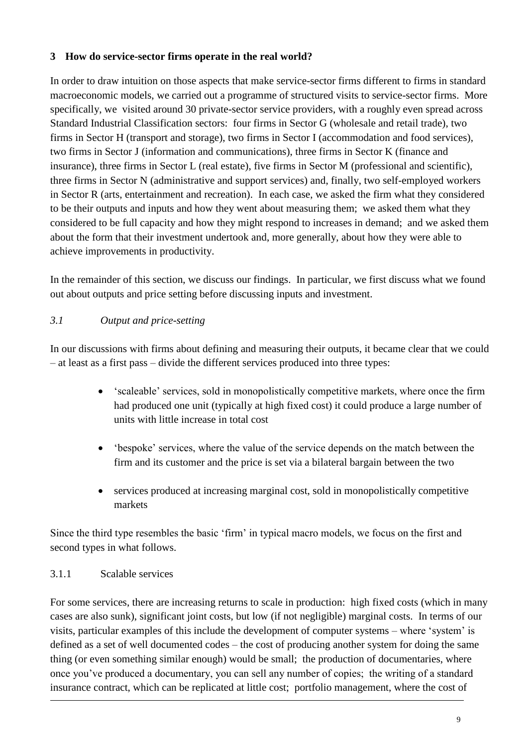## 3 How do service-sector firms operate in the real world?

In order to draw intuition on those aspects that make service-sector firms different to firms in standard macroeconomic models, we carried out a programme of structured visits to service-sector firms. More specifically, we visited around 30 private-sector service providers, with a roughly even spread across Standard Industrial Classification sectors: four firms in Sector G (wholesale and retail trade), two firms in Sector H (transport and storage), two firms in Sector I (accommodation and food services), two firms in Sector J (information and communications), three firms in Sector K (finance and insurance), three firms in Sector L (real estate), five firms in Sector M (professional and scientific), three firms in Sector N (administrative and support services) and, finally, two self-employed workers in Sector R (arts, entertainment and recreation). In each case, we asked the firm what they considered to be their outputs and inputs and how they went about measuring them; we asked them what they considered to be full capacity and how they might respond to increases in demand; and we asked them about the form that their investment undertook and, more generally, about how they were able to achieve improvements in productivity.

In the remainder of this section, we discuss our findings. In particular, we first discuss what we found out about outputs and price setting before discussing inputs and investment.

### *3.1 Output and price-setting*

In our discussions with firms about defining and measuring their outputs, it became clear that we could – at least as a first pass – divide the different services produced into three types:

- 'scaleable' services, sold in monopolistically competitive markets, where once the firm had produced one unit (typically at high fixed cost) it could produce a large number of units with little increase in total cost
- 'bespoke' services, where the value of the service depends on the match between the firm and its customer and the price is set via a bilateral bargain between the two
- services produced at increasing marginal cost, sold in monopolistically competitive markets

Since the third type resembles the basic 'firm' in typical macro models, we focus on the first and second types in what follows.

#### 3.1.1 Scalable services

For some services, there are increasing returns to scale in production: high fixed costs (which in many cases are also sunk), significant joint costs, but low (if not negligible) marginal costs. In terms of our visits, particular examples of this include the development of computer systems – where 'system' is defined as a set of well documented codes – the cost of producing another system for doing the same thing (or even something similar enough) would be small; the production of documentaries, where once you've produced a documentary, you can sell any number of copies; the writing of a standard insurance contract, which can be replicated at little cost; portfolio management, where the cost of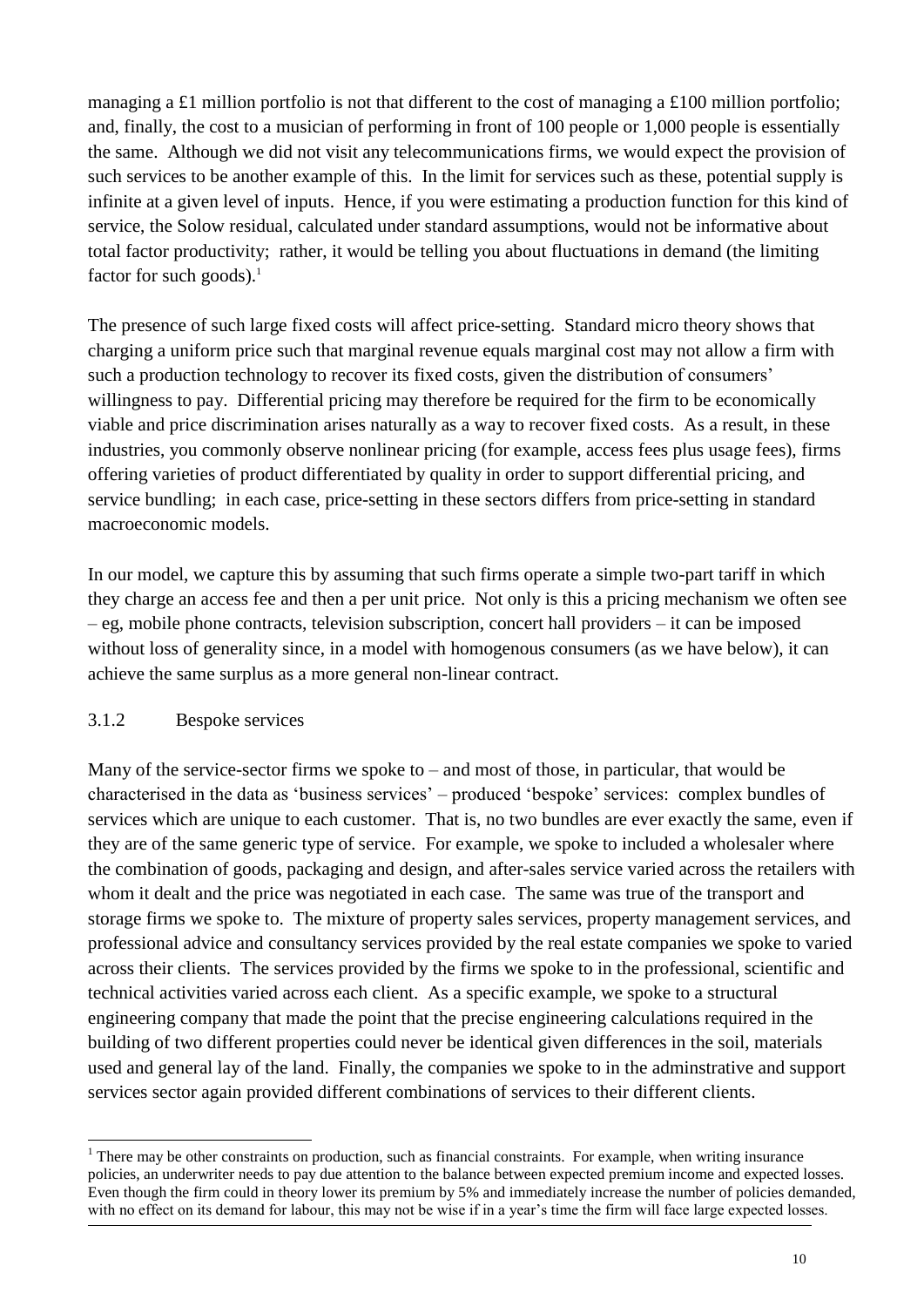managing a £1 million portfolio is not that different to the cost of managing a £100 million portfolio; and, finally, the cost to a musician of performing in front of 100 people or 1,000 people is essentially the same. Although we did not visit any telecommunications firms, we would expect the provision of such services to be another example of this. In the limit for services such as these, potential supply is infinite at a given level of inputs. Hence, if you were estimating a production function for this kind of service, the Solow residual, calculated under standard assumptions, would not be informative about total factor productivity; rather, it would be telling you about fluctuations in demand (the limiting factor for such goods).[1]

The presence of such large fixed costs will affect price-setting. Standard micro theory shows that charging a uniform price such that marginal revenue equals marginal cost may not allow a firm with such a production technology to recover its fixed costs, given the distribution of consumers' willingness to pay. Differential pricing may therefore be required for the firm to be economically viable and price discrimination arises naturally as a way to recover fixed costs. As a result, in these industries, you commonly observe nonlinear pricing (for example, access fees plus usage fees), firms offering varieties of product differentiated by quality in order to support differential pricing, and service bundling; in each case, price-setting in these sectors differs from price-setting in standard macroeconomic models.

In our model, we capture this by assuming that such firms operate a simple two-part tariff in which they charge an access fee and then a per unit price. Not only is this a pricing mechanism we often see – eg, mobile phone contracts, television subscription, concert hall providers – it can be imposed without loss of generality since, in a model with homogenous consumers (as we have below), it can achieve the same surplus as a more general non-linear contract.

### 3.1.2 Bespoke services

Many of the service-sector firms we spoke to – and most of those, in particular, that would be characterised in the data as 'business services' – produced 'bespoke' services: complex bundles of services which are unique to each customer. That is, no two bundles are ever exactly the same, even if they are of the same generic type of service. For example, we spoke to included a wholesaler where the combination of goods, packaging and design, and after-sales service varied across the retailers with whom it dealt and the price was negotiated in each case. The same was true of the transport and storage firms we spoke to. The mixture of property sales services, property management services, and professional advice and consultancy services provided by the real estate companies we spoke to varied across their clients. The services provided by the firms we spoke to in the professional, scientific and technical activities varied across each client. As a specific example, we spoke to a structural engineering company that made the point that the precise engineering calculations required in the building of two different properties could never be identical given differences in the soil, materials used and general lay of the land. Finally, the companies we spoke to in the adminstrative and support services sector again provided different combinations of services to their different clients.

[1] There may be other constraints on production, such as financial constraints. For example, when writing insurance policies, an underwriter needs to pay due attention to the balance between expected premium income and expected losses. Even though the firm could in theory lower its premium by 5% and immediately increase the number of policies demanded, with no effect on its demand for labour, this may not be wise if in a year's time the firm will face large expected losses.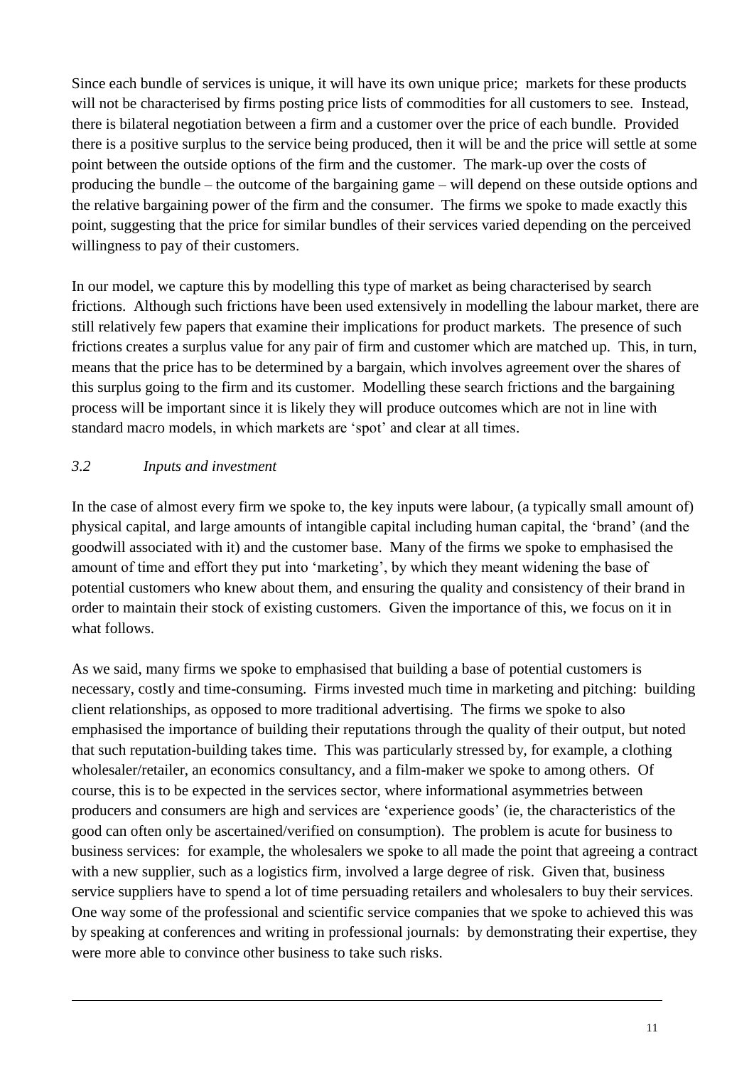Since each bundle of services is unique, it will have its own unique price; markets for these products will not be characterised by firms posting price lists of commodities for all customers to see. Instead, there is bilateral negotiation between a firm and a customer over the price of each bundle. Provided there is a positive surplus to the service being produced, then it will be and the price will settle at some point between the outside options of the firm and the customer. The mark-up over the costs of producing the bundle – the outcome of the bargaining game – will depend on these outside options and the relative bargaining power of the firm and the consumer. The firms we spoke to made exactly this point, suggesting that the price for similar bundles of their services varied depending on the perceived willingness to pay of their customers.

In our model, we capture this by modelling this type of market as being characterised by search frictions. Although such frictions have been used extensively in modelling the labour market, there are still relatively few papers that examine their implications for product markets. The presence of such frictions creates a surplus value for any pair of firm and customer which are matched up. This, in turn, means that the price has to be determined by a bargain, which involves agreement over the shares of this surplus going to the firm and its customer. Modelling these search frictions and the bargaining process will be important since it is likely they will produce outcomes which are not in line with standard macro models, in which markets are 'spot' and clear at all times.

### *3.2 Inputs and investment*

In the case of almost every firm we spoke to, the key inputs were labour, (a typically small amount of) physical capital, and large amounts of intangible capital including human capital, the 'brand' (and the goodwill associated with it) and the customer base. Many of the firms we spoke to emphasised the amount of time and effort they put into 'marketing', by which they meant widening the base of potential customers who knew about them, and ensuring the quality and consistency of their brand in order to maintain their stock of existing customers. Given the importance of this, we focus on it in what follows.

As we said, many firms we spoke to emphasised that building a base of potential customers is necessary, costly and time-consuming. Firms invested much time in marketing and pitching: building client relationships, as opposed to more traditional advertising. The firms we spoke to also emphasised the importance of building their reputations through the quality of their output, but noted that such reputation-building takes time. This was particularly stressed by, for example, a clothing wholesaler/retailer, an economics consultancy, and a film-maker we spoke to among others. Of course, this is to be expected in the services sector, where informational asymmetries between producers and consumers are high and services are 'experience goods' (ie, the characteristics of the good can often only be ascertained/verified on consumption). The problem is acute for business to business services: for example, the wholesalers we spoke to all made the point that agreeing a contract with a new supplier, such as a logistics firm, involved a large degree of risk. Given that, business service suppliers have to spend a lot of time persuading retailers and wholesalers to buy their services. One way some of the professional and scientific service companies that we spoke to achieved this was by speaking at conferences and writing in professional journals: by demonstrating their expertise, they were more able to convince other business to take such risks.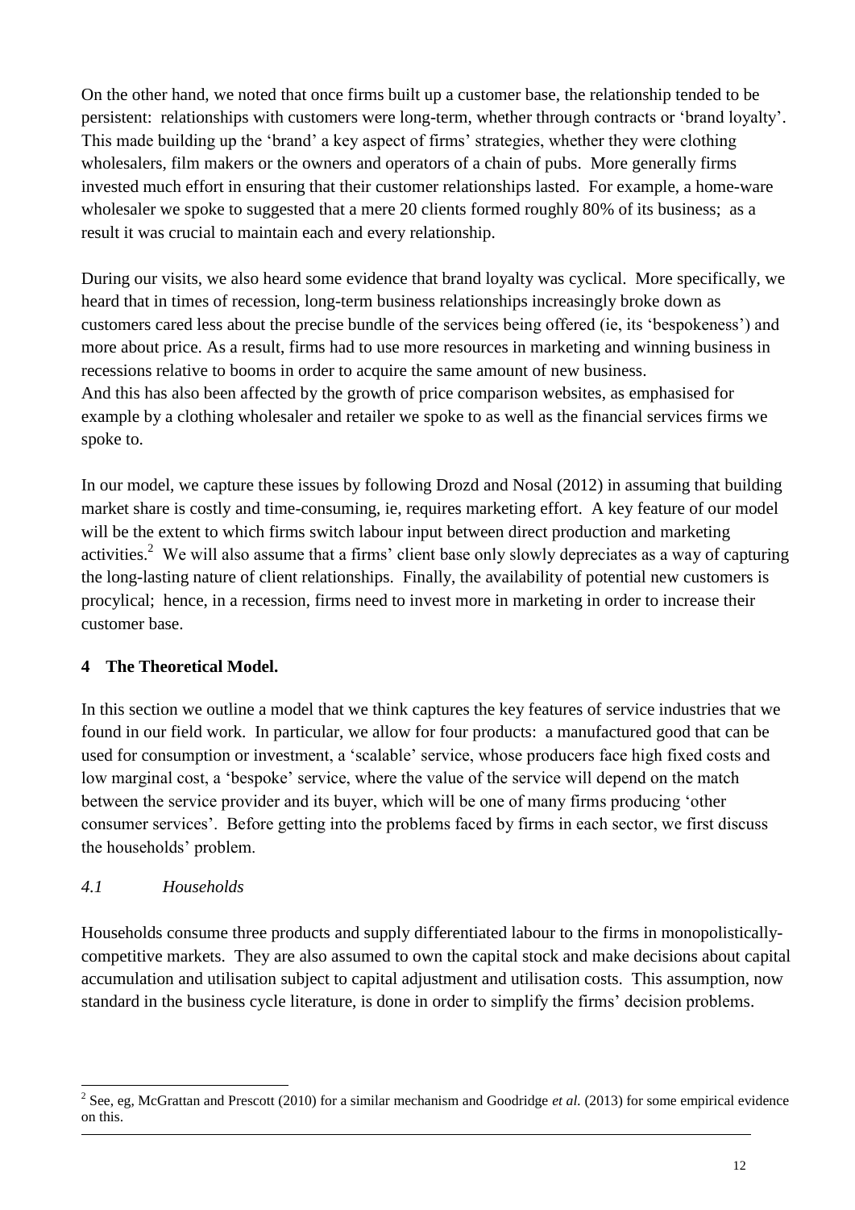On the other hand, we noted that once firms built up a customer base, the relationship tended to be persistent: relationships with customers were long-term, whether through contracts or 'brand loyalty'. This made building up the 'brand' a key aspect of firms' strategies, whether they were clothing wholesalers, film makers or the owners and operators of a chain of pubs. More generally firms invested much effort in ensuring that their customer relationships lasted. For example, a home-ware wholesaler we spoke to suggested that a mere 20 clients formed roughly 80% of its business; as a result it was crucial to maintain each and every relationship.

During our visits, we also heard some evidence that brand loyalty was cyclical. More specifically, we heard that in times of recession, long-term business relationships increasingly broke down as customers cared less about the precise bundle of the services being offered (ie, its 'bespokeness') and more about price. As a result, firms had to use more resources in marketing and winning business in recessions relative to booms in order to acquire the same amount of new business.
And this has also been affected by the growth of price comparison websites, as emphasised for example by a clothing wholesaler and retailer we spoke to as well as the financial services firms we spoke to.

In our model, we capture these issues by following Drozd and Nosal (2012) in assuming that building market share is costly and time-consuming, ie, requires marketing effort. A key feature of our model will be the extent to which firms switch labour input between direct production and marketing activities.[2] We will also assume that a firms' client base only slowly depreciates as a way of capturing the long-lasting nature of client relationships. Finally, the availability of potential new customers is procylical; hence, in a recession, firms need to invest more in marketing in order to increase their customer base.

## 4 The Theoretical Model.

In this section we outline a model that we think captures the key features of service industries that we found in our field work. In particular, we allow for four products: a manufactured good that can be used for consumption or investment, a 'scalable' service, whose producers face high fixed costs and low marginal cost, a 'bespoke' service, where the value of the service will depend on the match between the service provider and its buyer, which will be one of many firms producing 'other consumer services'. Before getting into the problems faced by firms in each sector, we first discuss the households' problem.

### *4.1 Households*

Households consume three products and supply differentiated labour to the firms in monopolistically-competitive markets. They are also assumed to own the capital stock and make decisions about capital accumulation and utilisation subject to capital adjustment and utilisation costs. This assumption, now standard in the business cycle literature, is done in order to simplify the firms' decision problems.

---

[2] See, eg, McGrattan and Prescott (2010) for a similar mechanism and Goodridge *et al.* (2013) for some empirical evidence on this.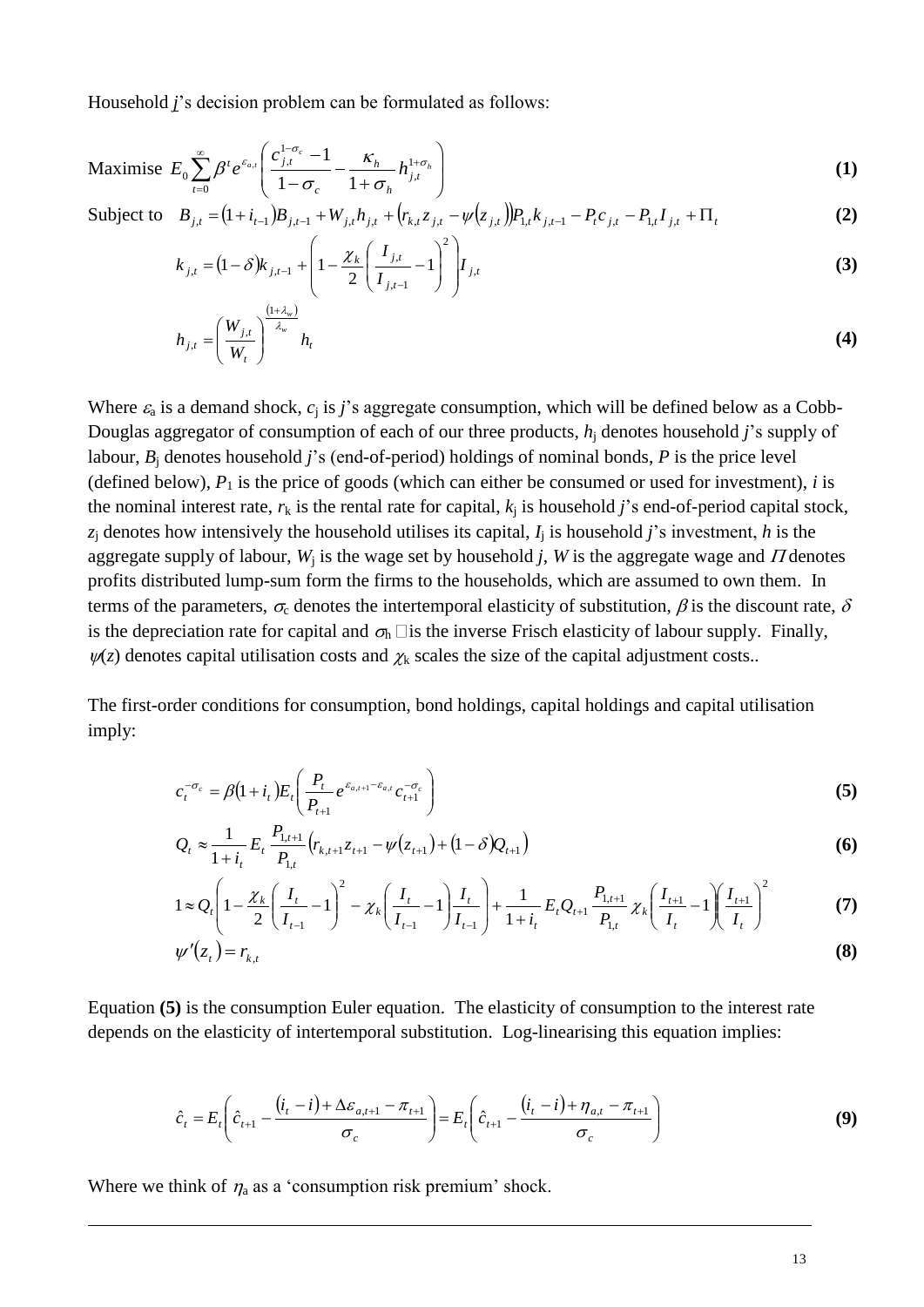Household $j$'s decision problem can be formulated as follows:

$$\text{Maximise } E_0 \sum_{t=0}^{\infty} \beta^t e^{\varepsilon_{a,t}} \left( \frac{c_{j,t}^{1-\sigma_c} - 1}{1-\sigma_c} - \frac{\kappa_h}{1+\sigma_h} h_{j,t}^{1+\sigma_h} \right) \tag{1}$$

$$\text{Subject to } \quad B_{j,t} = (1+i_{t-1})B_{j,t-1} + W_{j,t}h_{j,t} + \left(r_{k,t}z_{j,t} - \psi(z_{j,t})\right)P_{1,t}k_{j,t-1} - P_t c_{j,t} - P_{1,t}I_{j,t} + \Pi_t \tag{2}$$

$$k_{j,t} = (1-\delta)k_{j,t-1} + \left(1 - \frac{\chi_k}{2}\left(\frac{I_{j,t}}{I_{j,t-1}} - 1\right)^2\right) I_{j,t} \tag{3}$$

$$h_{j,t} = \left(\frac{W_{j,t}}{W_t}\right)^{\frac{(1+\lambda_w)}{\lambda_w}} h_t \tag{4}$$

Where $\varepsilon_a$ is a demand shock, $c_j$ is $j$'s aggregate consumption, which will be defined below as a Cobb-Douglas aggregator of consumption of each of our three products, $h_j$ denotes household $j$'s supply of labour, $B_j$ denotes household $j$'s (end-of-period) holdings of nominal bonds, $P$ is the price level (defined below), $P_1$ is the price of goods (which can either be consumed or used for investment), $i$ is the nominal interest rate, $r_k$ is the rental rate for capital, $k_j$ is household $j$'s end-of-period capital stock, $z_j$ denotes how intensively the household utilises its capital, $I_j$ is household $j$'s investment, $h$ is the aggregate supply of labour, $W_j$ is the wage set by household $j$, $W$ is the aggregate wage and $\Pi$ denotes profits distributed lump-sum form the firms to the households, which are assumed to own them. In terms of the parameters, $\sigma_c$ denotes the intertemporal elasticity of substitution, $\beta$ is the discount rate, $\delta$ is the depreciation rate for capital and $\sigma_h$ is the inverse Frisch elasticity of labour supply. Finally, $\psi(z)$ denotes capital utilisation costs and $\chi_k$ scales the size of the capital adjustment costs..

The first-order conditions for consumption, bond holdings, capital holdings and capital utilisation imply:

$$c_t^{-\sigma_c} = \beta(1+i_t)E_t\left(\frac{P_t}{P_{t+1}} e^{\varepsilon_{a,t+1}-\varepsilon_{a,t}} c_{t+1}^{-\sigma_c}\right) \tag{5}$$

$$Q_t \approx \frac{1}{1+i_t} E_t \frac{P_{1,t+1}}{P_{1,t}}\left(r_{k,t+1}z_{t+1} - \psi(z_{t+1}) + (1-\delta)Q_{t+1}\right) \tag{6}$$

$$1 \approx Q_t\left(1 - \frac{\chi_k}{2}\left(\frac{I_t}{I_{t-1}} - 1\right)^2 - \chi_k\left(\frac{I_t}{I_{t-1}} - 1\right)\frac{I_t}{I_{t-1}}\right) + \frac{1}{1+i_t} E_t Q_{t+1} \frac{P_{1,t+1}}{P_{1,t}} \chi_k \left(\frac{I_{t+1}}{I_t} - 1\right)\left(\frac{I_{t+1}}{I_t}\right)^2 \tag{7}$$

$$\psi'(z_t) = r_{k,t} \tag{8}$$

Equation **(5)** is the consumption Euler equation. The elasticity of consumption to the interest rate depends on the elasticity of intertemporal substitution. Log-linearising this equation implies:

$$\hat{c}_t = E_t\left(\hat{c}_{t+1} - \frac{(i_t - i) + \Delta\varepsilon_{a,t+1} - \pi_{t+1}}{\sigma_c}\right) = E_t\left(\hat{c}_{t+1} - \frac{(i_t - i) + \eta_{a,t} - \pi_{t+1}}{\sigma_c}\right) \tag{9}$$

Where we think of $\eta_a$ as a 'consumption risk premium' shock.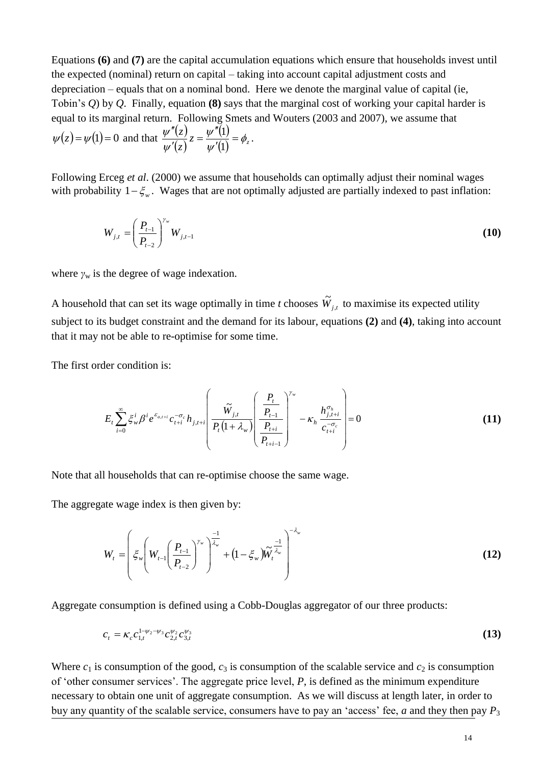Equations **(6)** and **(7)** are the capital accumulation equations which ensure that households invest until the expected (nominal) return on capital – taking into account capital adjustment costs and depreciation – equals that on a nominal bond. Here we denote the marginal value of capital (ie, Tobin's $Q$) by $Q$. Finally, equation **(8)** says that the marginal cost of working your capital harder is equal to its marginal return. Following Smets and Wouters (2003 and 2007), we assume that $\psi(z) = \psi(1) = 0$ and that $\frac{\psi''(z)}{\psi'(z)} z = \frac{\psi''(1)}{\psi'(1)} = \phi_z$.

Following Erceg *et al*. (2000) we assume that households can optimally adjust their nominal wages with probability $1-\xi_w$. Wages that are not optimally adjusted are partially indexed to past inflation:

$$W_{j,t} = \left(\frac{P_{t-1}}{P_{t-2}}\right)^{\gamma_w} W_{j,t-1} \tag{10}$$

where $\gamma_w$ is the degree of wage indexation.

A household that can set its wage optimally in time $t$ chooses $\tilde{W}_{j,t}$ to maximise its expected utility subject to its budget constraint and the demand for its labour, equations **(2)** and **(4)**, taking into account that it may not be able to re-optimise for some time.

The first order condition is:

$$E_t \sum_{i=0}^{\infty} \xi_w^i \beta^i e^{\varepsilon_{a,t+i}} c_{t+i}^{-\sigma_c} h_{j,t+i} \left( \frac{\tilde{W}_{j,t}}{P_t(1+\lambda_w)} \left( \frac{\frac{P_t}{P_{t-1}}}{\frac{P_{t+i}}{P_{t+i-1}}} \right)^{\gamma_w} - \kappa_h \frac{h_{j,t+i}^{\sigma_h}}{c_{t+i}^{-\sigma_c}} \right) = 0 \tag{11}$$

Note that all households that can re-optimise choose the same wage.

The aggregate wage index is then given by:

$$W_t = \left( \xi_w \left( W_{t-1} \left( \frac{P_{t-1}}{P_{t-2}} \right)^{\gamma_w} \right)^{\frac{-1}{\lambda_w}} + (1-\xi_w) \tilde{W}_t^{\frac{-1}{\lambda_w}} \right)^{-\lambda_w} \tag{12}$$

Aggregate consumption is defined using a Cobb-Douglas aggregator of our three products:

$$c_t = \kappa_c c_{1,t}^{1-\psi_2-\psi_3} c_{2,t}^{\psi_2} c_{3,t}^{\psi_3} \tag{13}$$

Where $c_1$ is consumption of the good, $c_3$ is consumption of the scalable service and $c_2$ is consumption of 'other consumer services'. The aggregate price level, $P$, is defined as the minimum expenditure necessary to obtain one unit of aggregate consumption. As we will discuss at length later, in order to buy any quantity of the scalable service, consumers have to pay an 'access' fee, $a$ and they then pay $P_3$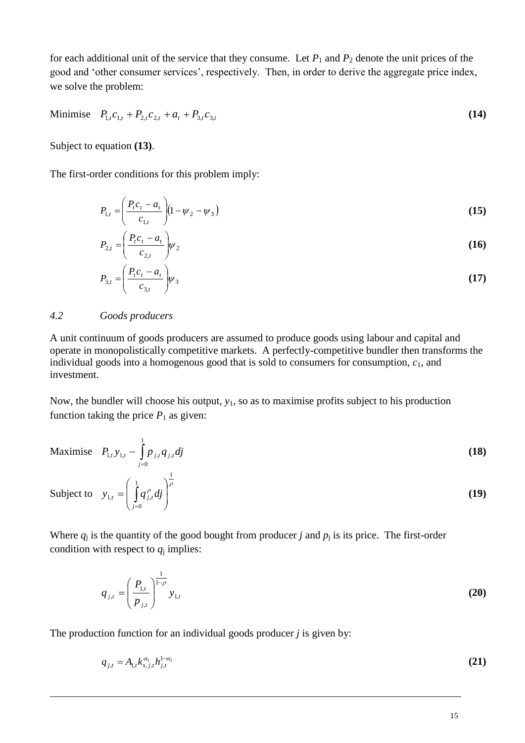for each additional unit of the service that they consume. Let $P_1$ and $P_2$ denote the unit prices of the good and 'other consumer services', respectively. Then, in order to derive the aggregate price index, we solve the problem:

$$\text{Minimise} \quad P_{1,t}c_{1,t} + P_{2,t}c_{2,t} + a_t + P_{3,t}c_{3,t} \tag{14}$$

Subject to equation **(13)**.

The first-order conditions for this problem imply:

$$P_{1,t} = \left(\frac{P_t c_t - a_t}{c_{1,t}}\right)(1 - \psi_2 - \psi_3) \tag{15}$$

$$P_{2,t} = \left(\frac{P_t c_t - a_t}{c_{2,t}}\right)\psi_2 \tag{16}$$

$$P_{3,t} = \left(\frac{P_t c_t - a_t}{c_{3,t}}\right)\psi_3 \tag{17}$$

### *4.2 Goods producers*

A unit continuum of goods producers are assumed to produce goods using labour and capital and operate in monopolistically competitive markets. A perfectly-competitive bundler then transforms the individual goods into a homogenous good that is sold to consumers for consumption, $c_1$, and investment.

Now, the bundler will choose his output, $y_1$, so as to maximise profits subject to his production function taking the price $P_1$ as given:

$$\text{Maximise} \quad P_{1,t}y_{1,t} - \int_{j=0}^{1} p_{j,t}q_{j,t}\,dj \tag{18}$$

$$\text{Subject to} \quad y_{1,t} = \left(\int_{j=0}^{1} q_{j,t}^{\rho}\,dj\right)^{\frac{1}{\rho}} \tag{19}$$

Where $q_j$ is the quantity of the good bought from producer $j$ and $p_j$ is its price. The first-order condition with respect to $q_j$ implies:

$$q_{j,t} = \left(\frac{P_{1,t}}{p_{j,t}}\right)^{\frac{1}{1-\rho}} y_{1,t} \tag{20}$$

The production function for an individual goods producer $j$ is given by:

$$q_{j,t} = A_{1,t}k_{s,j,t}^{\alpha_1}h_{j,t}^{1-\alpha_1} \tag{21}$$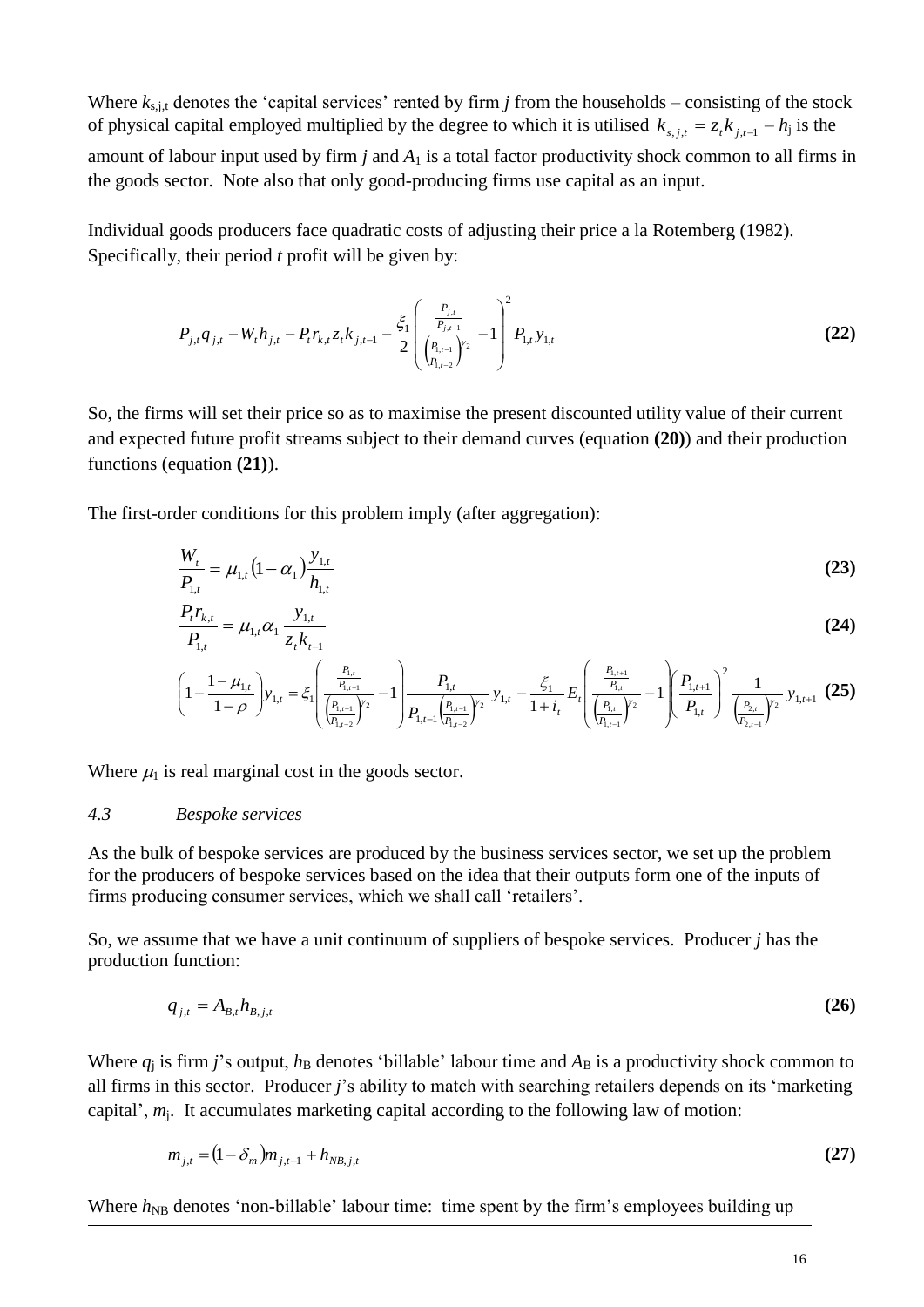Where $k_{s,j,t}$ denotes the 'capital services' rented by firm $j$ from the households – consisting of the stock of physical capital employed multiplied by the degree to which it is utilised $k_{s,j,t} = z_t k_{j,t-1}$ – $h_j$ is the amount of labour input used by firm $j$ and $A_1$ is a total factor productivity shock common to all firms in the goods sector. Note also that only good-producing firms use capital as an input.

Individual goods producers face quadratic costs of adjusting their price a la Rotemberg (1982). Specifically, their period $t$ profit will be given by:

$$P_{j,t} q_{j,t} - W_t h_{j,t} - P_t r_{k,t} z_t k_{j,t-1} - \frac{\xi_1}{2} \left( \frac{\frac{P_{j,t}}{P_{j,t-1}}}{\left(\frac{P_{1,t-1}}{P_{1,t-2}}\right)^{\gamma_2}} - 1 \right)^2 P_{1,t} y_{1,t} \tag{22}$$

So, the firms will set their price so as to maximise the present discounted utility value of their current and expected future profit streams subject to their demand curves (equation **(20)**) and their production functions (equation **(21)**).

The first-order conditions for this problem imply (after aggregation):

$$\frac{W_t}{P_{1,t}} = \mu_{1,t} (1 - \alpha_1) \frac{y_{1,t}}{h_{1,t}} \tag{23}$$

$$\frac{P_t r_{k,t}}{P_{1,t}} = \mu_{1,t} \alpha_1 \frac{y_{1,t}}{z_t k_{t-1}} \tag{24}$$

$$\left(1 - \frac{1 - \mu_{1,t}}{1 - \rho}\right) y_{1,t} = \xi_1 \left( \frac{\frac{P_{1,t}}{P_{1,t-1}}}{\left(\frac{P_{1,t-1}}{P_{1,t-2}}\right)^{\gamma_2}} - 1 \right) \frac{P_{1,t}}{P_{1,t-1} \left(\frac{P_{1,t-1}}{P_{1,t-2}}\right)^{\gamma_2}} y_{1,t} - \frac{\xi_1}{1 + i_t} E_t \left( \frac{\frac{P_{1,t+1}}{P_{1,t}}}{\left(\frac{P_{1,t}}{P_{1,t-1}}\right)^{\gamma_2}} - 1 \right) \left( \frac{P_{1,t+1}}{P_{1,t}} \right)^2 \frac{1}{\left(\frac{P_{2,t}}{P_{2,t-1}}\right)^{\gamma_2}} y_{1,t+1} \tag{25}$$

Where $\mu_1$ is real marginal cost in the goods sector.

### *4.3 Bespoke services*

As the bulk of bespoke services are produced by the business services sector, we set up the problem for the producers of bespoke services based on the idea that their outputs form one of the inputs of firms producing consumer services, which we shall call 'retailers'.

So, we assume that we have a unit continuum of suppliers of bespoke services. Producer $j$ has the production function:

$$q_{j,t} = A_{B,t} h_{B,j,t} \tag{26}$$

Where $q_j$ is firm $j$'s output, $h_B$ denotes 'billable' labour time and $A_B$ is a productivity shock common to all firms in this sector. Producer $j$'s ability to match with searching retailers depends on its 'marketing capital', $m_j$. It accumulates marketing capital according to the following law of motion:

$$m_{j,t} = (1 - \delta_m) m_{j,t-1} + h_{NB,j,t} \tag{27}$$

Where $h_{NB}$ denotes 'non-billable' labour time: time spent by the firm's employees building up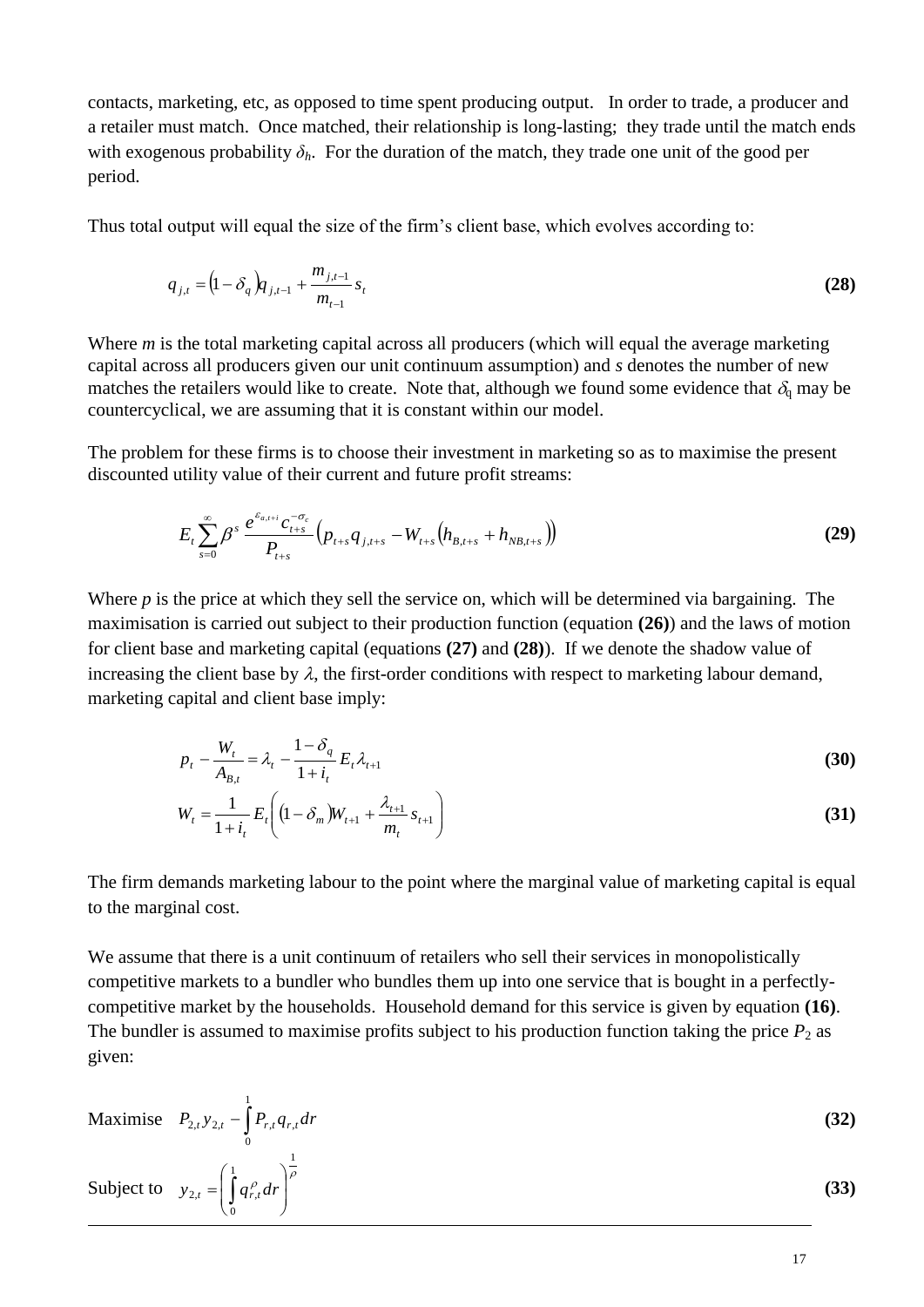contacts, marketing, etc, as opposed to time spent producing output. In order to trade, a producer and a retailer must match. Once matched, their relationship is long-lasting; they trade until the match ends with exogenous probability $\delta_h$. For the duration of the match, they trade one unit of the good per period.

Thus total output will equal the size of the firm's client base, which evolves according to:

$$q_{j,t} = (1-\delta_q)q_{j,t-1} + \frac{m_{j,t-1}}{m_{t-1}} s_t \tag{28}$$

Where *m* is the total marketing capital across all producers (which will equal the average marketing capital across all producers given our unit continuum assumption) and *s* denotes the number of new matches the retailers would like to create. Note that, although we found some evidence that $\delta_q$ may be countercyclical, we are assuming that it is constant within our model.

The problem for these firms is to choose their investment in marketing so as to maximise the present discounted utility value of their current and future profit streams:

$$E_t \sum_{s=0}^{\infty} \beta^s \frac{e^{\varepsilon_{a,t+i}} c_{t+s}^{-\sigma_c}}{P_{t+s}} \left( p_{t+s} q_{j,t+s} - W_{t+s}\left(h_{B,t+s} + h_{NB,t+s}\right)\right) \tag{29}$$

Where *p* is the price at which they sell the service on, which will be determined via bargaining. The maximisation is carried out subject to their production function (equation **(26)**) and the laws of motion for client base and marketing capital (equations **(27)** and **(28)**). If we denote the shadow value of increasing the client base by $\lambda$, the first-order conditions with respect to marketing labour demand, marketing capital and client base imply:

$$p_t - \frac{W_t}{A_{B,t}} = \lambda_t - \frac{1-\delta_q}{1+i_t} E_t \lambda_{t+1} \tag{30}$$

$$W_t = \frac{1}{1+i_t} E_t\left( (1-\delta_m) W_{t+1} + \frac{\lambda_{t+1}}{m_t} s_{t+1} \right) \tag{31}$$

The firm demands marketing labour to the point where the marginal value of marketing capital is equal to the marginal cost.

We assume that there is a unit continuum of retailers who sell their services in monopolistically competitive markets to a bundler who bundles them up into one service that is bought in a perfectly-competitive market by the households. Household demand for this service is given by equation **(16)**. The bundler is assumed to maximise profits subject to his production function taking the price $P_2$ as given:

$$\text{Maximise} \quad P_{2,t} y_{2,t} - \int_0^1 P_{r,t} q_{r,t} \, dr \tag{32}$$

$$\text{Subject to} \quad y_{2,t} = \left( \int_0^1 q_{r,t}^{\rho} \, dr \right)^{\frac{1}{\rho}} \tag{33}$$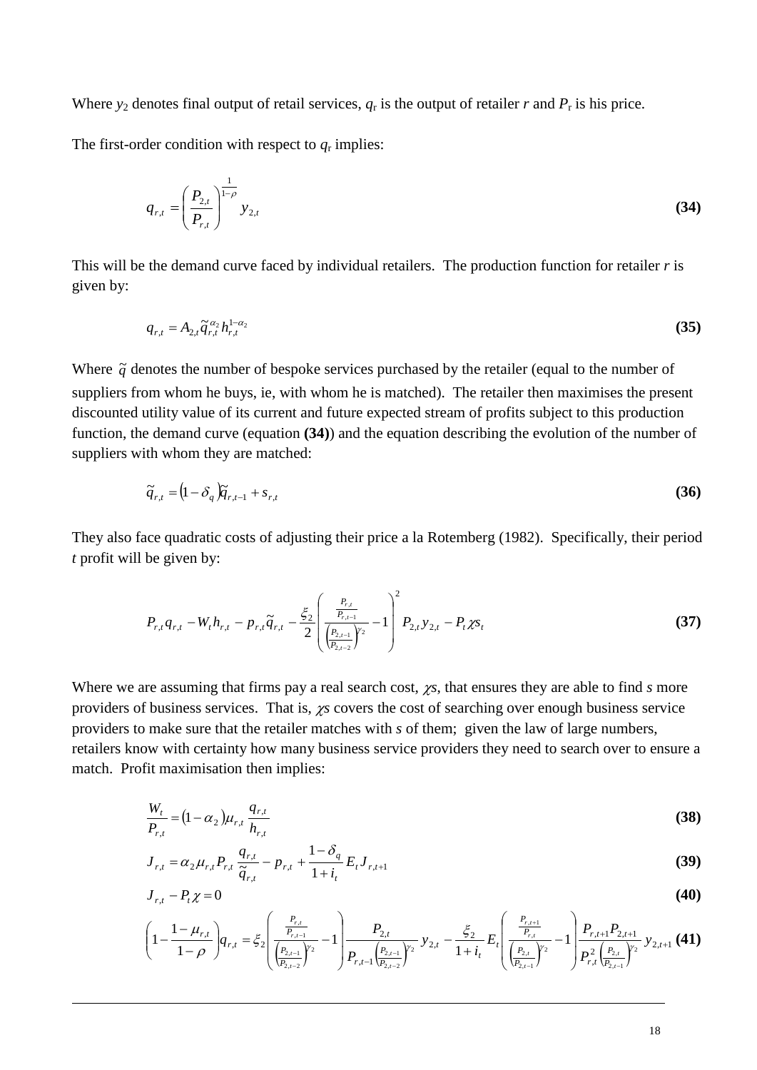Where $y_2$ denotes final output of retail services, $q_r$ is the output of retailer $r$ and $P_r$ is his price.

The first-order condition with respect to $q_r$ implies:

$$q_{r,t} = \left(\frac{P_{2,t}}{P_{r,t}}\right)^{\frac{1}{1-\rho}} y_{2,t} \tag{34}$$

This will be the demand curve faced by individual retailers. The production function for retailer $r$ is given by:

$$q_{r,t} = A_{2,t}\tilde{q}_{r,t}^{\alpha_2} h_{r,t}^{1-\alpha_2} \tag{35}$$

Where $\tilde{q}$ denotes the number of bespoke services purchased by the retailer (equal to the number of suppliers from whom he buys, ie, with whom he is matched). The retailer then maximises the present discounted utility value of its current and future expected stream of profits subject to this production function, the demand curve (equation **(34)**) and the equation describing the evolution of the number of suppliers with whom they are matched:

$$\tilde{q}_{r,t} = (1-\delta_q)\tilde{q}_{r,t-1} + s_{r,t} \tag{36}$$

They also face quadratic costs of adjusting their price a la Rotemberg (1982). Specifically, their period $t$ profit will be given by:

$$P_{r,t}q_{r,t} - W_t h_{r,t} - p_{r,t}\tilde{q}_{r,t} - \frac{\xi_2}{2}\left(\frac{\frac{P_{r,t}}{P_{r,t-1}}}{\left(\frac{P_{2,t-1}}{P_{2,t-2}}\right)^{\gamma_2}} - 1\right)^2 P_{2,t}y_{2,t} - P_t\chi s_t \tag{37}$$

Where we are assuming that firms pay a real search cost, $\chi s$, that ensures they are able to find $s$ more providers of business services. That is, $\chi s$ covers the cost of searching over enough business service providers to make sure that the retailer matches with $s$ of them; given the law of large numbers, retailers know with certainty how many business service providers they need to search over to ensure a match. Profit maximisation then implies:

$$\frac{W_t}{P_{r,t}} = (1-\alpha_2)\mu_{r,t}\frac{q_{r,t}}{h_{r,t}} \tag{38}$$

$$J_{r,t} = \alpha_2\mu_{r,t}P_{r,t}\frac{q_{r,t}}{\tilde{q}_{r,t}} - p_{r,t} + \frac{1-\delta_q}{1+i_t}E_t J_{r,t+1} \tag{39}$$

$$J_{r,t} - P_t\chi = 0 \tag{40}$$

$$\left(1 - \frac{1-\mu_{r,t}}{1-\rho}\right)q_{r,t} = \xi_2\left(\frac{\frac{P_{r,t}}{P_{r,t-1}}}{\left(\frac{P_{2,t-1}}{P_{2,t-2}}\right)^{\gamma_2}} - 1\right)\frac{P_{2,t}}{P_{r,t-1}\left(\frac{P_{2,t-1}}{P_{2,t-2}}\right)^{\gamma_2}}y_{2,t} - \frac{\xi_2}{1+i_t}E_t\left(\frac{\frac{P_{r,t+1}}{P_{r,t}}}{\left(\frac{P_{2,t}}{P_{2,t-1}}\right)^{\gamma_2}} - 1\right)\frac{P_{r,t+1}P_{2,t+1}}{P_{r,t}^2\left(\frac{P_{2,t}}{P_{2,t-1}}\right)^{\gamma_2}}y_{2,t+1} \tag{41}$$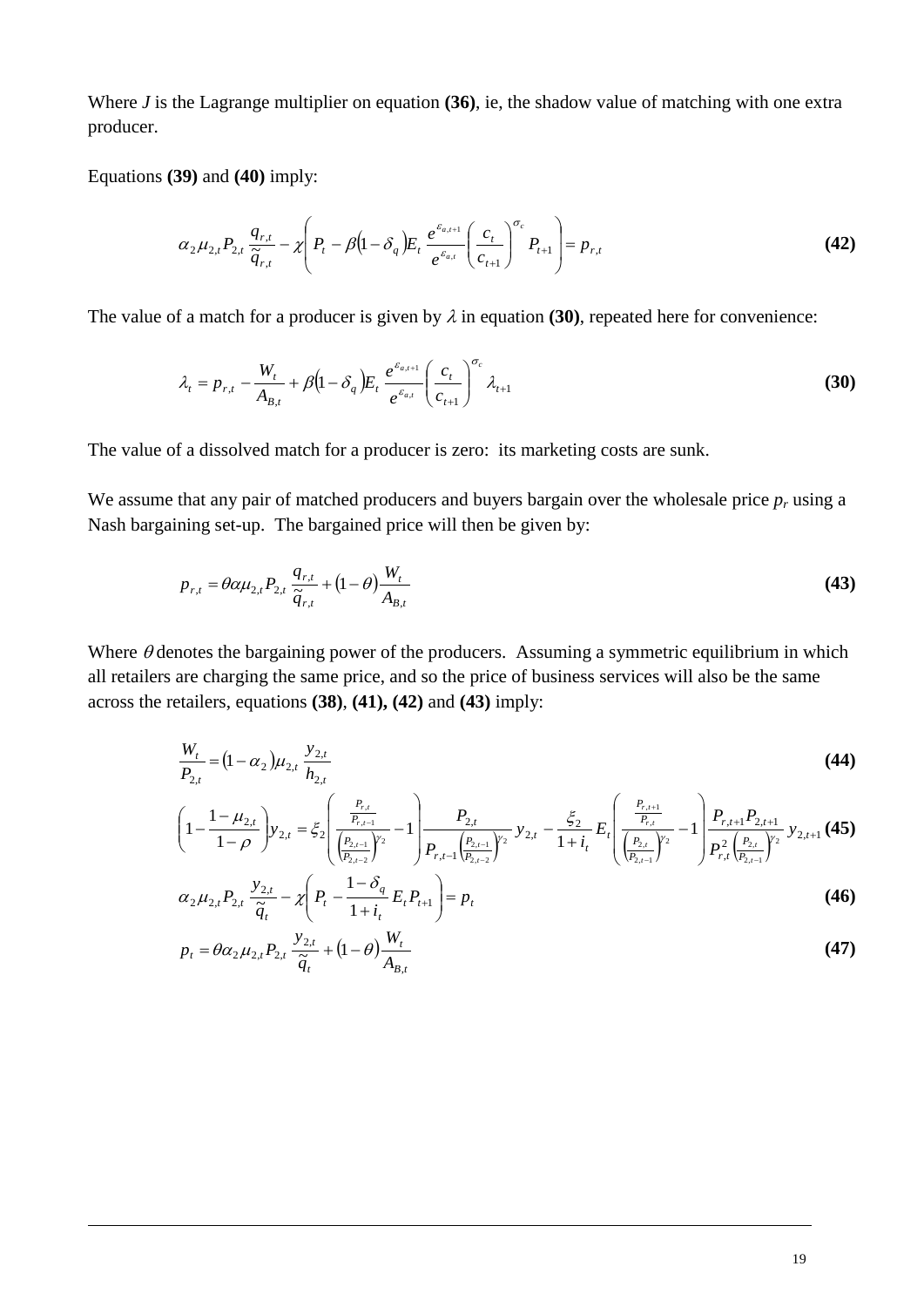Where *J* is the Lagrange multiplier on equation **(36)**, ie, the shadow value of matching with one extra producer.

Equations **(39)** and **(40)** imply:

$$\alpha_2 \mu_{2,t} P_{2,t} \frac{q_{r,t}}{\tilde{q}_{r,t}} - \chi\left( P_t - \beta(1-\delta_q) E_t \frac{e^{\varepsilon_{a,t+1}}}{e^{\varepsilon_{a,t}}} \left(\frac{c_t}{c_{t+1}}\right)^{\sigma_c} P_{t+1} \right) = p_{r,t} \quad \textbf{(42)}$$

The value of a match for a producer is given by $\lambda$ in equation **(30)**, repeated here for convenience:

$$\lambda_t = p_{r,t} - \frac{W_t}{A_{B,t}} + \beta(1-\delta_q) E_t \frac{e^{\varepsilon_{a,t+1}}}{e^{\varepsilon_{a,t}}} \left(\frac{c_t}{c_{t+1}}\right)^{\sigma_c} \lambda_{t+1} \quad \textbf{(30)}$$

The value of a dissolved match for a producer is zero: its marketing costs are sunk.

We assume that any pair of matched producers and buyers bargain over the wholesale price $p_r$ using a Nash bargaining set-up. The bargained price will then be given by:

$$p_{r,t} = \theta \alpha \mu_{2,t} P_{2,t} \frac{q_{r,t}}{\tilde{q}_{r,t}} + (1-\theta)\frac{W_t}{A_{B,t}} \quad \textbf{(43)}$$

Where $\theta$ denotes the bargaining power of the producers. Assuming a symmetric equilibrium in which all retailers are charging the same price, and so the price of business services will also be the same across the retailers, equations **(38)**, **(41), (42)** and **(43)** imply:

$$\frac{W_t}{P_{2,t}} = (1-\alpha_2)\mu_{2,t} \frac{y_{2,t}}{h_{2,t}} \quad \textbf{(44)}$$

$$\left(1 - \frac{1-\mu_{2,t}}{1-\rho}\right) y_{2,t} = \xi_2 \left( \frac{\frac{P_{r,t}}{P_{r,t-1}}}{\left(\frac{P_{2,t-1}}{P_{2,t-2}}\right)^{\gamma_2}} - 1 \right) \frac{P_{2,t}}{P_{r,t-1}\left(\frac{P_{2,t-1}}{P_{2,t-2}}\right)^{\gamma_2}} y_{2,t} - \frac{\xi_2}{1+i_t} E_t \left( \frac{\frac{P_{r,t+1}}{P_{r,t}}}{\left(\frac{P_{2,t}}{P_{2,t-1}}\right)^{\gamma_2}} - 1 \right) \frac{P_{r,t+1} P_{2,t+1}}{P_{r,t}^2 \left(\frac{P_{2,t}}{P_{2,t-1}}\right)^{\gamma_2}} y_{2,t+1} \quad \textbf{(45)}$$

$$\alpha_2 \mu_{2,t} P_{2,t} \frac{y_{2,t}}{\tilde{q}_t} - \chi\left( P_t - \frac{1-\delta_q}{1+i_t} E_t P_{t+1} \right) = p_t \quad \textbf{(46)}$$

$$p_t = \theta \alpha_2 \mu_{2,t} P_{2,t} \frac{y_{2,t}}{\tilde{q}_t} + (1-\theta)\frac{W_t}{A_{B,t}} \quad \textbf{(47)}$$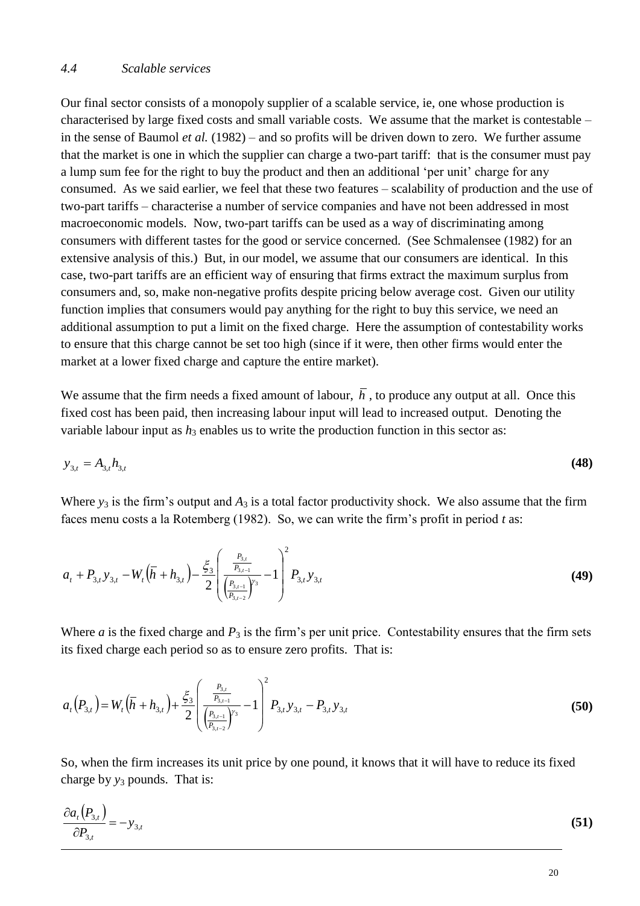### *4.4 Scalable services*

Our final sector consists of a monopoly supplier of a scalable service, ie, one whose production is characterised by large fixed costs and small variable costs. We assume that the market is contestable – in the sense of Baumol *et al.* (1982) – and so profits will be driven down to zero. We further assume that the market is one in which the supplier can charge a two-part tariff: that is the consumer must pay a lump sum fee for the right to buy the product and then an additional 'per unit' charge for any consumed. As we said earlier, we feel that these two features – scalability of production and the use of two-part tariffs – characterise a number of service companies and have not been addressed in most macroeconomic models. Now, two-part tariffs can be used as a way of discriminating among consumers with different tastes for the good or service concerned. (See Schmalensee (1982) for an extensive analysis of this.) But, in our model, we assume that our consumers are identical. In this case, two-part tariffs are an efficient way of ensuring that firms extract the maximum surplus from consumers and, so, make non-negative profits despite pricing below average cost. Given our utility function implies that consumers would pay anything for the right to buy this service, we need an additional assumption to put a limit on the fixed charge. Here the assumption of contestability works to ensure that this charge cannot be set too high (since if it were, then other firms would enter the market at a lower fixed charge and capture the entire market).

We assume that the firm needs a fixed amount of labour, $\bar{h}$, to produce any output at all. Once this fixed cost has been paid, then increasing labour input will lead to increased output. Denoting the variable labour input as $h_3$ enables us to write the production function in this sector as:

$$y_{3,t} = A_{3,t} h_{3,t} \tag{48}$$

Where $y_3$ is the firm's output and $A_3$ is a total factor productivity shock. We also assume that the firm faces menu costs a la Rotemberg (1982). So, we can write the firm's profit in period *t* as:

$$a_t + P_{3,t} y_{3,t} - W_t\left(\bar{h} + h_{3,t}\right) - \frac{\xi_3}{2}\left(\frac{\frac{P_{3,t}}{P_{3,t-1}}}{\left(\frac{P_{3,t-1}}{P_{3,t-2}}\right)^{\gamma_3}} - 1\right)^2 P_{3,t} y_{3,t} \tag{49}$$

Where *a* is the fixed charge and $P_3$ is the firm's per unit price. Contestability ensures that the firm sets its fixed charge each period so as to ensure zero profits. That is:

$$a_t\left(P_{3,t}\right) = W_t\left(\bar{h} + h_{3,t}\right) + \frac{\xi_3}{2}\left(\frac{\frac{P_{3,t}}{P_{3,t-1}}}{\left(\frac{P_{3,t-1}}{P_{3,t-2}}\right)^{\gamma_3}} - 1\right)^2 P_{3,t} y_{3,t} - P_{3,t} y_{3,t} \tag{50}$$

So, when the firm increases its unit price by one pound, it knows that it will have to reduce its fixed charge by $y_3$ pounds. That is:

$$\frac{\partial a_t\left(P_{3,t}\right)}{\partial P_{3,t}} = -y_{3,t} \tag{51}$$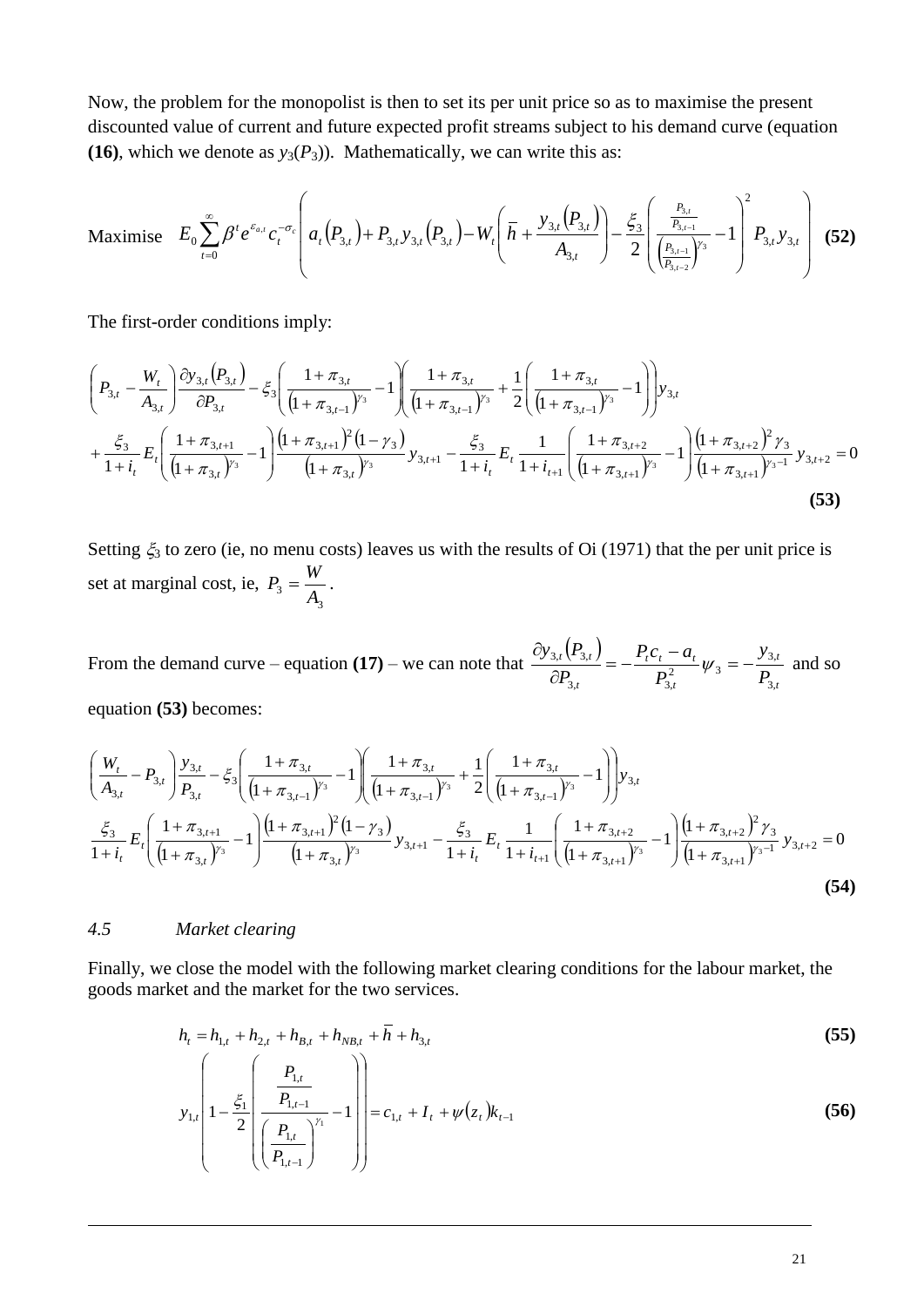Now, the problem for the monopolist is then to set its per unit price so as to maximise the present discounted value of current and future expected profit streams subject to his demand curve (equation **(16)**, which we denote as $y_3(P_3)$). Mathematically, we can write this as:

$$\text{Maximise} \quad E_0 \sum_{t=0}^{\infty} \beta^t e^{\varepsilon_{a,t}} c_t^{-\sigma_c} \left( a_t\left(P_{3,t}\right) + P_{3,t} y_{3,t}\left(P_{3,t}\right) - W_t \left( \overline{h} + \frac{y_{3,t}\left(P_{3,t}\right)}{A_{3,t}} \right) - \frac{\xi_3}{2} \left( \frac{\frac{P_{3,t}}{P_{3,t-1}}}{\left(\frac{P_{3,t-1}}{P_{3,t-2}}\right)^{\gamma_3}} - 1 \right)^2 P_{3,t} y_{3,t} \right) \quad \textbf{(52)}$$

The first-order conditions imply:

$$\begin{aligned}
&\left( P_{3,t} - \frac{W_t}{A_{3,t}} \right) \frac{\partial y_{3,t}\left(P_{3,t}\right)}{\partial P_{3,t}} - \xi_3 \left( \frac{1+\pi_{3,t}}{\left(1+\pi_{3,t-1}\right)^{\gamma_3}} - 1 \right) \left( \frac{1+\pi_{3,t}}{\left(1+\pi_{3,t-1}\right)^{\gamma_3}} + \frac{1}{2}\left( \frac{1+\pi_{3,t}}{\left(1+\pi_{3,t-1}\right)^{\gamma_3}} - 1 \right) \right) y_{3,t} \\
&+ \frac{\xi_3}{1+i_t} E_t \left( \frac{1+\pi_{3,t+1}}{\left(1+\pi_{3,t}\right)^{\gamma_3}} - 1 \right) \frac{\left(1+\pi_{3,t+1}\right)^2 \left(1-\gamma_3\right)}{\left(1+\pi_{3,t}\right)^{\gamma_3}} y_{3,t+1} - \frac{\xi_3}{1+i_t} E_t \frac{1}{1+i_{t+1}} \left( \frac{1+\pi_{3,t+2}}{\left(1+\pi_{3,t+1}\right)^{\gamma_3}} - 1 \right) \frac{\left(1+\pi_{3,t+2}\right)^2 \gamma_3}{\left(1+\pi_{3,t+1}\right)^{\gamma_3 - 1}} y_{3,t+2} = 0
\end{aligned} \quad \textbf{(53)}$$

Setting $\xi_3$ to zero (ie, no menu costs) leaves us with the results of Oi (1971) that the per unit price is set at marginal cost, ie, $P_3 = \dfrac{W}{A_3}$.

From the demand curve – equation **(17)** – we can note that $\dfrac{\partial y_{3,t}\left(P_{3,t}\right)}{\partial P_{3,t}} = -\dfrac{P_t c_t - a_t}{P_{3,t}^2} \psi_3 = -\dfrac{y_{3,t}}{P_{3,t}}$ and so equation **(53)** becomes:

$$\begin{aligned}
&\left( \frac{W_t}{A_{3,t}} - P_{3,t} \right) \frac{y_{3,t}}{P_{3,t}} - \xi_3 \left( \frac{1+\pi_{3,t}}{\left(1+\pi_{3,t-1}\right)^{\gamma_3}} - 1 \right) \left( \frac{1+\pi_{3,t}}{\left(1+\pi_{3,t-1}\right)^{\gamma_3}} + \frac{1}{2}\left( \frac{1+\pi_{3,t}}{\left(1+\pi_{3,t-1}\right)^{\gamma_3}} - 1 \right) \right) y_{3,t} \\
&\frac{\xi_3}{1+i_t} E_t \left( \frac{1+\pi_{3,t+1}}{\left(1+\pi_{3,t}\right)^{\gamma_3}} - 1 \right) \frac{\left(1+\pi_{3,t+1}\right)^2 \left(1-\gamma_3\right)}{\left(1+\pi_{3,t}\right)^{\gamma_3}} y_{3,t+1} - \frac{\xi_3}{1+i_t} E_t \frac{1}{1+i_{t+1}} \left( \frac{1+\pi_{3,t+2}}{\left(1+\pi_{3,t+1}\right)^{\gamma_3}} - 1 \right) \frac{\left(1+\pi_{3,t+2}\right)^2 \gamma_3}{\left(1+\pi_{3,t+1}\right)^{\gamma_3 - 1}} y_{3,t+2} = 0
\end{aligned} \quad \textbf{(54)}$$

### *4.5 Market clearing*

Finally, we close the model with the following market clearing conditions for the labour market, the goods market and the market for the two services.

$$h_t = h_{1,t} + h_{2,t} + h_{B,t} + h_{NB,t} + \overline{h} + h_{3,t} \quad \textbf{(55)}$$

$$y_{1,t} \left( 1 - \frac{\xi_1}{2} \left( \frac{\frac{P_{1,t}}{P_{1,t-1}}}{\left(\frac{P_{1,t}}{P_{1,t-1}}\right)^{\gamma_1}} - 1 \right) \right) = c_{1,t} + I_t + \psi\left(z_t\right) k_{t-1} \quad \textbf{(56)}$$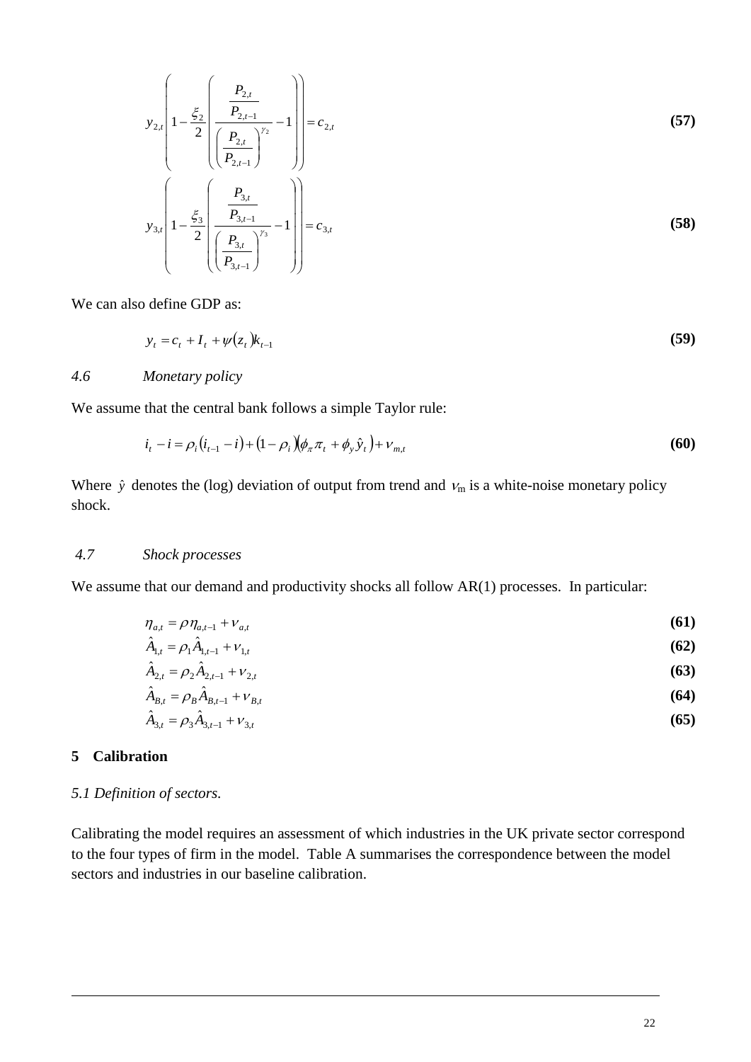$$y_{2,t}\left(1-\frac{\xi_2}{2}\left(\frac{\dfrac{P_{2,t}}{P_{2,t-1}}}{\left(\dfrac{P_{2,t}}{P_{2,t-1}}\right)^{\gamma_2}}-1\right)\right)=c_{2,t} \tag{57}$$

$$y_{3,t}\left(1-\frac{\xi_3}{2}\left(\frac{\dfrac{P_{3,t}}{P_{3,t-1}}}{\left(\dfrac{P_{3,t}}{P_{3,t-1}}\right)^{\gamma_3}}-1\right)\right)=c_{3,t} \tag{58}$$

We can also define GDP as:

$$y_t = c_t + I_t + \psi(z_t)k_{t-1} \tag{59}$$

### *4.6 Monetary policy*

We assume that the central bank follows a simple Taylor rule:

$$i_t - i = \rho_i(i_{t-1} - i) + (1-\rho_i)(\phi_\pi \pi_t + \phi_y \hat{y}_t) + \nu_{m,t} \tag{60}$$

Where $\hat{y}$ denotes the (log) deviation of output from trend and $\nu_m$ is a white-noise monetary policy shock.

### *4.7 Shock processes*

We assume that our demand and productivity shocks all follow AR(1) processes. In particular:

$$\eta_{a,t} = \rho \eta_{a,t-1} + \nu_{a,t} \tag{61}$$

$$\hat{A}_{1,t} = \rho_1 \hat{A}_{1,t-1} + \nu_{1,t} \tag{62}$$

$$\hat{A}_{2,t} = \rho_2 \hat{A}_{2,t-1} + \nu_{2,t} \tag{63}$$

$$\hat{A}_{B,t} = \rho_B \hat{A}_{B,t-1} + \nu_{B,t} \tag{64}$$

$$\hat{A}_{3,t} = \rho_3 \hat{A}_{3,t-1} + \nu_{3,t} \tag{65}$$

## 5 Calibration

### *5.1 Definition of sectors.*

Calibrating the model requires an assessment of which industries in the UK private sector correspond to the four types of firm in the model. Table A summarises the correspondence between the model sectors and industries in our baseline calibration.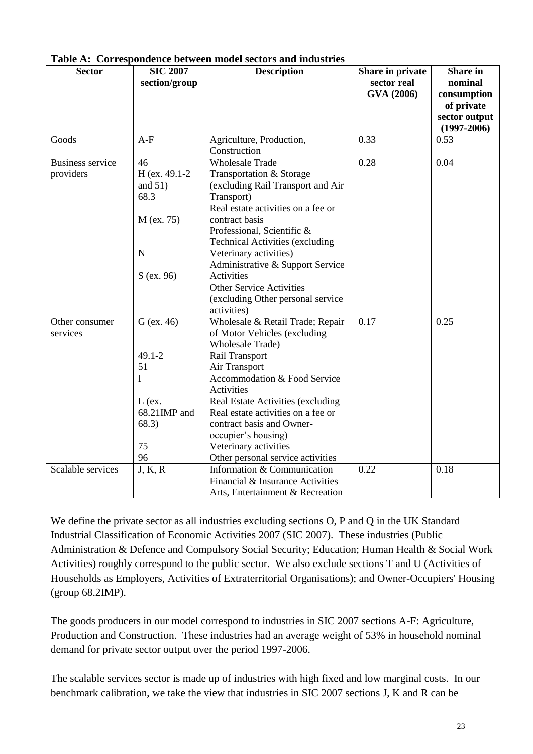**Table A: Correspondence between model sectors and industries**

| Sector | SIC 2007 section/group | Description | Share in private sector real GVA (2006) | Share in nominal consumption of private sector output (1997-2006) |
|---|---|---|---|---|
| Goods | A-F | Agriculture, Production, Construction | 0.33 | 0.53 |
| Business service providers | 46<br>H (ex. 49.1-2 and 51)<br>68.3<br>M (ex. 75)<br>N<br>S (ex. 96) | Wholesale Trade<br>Transportation & Storage (excluding Rail Transport and Air Transport)<br>Real estate activities on a fee or contract basis<br>Professional, Scientific & Technical Activities (excluding Veterinary activities)<br>Administrative & Support Service Activities<br>Other Service Activities (excluding Other personal service activities) | 0.28 | 0.04 |
| Other consumer services | G (ex. 46)<br>49.1-2<br>51<br>I<br>L (ex. 68.21IMP and 68.3)<br>75<br>96 | Wholesale & Retail Trade; Repair of Motor Vehicles (excluding Wholesale Trade)<br>Rail Transport<br>Air Transport<br>Accommodation & Food Service Activities<br>Real Estate Activities (excluding Real estate activities on a fee or contract basis and Owner-occupier's housing)<br>Veterinary activities<br>Other personal service activities | 0.17 | 0.25 |
| Scalable services | J, K, R | Information & Communication<br>Financial & Insurance Activities<br>Arts, Entertainment & Recreation | 0.22 | 0.18 |

We define the private sector as all industries excluding sections O, P and Q in the UK Standard Industrial Classification of Economic Activities 2007 (SIC 2007). These industries (Public Administration & Defence and Compulsory Social Security; Education; Human Health & Social Work Activities) roughly correspond to the public sector. We also exclude sections T and U (Activities of Households as Employers, Activities of Extraterritorial Organisations); and Owner-Occupiers' Housing (group 68.2IMP).

The goods producers in our model correspond to industries in SIC 2007 sections A-F: Agriculture, Production and Construction. These industries had an average weight of 53% in household nominal demand for private sector output over the period 1997-2006.

The scalable services sector is made up of industries with high fixed and low marginal costs. In our benchmark calibration, we take the view that industries in SIC 2007 sections J, K and R can be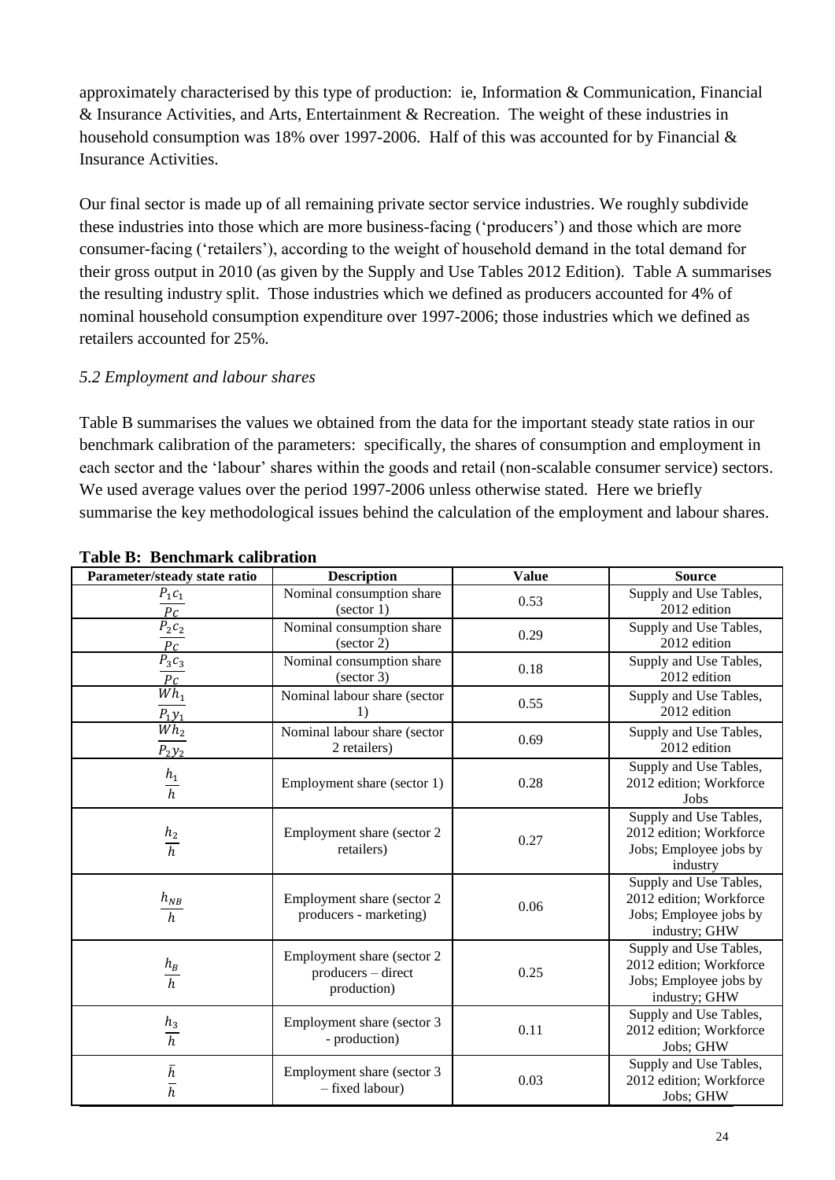approximately characterised by this type of production: ie, Information & Communication, Financial & Insurance Activities, and Arts, Entertainment & Recreation. The weight of these industries in household consumption was 18% over 1997-2006. Half of this was accounted for by Financial & Insurance Activities.

Our final sector is made up of all remaining private sector service industries. We roughly subdivide these industries into those which are more business-facing ('producers') and those which are more consumer-facing ('retailers'), according to the weight of household demand in the total demand for their gross output in 2010 (as given by the Supply and Use Tables 2012 Edition). Table A summarises the resulting industry split. Those industries which we defined as producers accounted for 4% of nominal household consumption expenditure over 1997-2006; those industries which we defined as retailers accounted for 25%.

### *5.2 Employment and labour shares*

Table B summarises the values we obtained from the data for the important steady state ratios in our benchmark calibration of the parameters: specifically, the shares of consumption and employment in each sector and the 'labour' shares within the goods and retail (non-scalable consumer service) sectors. We used average values over the period 1997-2006 unless otherwise stated. Here we briefly summarise the key methodological issues behind the calculation of the employment and labour shares.

**Table B: Benchmark calibration**

| Parameter/steady state ratio | Description | Value | Source |
|---|---|---|---|
| $\frac{P_1 c_1}{Pc}$ | Nominal consumption share (sector 1) | 0.53 | Supply and Use Tables, 2012 edition |
| $\frac{P_2 c_2}{Pc}$ | Nominal consumption share (sector 2) | 0.29 | Supply and Use Tables, 2012 edition |
| $\frac{P_3 c_3}{Pc}$ | Nominal consumption share (sector 3) | 0.18 | Supply and Use Tables, 2012 edition |
| $\frac{W h_1}{P_1 y_1}$ | Nominal labour share (sector 1) | 0.55 | Supply and Use Tables, 2012 edition |
| $\frac{W h_2}{P_2 y_2}$ | Nominal labour share (sector 2 retailers) | 0.69 | Supply and Use Tables, 2012 edition |
| $\frac{h_1}{h}$ | Employment share (sector 1) | 0.28 | Supply and Use Tables, 2012 edition; Workforce Jobs |
| $\frac{h_2}{h}$ | Employment share (sector 2 retailers) | 0.27 | Supply and Use Tables, 2012 edition; Workforce Jobs; Employee jobs by industry |
| $\frac{h_{NB}}{h}$ | Employment share (sector 2 producers - marketing) | 0.06 | Supply and Use Tables, 2012 edition; Workforce Jobs; Employee jobs by industry; GHW |
| $\frac{h_B}{h}$ | Employment share (sector 2 producers – direct production) | 0.25 | Supply and Use Tables, 2012 edition; Workforce Jobs; Employee jobs by industry; GHW |
| $\frac{h_3}{h}$ | Employment share (sector 3 - production) | 0.11 | Supply and Use Tables, 2012 edition; Workforce Jobs; GHW |
| $\frac{\bar{h}}{h}$ | Employment share (sector 3 – fixed labour) | 0.03 | Supply and Use Tables, 2012 edition; Workforce Jobs; GHW |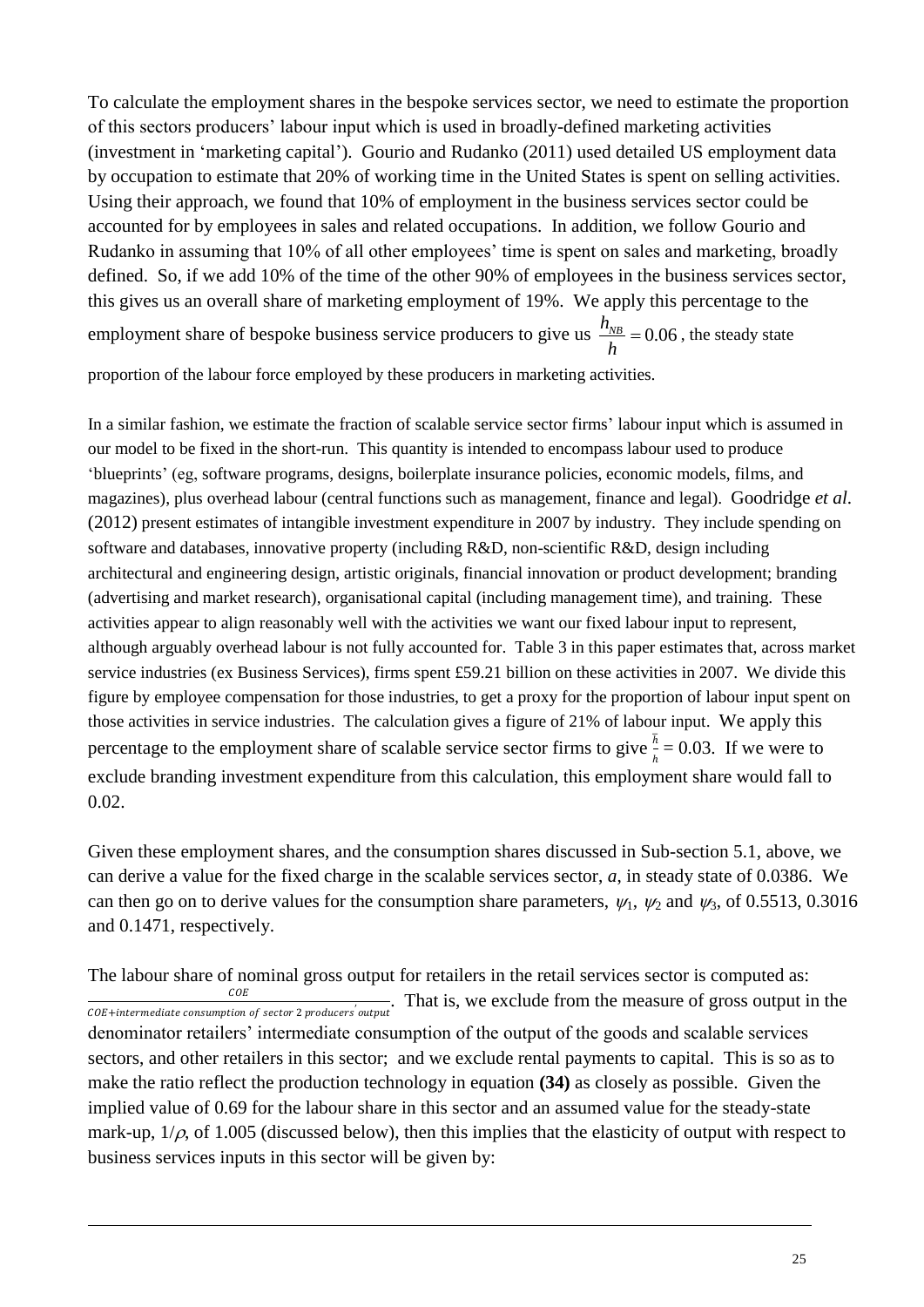To calculate the employment shares in the bespoke services sector, we need to estimate the proportion of this sectors producers' labour input which is used in broadly-defined marketing activities (investment in 'marketing capital'). Gourio and Rudanko (2011) used detailed US employment data by occupation to estimate that 20% of working time in the United States is spent on selling activities. Using their approach, we found that 10% of employment in the business services sector could be accounted for by employees in sales and related occupations. In addition, we follow Gourio and Rudanko in assuming that 10% of all other employees' time is spent on sales and marketing, broadly defined. So, if we add 10% of the time of the other 90% of employees in the business services sector, this gives us an overall share of marketing employment of 19%. We apply this percentage to the employment share of bespoke business service producers to give us $\frac{h_{NB}}{h} = 0.06$, the steady state proportion of the labour force employed by these producers in marketing activities.

In a similar fashion, we estimate the fraction of scalable service sector firms' labour input which is assumed in our model to be fixed in the short-run. This quantity is intended to encompass labour used to produce 'blueprints' (eg, software programs, designs, boilerplate insurance policies, economic models, films, and magazines), plus overhead labour (central functions such as management, finance and legal). Goodridge *et al.* (2012) present estimates of intangible investment expenditure in 2007 by industry. They include spending on software and databases, innovative property (including R&D, non-scientific R&D, design including architectural and engineering design, artistic originals, financial innovation or product development; branding (advertising and market research), organisational capital (including management time), and training. These activities appear to align reasonably well with the activities we want our fixed labour input to represent, although arguably overhead labour is not fully accounted for. Table 3 in this paper estimates that, across market service industries (ex Business Services), firms spent £59.21 billion on these activities in 2007. We divide this figure by employee compensation for those industries, to get a proxy for the proportion of labour input spent on those activities in service industries. The calculation gives a figure of 21% of labour input. We apply this percentage to the employment share of scalable service sector firms to give $\frac{\bar{h}}{h} = 0.03$. If we were to exclude branding investment expenditure from this calculation, this employment share would fall to 0.02.

Given these employment shares, and the consumption shares discussed in Sub-section 5.1, above, we can derive a value for the fixed charge in the scalable services sector, $a$, in steady state of 0.0386. We can then go on to derive values for the consumption share parameters, $\psi_1$, $\psi_2$ and $\psi_3$, of 0.5513, 0.3016 and 0.1471, respectively.

The labour share of nominal gross output for retailers in the retail services sector is computed as: $\frac{COE}{COE + \text{intermediate consumption of sector 2 producers' output}}$. That is, we exclude from the measure of gross output in the denominator retailers' intermediate consumption of the output of the goods and scalable services sectors, and other retailers in this sector; and we exclude rental payments to capital. This is so as to make the ratio reflect the production technology in equation **(34)** as closely as possible. Given the implied value of 0.69 for the labour share in this sector and an assumed value for the steady-state mark-up, $1/\rho$, of 1.005 (discussed below), then this implies that the elasticity of output with respect to business services inputs in this sector will be given by: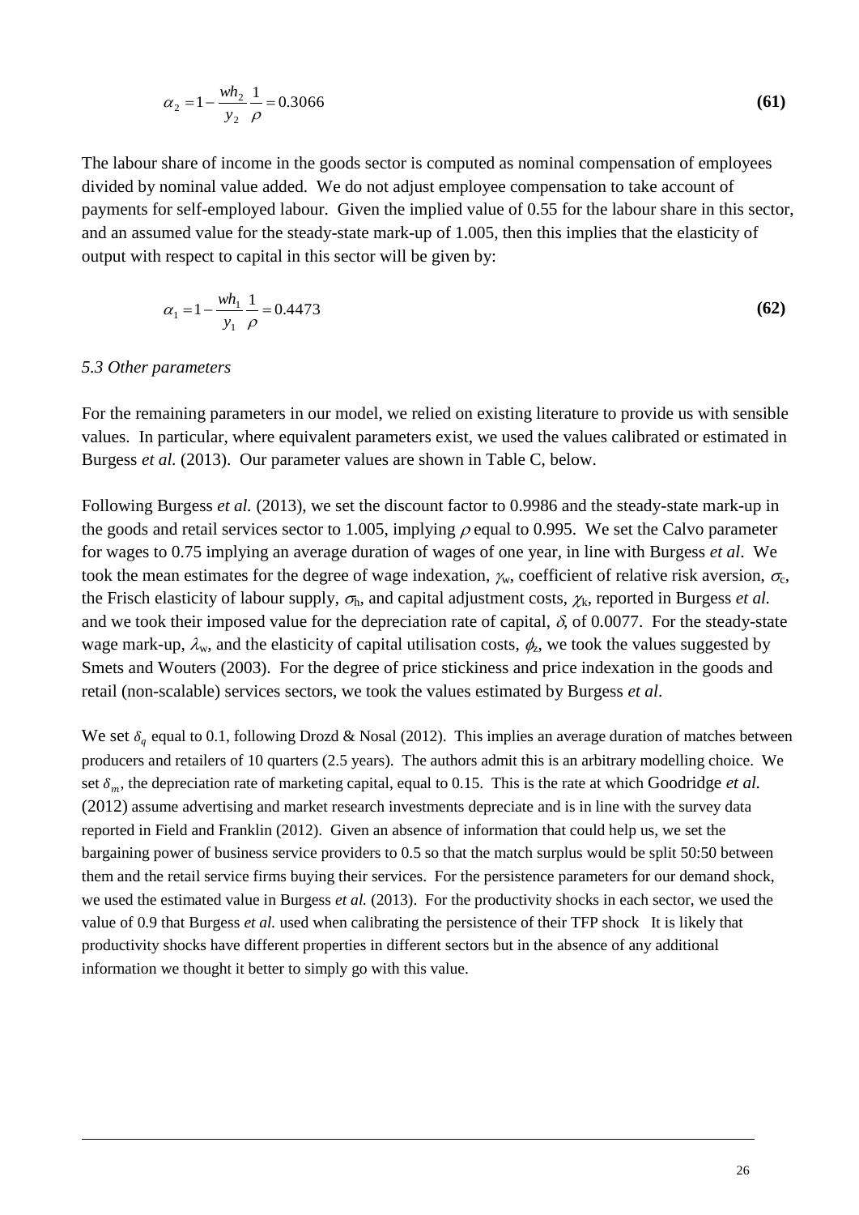$$\alpha_2 = 1 - \frac{wh_2}{y_2}\frac{1}{\rho} = 0.3066 \tag{61}$$

The labour share of income in the goods sector is computed as nominal compensation of employees divided by nominal value added. We do not adjust employee compensation to take account of payments for self-employed labour. Given the implied value of 0.55 for the labour share in this sector, and an assumed value for the steady-state mark-up of 1.005, then this implies that the elasticity of output with respect to capital in this sector will be given by:

$$\alpha_1 = 1 - \frac{wh_1}{y_1}\frac{1}{\rho} = 0.4473 \tag{62}$$

### *5.3 Other parameters*

For the remaining parameters in our model, we relied on existing literature to provide us with sensible values. In particular, where equivalent parameters exist, we used the values calibrated or estimated in Burgess *et al.* (2013). Our parameter values are shown in Table C, below.

Following Burgess *et al.* (2013), we set the discount factor to 0.9986 and the steady-state mark-up in the goods and retail services sector to 1.005, implying $\rho$ equal to 0.995. We set the Calvo parameter for wages to 0.75 implying an average duration of wages of one year, in line with Burgess *et al*. We took the mean estimates for the degree of wage indexation, $\gamma_w$, coefficient of relative risk aversion, $\sigma_c$, the Frisch elasticity of labour supply, $\sigma_h$, and capital adjustment costs, $\chi_k$, reported in Burgess *et al.* and we took their imposed value for the depreciation rate of capital, $\delta$, of 0.0077. For the steady-state wage mark-up, $\lambda_w$, and the elasticity of capital utilisation costs, $\phi_z$, we took the values suggested by Smets and Wouters (2003). For the degree of price stickiness and price indexation in the goods and retail (non-scalable) services sectors, we took the values estimated by Burgess *et al*.

We set $\delta_q$ equal to 0.1, following Drozd & Nosal (2012). This implies an average duration of matches between producers and retailers of 10 quarters (2.5 years). The authors admit this is an arbitrary modelling choice. We set $\delta_m$, the depreciation rate of marketing capital, equal to 0.15. This is the rate at which Goodridge *et al.* (2012) assume advertising and market research investments depreciate and is in line with the survey data reported in Field and Franklin (2012). Given an absence of information that could help us, we set the bargaining power of business service providers to 0.5 so that the match surplus would be split 50:50 between them and the retail service firms buying their services. For the persistence parameters for our demand shock, we used the estimated value in Burgess *et al.* (2013). For the productivity shocks in each sector, we used the value of 0.9 that Burgess *et al.* used when calibrating the persistence of their TFP shock It is likely that productivity shocks have different properties in different sectors but in the absence of any additional information we thought it better to simply go with this value.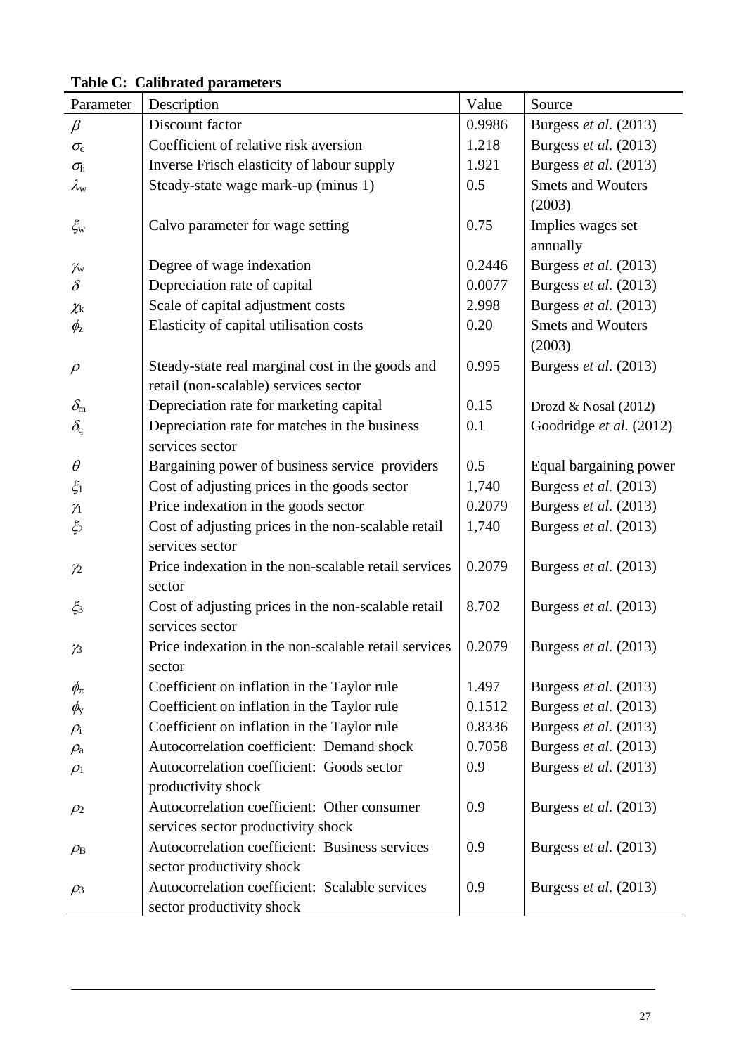**Table C: Calibrated parameters**

| Parameter | Description | Value | Source |
|---|---|---|---|
| $\beta$ | Discount factor | 0.9986 | Burgess *et al.* (2013) |
| $\sigma_c$ | Coefficient of relative risk aversion | 1.218 | Burgess *et al.* (2013) |
| $\sigma_h$ | Inverse Frisch elasticity of labour supply | 1.921 | Burgess *et al.* (2013) |
| $\lambda_w$ | Steady-state wage mark-up (minus 1) | 0.5 | Smets and Wouters (2003) |
| $\xi_w$ | Calvo parameter for wage setting | 0.75 | Implies wages set annually |
| $\gamma_w$ | Degree of wage indexation | 0.2446 | Burgess *et al.* (2013) |
| $\delta$ | Depreciation rate of capital | 0.0077 | Burgess *et al.* (2013) |
| $\chi_k$ | Scale of capital adjustment costs | 2.998 | Burgess *et al.* (2013) |
| $\phi_z$ | Elasticity of capital utilisation costs | 0.20 | Smets and Wouters (2003) |
| $\rho$ | Steady-state real marginal cost in the goods and retail (non-scalable) services sector | 0.995 | Burgess *et al.* (2013) |
| $\delta_m$ | Depreciation rate for marketing capital | 0.15 | Drozd & Nosal (2012) |
| $\delta_q$ | Depreciation rate for matches in the business services sector | 0.1 | Goodridge *et al.* (2012) |
| $\theta$ | Bargaining power of business service providers | 0.5 | Equal bargaining power |
| $\xi_1$ | Cost of adjusting prices in the goods sector | 1,740 | Burgess *et al.* (2013) |
| $\gamma_1$ | Price indexation in the goods sector | 0.2079 | Burgess *et al.* (2013) |
| $\xi_2$ | Cost of adjusting prices in the non-scalable retail services sector | 1,740 | Burgess *et al.* (2013) |
| $\gamma_2$ | Price indexation in the non-scalable retail services sector | 0.2079 | Burgess *et al.* (2013) |
| $\xi_3$ | Cost of adjusting prices in the non-scalable retail services sector | 8.702 | Burgess *et al.* (2013) |
| $\gamma_3$ | Price indexation in the non-scalable retail services sector | 0.2079 | Burgess *et al.* (2013) |
| $\phi_\pi$ | Coefficient on inflation in the Taylor rule | 1.497 | Burgess *et al.* (2013) |
| $\phi_y$ | Coefficient on inflation in the Taylor rule | 0.1512 | Burgess *et al.* (2013) |
| $\rho_i$ | Coefficient on inflation in the Taylor rule | 0.8336 | Burgess *et al.* (2013) |
| $\rho_a$ | Autocorrelation coefficient: Demand shock | 0.7058 | Burgess *et al.* (2013) |
| $\rho_1$ | Autocorrelation coefficient: Goods sector productivity shock | 0.9 | Burgess *et al.* (2013) |
| $\rho_2$ | Autocorrelation coefficient: Other consumer services sector productivity shock | 0.9 | Burgess *et al.* (2013) |
| $\rho_B$ | Autocorrelation coefficient: Business services sector productivity shock | 0.9 | Burgess *et al.* (2013) |
| $\rho_3$ | Autocorrelation coefficient: Scalable services sector productivity shock | 0.9 | Burgess *et al.* (2013) |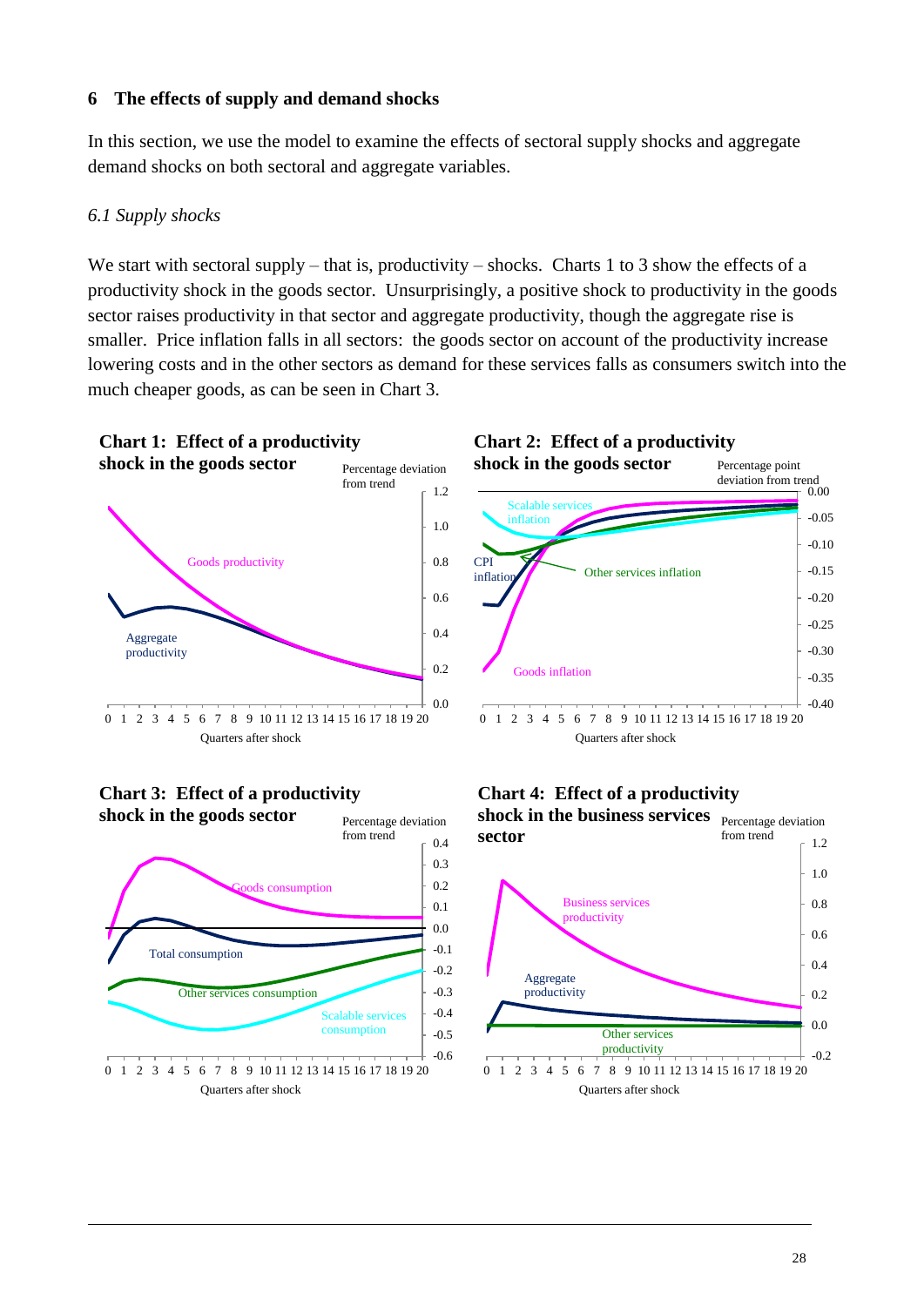## 6 The effects of supply and demand shocks

In this section, we use the model to examine the effects of sectoral supply shocks and aggregate demand shocks on both sectoral and aggregate variables.

### *6.1 Supply shocks*

We start with sectoral supply – that is, productivity – shocks. Charts 1 to 3 show the effects of a productivity shock in the goods sector. Unsurprisingly, a positive shock to productivity in the goods sector raises productivity in that sector and aggregate productivity, though the aggregate rise is smaller. Price inflation falls in all sectors: the goods sector on account of the productivity increase lowering costs and in the other sectors as demand for these services falls as consumers switch into the much cheaper goods, as can be seen in Chart 3.

**Chart 1: Effect of a productivity shock in the goods sector**

**Chart 2: Effect of a productivity shock in the goods sector**

**Chart 3: Effect of a productivity shock in the goods sector**

**Chart 4: Effect of a productivity shock in the business services sector**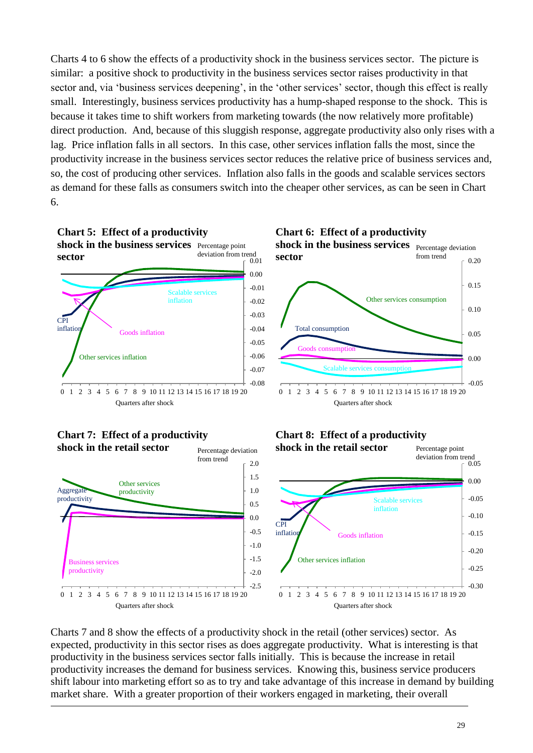Charts 4 to 6 show the effects of a productivity shock in the business services sector. The picture is similar: a positive shock to productivity in the business services sector raises productivity in that sector and, via 'business services deepening', in the 'other services' sector, though this effect is really small. Interestingly, business services productivity has a hump-shaped response to the shock. This is because it takes time to shift workers from marketing towards (the now relatively more profitable) direct production. And, because of this sluggish response, aggregate productivity also only rises with a lag. Price inflation falls in all sectors. In this case, other services inflation falls the most, since the productivity increase in the business services sector reduces the relative price of business services and, so, the cost of producing other services. Inflation also falls in the goods and scalable services sectors as demand for these falls as consumers switch into the cheaper other services, as can be seen in Chart 6.

**Chart 5: Effect of a productivity shock in the business services sector**

**Chart 6: Effect of a productivity shock in the business services sector**

**Chart 7: Effect of a productivity shock in the retail sector**

**Chart 8: Effect of a productivity shock in the retail sector**

Charts 7 and 8 show the effects of a productivity shock in the retail (other services) sector. As expected, productivity in this sector rises as does aggregate productivity. What is interesting is that productivity in the business services sector falls initially. This is because the increase in retail productivity increases the demand for business services. Knowing this, business service producers shift labour into marketing effort so as to try and take advantage of this increase in demand by building market share. With a greater proportion of their workers engaged in marketing, their overall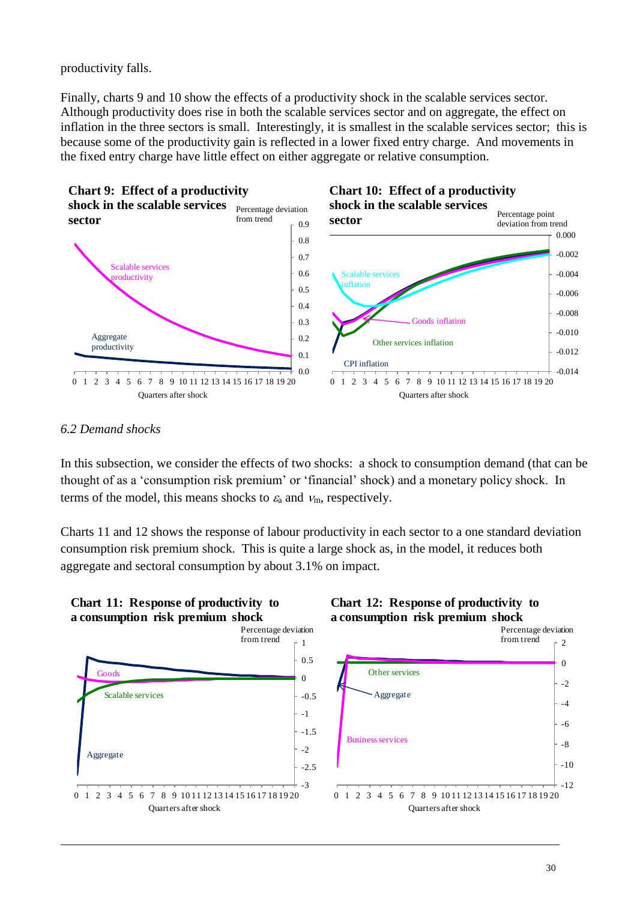productivity falls.

Finally, charts 9 and 10 show the effects of a productivity shock in the scalable services sector. Although productivity does rise in both the scalable services sector and on aggregate, the effect on inflation in the three sectors is small. Interestingly, it is smallest in the scalable services sector; this is because some of the productivity gain is reflected in a lower fixed entry charge. And movements in the fixed entry charge have little effect on either aggregate or relative consumption.

**Chart 9: Effect of a productivity shock in the scalable services sector**

**Chart 10: Effect of a productivity shock in the scalable services sector**

### *6.2 Demand shocks*

In this subsection, we consider the effects of two shocks: a shock to consumption demand (that can be thought of as a 'consumption risk premium' or 'financial' shock) and a monetary policy shock. In terms of the model, this means shocks to $\varepsilon_a$ and $\nu_m$, respectively.

Charts 11 and 12 shows the response of labour productivity in each sector to a one standard deviation consumption risk premium shock. This is quite a large shock as, in the model, it reduces both aggregate and sectoral consumption by about 3.1% on impact.

**Chart 11: Response of productivity to a consumption risk premium shock**

**Chart 12: Response of productivity to a consumption risk premium shock**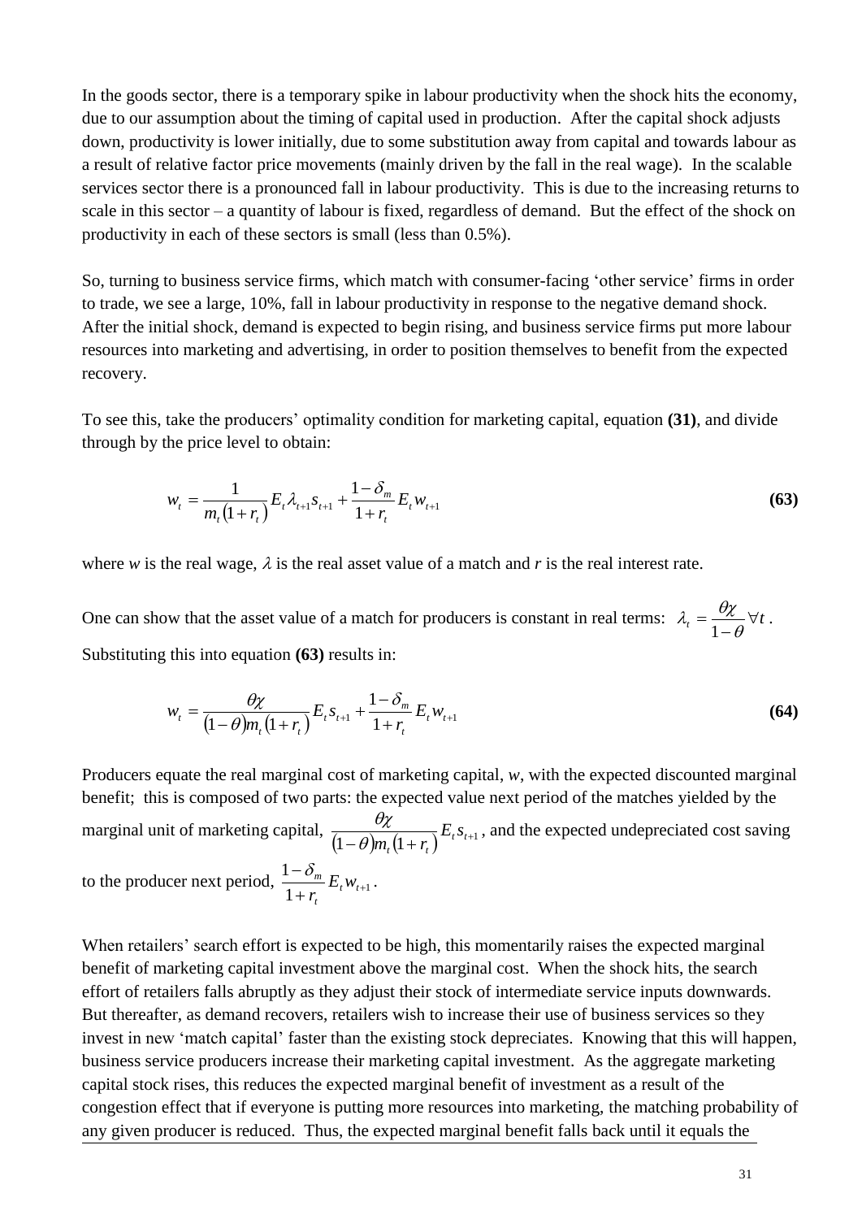In the goods sector, there is a temporary spike in labour productivity when the shock hits the economy, due to our assumption about the timing of capital used in production. After the capital shock adjusts down, productivity is lower initially, due to some substitution away from capital and towards labour as a result of relative factor price movements (mainly driven by the fall in the real wage). In the scalable services sector there is a pronounced fall in labour productivity. This is due to the increasing returns to scale in this sector – a quantity of labour is fixed, regardless of demand. But the effect of the shock on productivity in each of these sectors is small (less than 0.5%).

So, turning to business service firms, which match with consumer-facing 'other service' firms in order to trade, we see a large, 10%, fall in labour productivity in response to the negative demand shock. After the initial shock, demand is expected to begin rising, and business service firms put more labour resources into marketing and advertising, in order to position themselves to benefit from the expected recovery.

To see this, take the producers' optimality condition for marketing capital, equation **(31)**, and divide through by the price level to obtain:

$$w_t = \frac{1}{m_t(1+r_t)} E_t \lambda_{t+1} s_{t+1} + \frac{1-\delta_m}{1+r_t} E_t w_{t+1} \quad \textbf{(63)}$$

where $w$ is the real wage, $\lambda$ is the real asset value of a match and $r$ is the real interest rate.

One can show that the asset value of a match for producers is constant in real terms: $\lambda_t = \frac{\theta\chi}{1-\theta} \forall t$. Substituting this into equation **(63)** results in:

$$w_t = \frac{\theta\chi}{(1-\theta)m_t(1+r_t)} E_t s_{t+1} + \frac{1-\delta_m}{1+r_t} E_t w_{t+1} \quad \textbf{(64)}$$

Producers equate the real marginal cost of marketing capital, $w$, with the expected discounted marginal benefit; this is composed of two parts: the expected value next period of the matches yielded by the marginal unit of marketing capital, $\frac{\theta\chi}{(1-\theta)m_t(1+r_t)} E_t s_{t+1}$, and the expected undepreciated cost saving to the producer next period, $\frac{1-\delta_m}{1+r_t} E_t w_{t+1}$.

When retailers' search effort is expected to be high, this momentarily raises the expected marginal benefit of marketing capital investment above the marginal cost. When the shock hits, the search effort of retailers falls abruptly as they adjust their stock of intermediate service inputs downwards. But thereafter, as demand recovers, retailers wish to increase their use of business services so they invest in new 'match capital' faster than the existing stock depreciates. Knowing that this will happen, business service producers increase their marketing capital investment. As the aggregate marketing capital stock rises, this reduces the expected marginal benefit of investment as a result of the congestion effect that if everyone is putting more resources into marketing, the matching probability of any given producer is reduced. Thus, the expected marginal benefit falls back until it equals the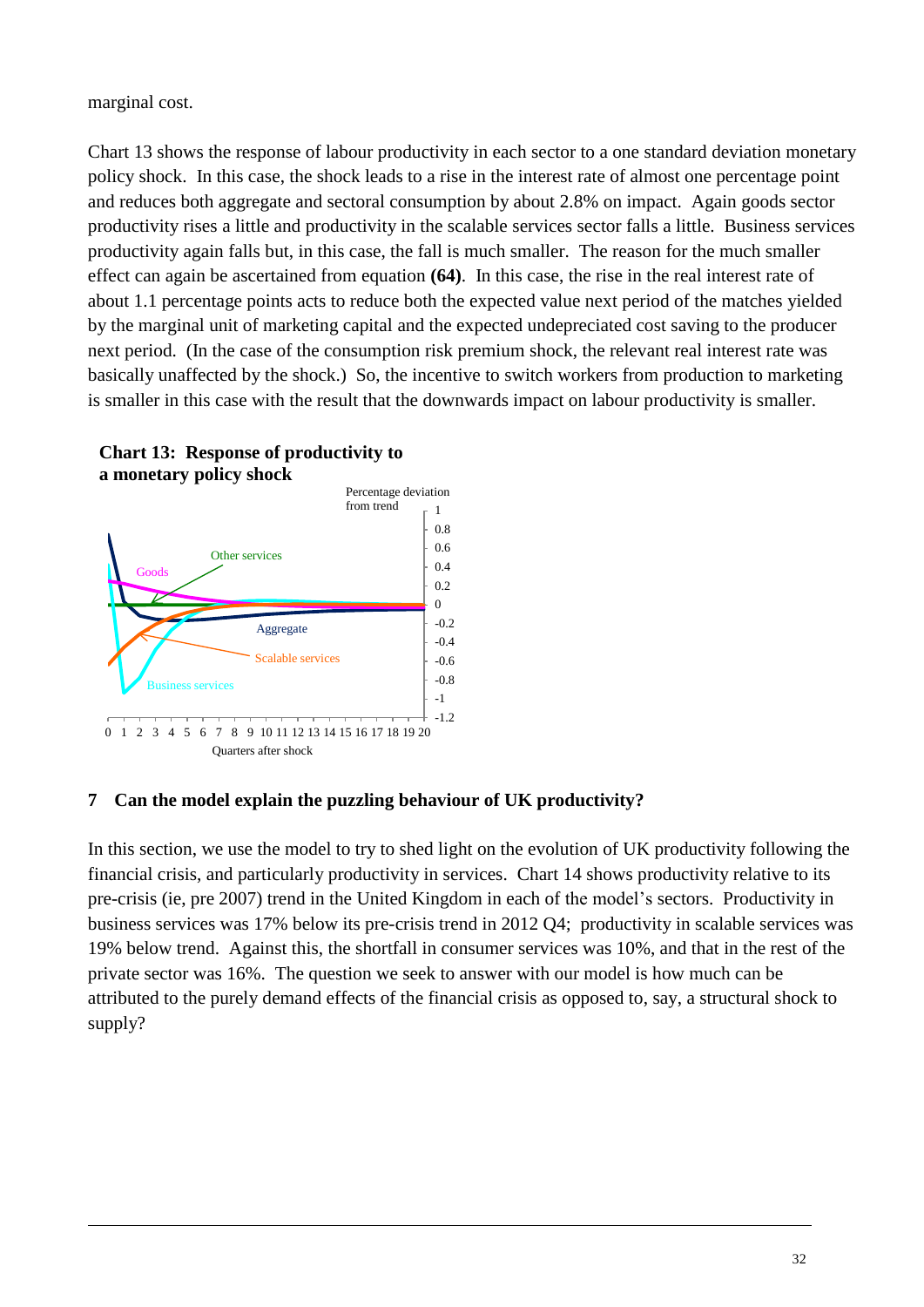marginal cost.

Chart 13 shows the response of labour productivity in each sector to a one standard deviation monetary policy shock. In this case, the shock leads to a rise in the interest rate of almost one percentage point and reduces both aggregate and sectoral consumption by about 2.8% on impact. Again goods sector productivity rises a little and productivity in the scalable services sector falls a little. Business services productivity again falls but, in this case, the fall is much smaller. The reason for the much smaller effect can again be ascertained from equation **(64)**. In this case, the rise in the real interest rate of about 1.1 percentage points acts to reduce both the expected value next period of the matches yielded by the marginal unit of marketing capital and the expected undepreciated cost saving to the producer next period. (In the case of the consumption risk premium shock, the relevant real interest rate was basically unaffected by the shock.) So, the incentive to switch workers from production to marketing is smaller in this case with the result that the downwards impact on labour productivity is smaller.

**Chart 13: Response of productivity to a monetary policy shock**

## 7 Can the model explain the puzzling behaviour of UK productivity?

In this section, we use the model to try to shed light on the evolution of UK productivity following the financial crisis, and particularly productivity in services. Chart 14 shows productivity relative to its pre-crisis (ie, pre 2007) trend in the United Kingdom in each of the model's sectors. Productivity in business services was 17% below its pre-crisis trend in 2012 Q4; productivity in scalable services was 19% below trend. Against this, the shortfall in consumer services was 10%, and that in the rest of the private sector was 16%. The question we seek to answer with our model is how much can be attributed to the purely demand effects of the financial crisis as opposed to, say, a structural shock to supply?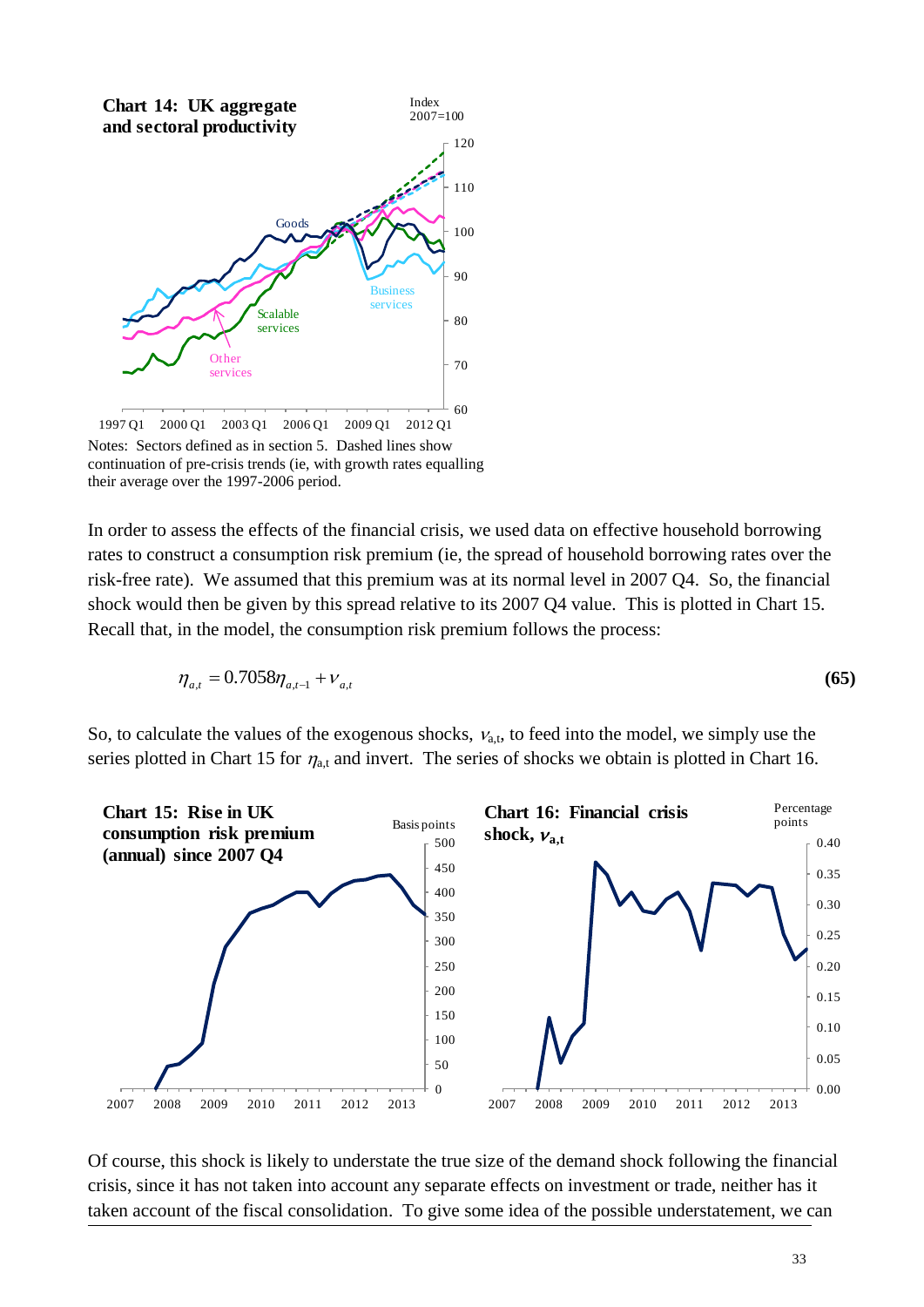**Chart 14: UK aggregate and sectoral productivity**

Notes: Sectors defined as in section 5. Dashed lines show continuation of pre-crisis trends (ie, with growth rates equalling their average over the 1997-2006 period.

In order to assess the effects of the financial crisis, we used data on effective household borrowing rates to construct a consumption risk premium (ie, the spread of household borrowing rates over the risk-free rate). We assumed that this premium was at its normal level in 2007 Q4. So, the financial shock would then be given by this spread relative to its 2007 Q4 value. This is plotted in Chart 15. Recall that, in the model, the consumption risk premium follows the process:

$$\eta_{a,t} = 0.7058\eta_{a,t-1} + \nu_{a,t} \tag{65}$$

So, to calculate the values of the exogenous shocks, $\nu_{a,t}$, to feed into the model, we simply use the series plotted in Chart 15 for $\eta_{a,t}$ and invert. The series of shocks we obtain is plotted in Chart 16.

**Chart 15: Rise in UK consumption risk premium (annual) since 2007 Q4**

**Chart 16: Financial crisis shock, $\nu_{a,t}$**

Of course, this shock is likely to understate the true size of the demand shock following the financial crisis, since it has not taken into account any separate effects on investment or trade, neither has it taken account of the fiscal consolidation. To give some idea of the possible understatement, we can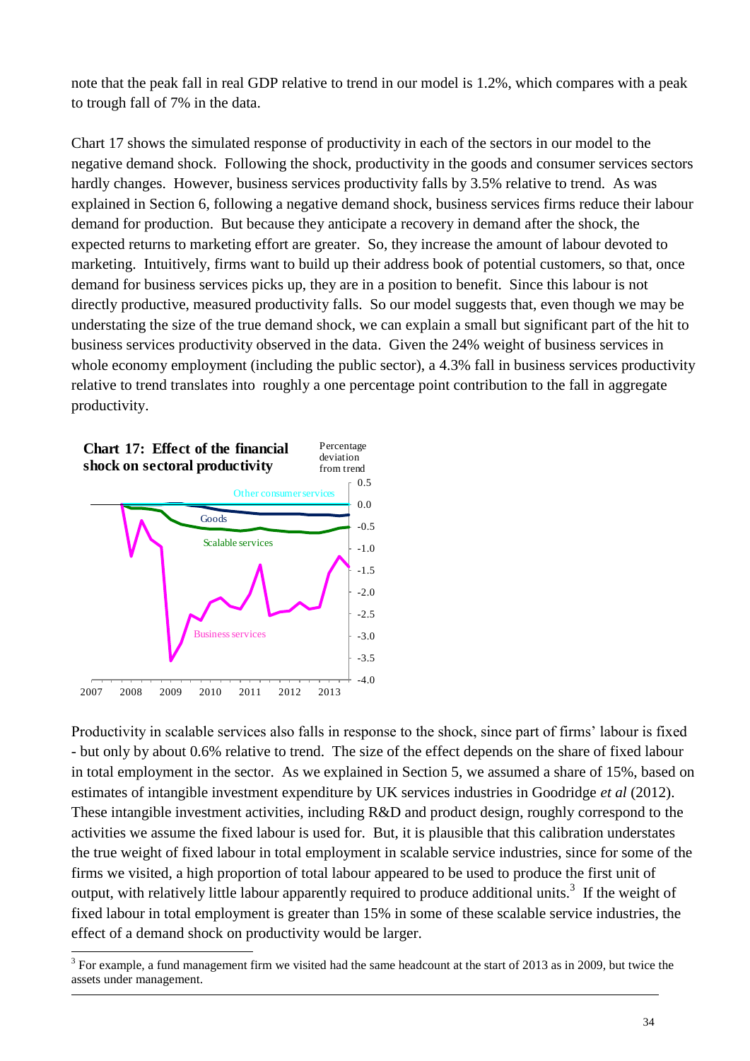note that the peak fall in real GDP relative to trend in our model is 1.2%, which compares with a peak to trough fall of 7% in the data.

Chart 17 shows the simulated response of productivity in each of the sectors in our model to the negative demand shock. Following the shock, productivity in the goods and consumer services sectors hardly changes. However, business services productivity falls by 3.5% relative to trend. As was explained in Section 6, following a negative demand shock, business services firms reduce their labour demand for production. But because they anticipate a recovery in demand after the shock, the expected returns to marketing effort are greater. So, they increase the amount of labour devoted to marketing. Intuitively, firms want to build up their address book of potential customers, so that, once demand for business services picks up, they are in a position to benefit. Since this labour is not directly productive, measured productivity falls. So our model suggests that, even though we may be understating the size of the true demand shock, we can explain a small but significant part of the hit to business services productivity observed in the data. Given the 24% weight of business services in whole economy employment (including the public sector), a 4.3% fall in business services productivity relative to trend translates into roughly a one percentage point contribution to the fall in aggregate productivity.

**Chart 17: Effect of the financial shock on sectoral productivity**

Productivity in scalable services also falls in response to the shock, since part of firms' labour is fixed - but only by about 0.6% relative to trend. The size of the effect depends on the share of fixed labour in total employment in the sector. As we explained in Section 5, we assumed a share of 15%, based on estimates of intangible investment expenditure by UK services industries in Goodridge *et al* (2012). These intangible investment activities, including R&D and product design, roughly correspond to the activities we assume the fixed labour is used for. But, it is plausible that this calibration understates the true weight of fixed labour in total employment in scalable service industries, since for some of the firms we visited, a high proportion of total labour appeared to be used to produce the first unit of output, with relatively little labour apparently required to produce additional units.[3] If the weight of fixed labour in total employment is greater than 15% in some of these scalable service industries, the effect of a demand shock on productivity would be larger.

[3] For example, a fund management firm we visited had the same headcount at the start of 2013 as in 2009, but twice the assets under management.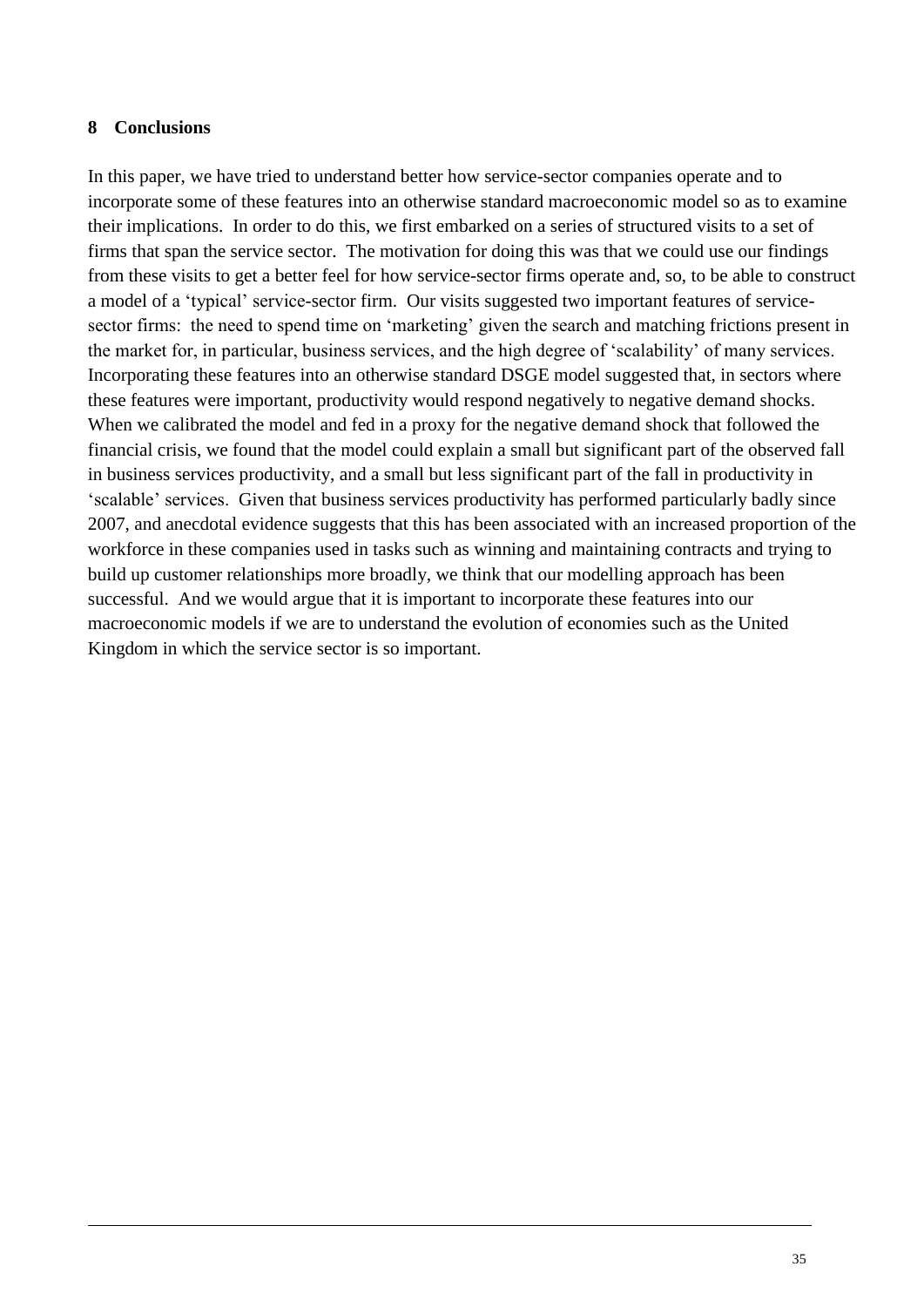## 8 Conclusions

In this paper, we have tried to understand better how service-sector companies operate and to incorporate some of these features into an otherwise standard macroeconomic model so as to examine their implications. In order to do this, we first embarked on a series of structured visits to a set of firms that span the service sector. The motivation for doing this was that we could use our findings from these visits to get a better feel for how service-sector firms operate and, so, to be able to construct a model of a 'typical' service-sector firm. Our visits suggested two important features of service-sector firms: the need to spend time on 'marketing' given the search and matching frictions present in the market for, in particular, business services, and the high degree of 'scalability' of many services. Incorporating these features into an otherwise standard DSGE model suggested that, in sectors where these features were important, productivity would respond negatively to negative demand shocks. When we calibrated the model and fed in a proxy for the negative demand shock that followed the financial crisis, we found that the model could explain a small but significant part of the observed fall in business services productivity, and a small but less significant part of the fall in productivity in 'scalable' services. Given that business services productivity has performed particularly badly since 2007, and anecdotal evidence suggests that this has been associated with an increased proportion of the workforce in these companies used in tasks such as winning and maintaining contracts and trying to build up customer relationships more broadly, we think that our modelling approach has been successful. And we would argue that it is important to incorporate these features into our macroeconomic models if we are to understand the evolution of economies such as the United Kingdom in which the service sector is so important.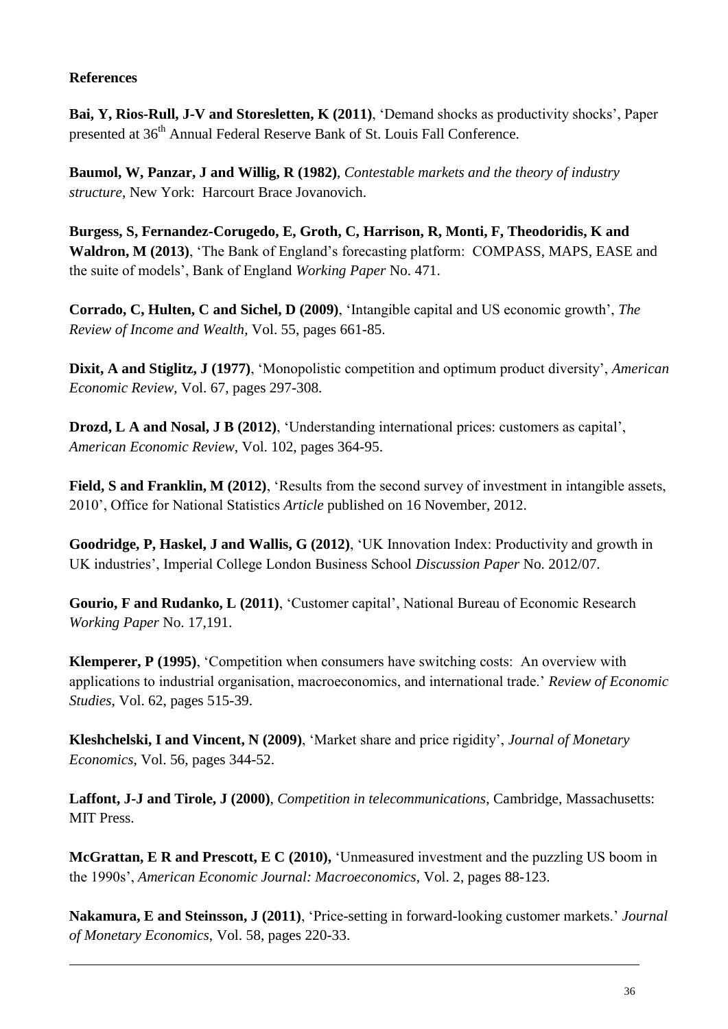**References**

**Bai, Y, Rios-Rull, J-V and Storesletten, K (2011)**, 'Demand shocks as productivity shocks', Paper presented at 36th Annual Federal Reserve Bank of St. Louis Fall Conference.

**Baumol, W, Panzar, J and Willig, R (1982)**, *Contestable markets and the theory of industry structure*, New York: Harcourt Brace Jovanovich.

**Burgess, S, Fernandez-Corugedo, E, Groth, C, Harrison, R, Monti, F, Theodoridis, K and Waldron, M (2013)**, 'The Bank of England's forecasting platform: COMPASS, MAPS, EASE and the suite of models', Bank of England *Working Paper* No. 471.

**Corrado, C, Hulten, C and Sichel, D (2009)**, 'Intangible capital and US economic growth', *The Review of Income and Wealth*, Vol. 55, pages 661-85.

**Dixit, A and Stiglitz, J (1977)**, 'Monopolistic competition and optimum product diversity', *American Economic Review*, Vol. 67, pages 297-308.

**Drozd, L A and Nosal, J B (2012)**, 'Understanding international prices: customers as capital', *American Economic Review*, Vol. 102, pages 364-95.

**Field, S and Franklin, M (2012)**, 'Results from the second survey of investment in intangible assets, 2010', Office for National Statistics *Article* published on 16 November, 2012.

**Goodridge, P, Haskel, J and Wallis, G (2012)**, 'UK Innovation Index: Productivity and growth in UK industries', Imperial College London Business School *Discussion Paper* No. 2012/07.

**Gourio, F and Rudanko, L (2011)**, 'Customer capital', National Bureau of Economic Research *Working Paper* No. 17,191.

**Klemperer, P (1995)**, 'Competition when consumers have switching costs: An overview with applications to industrial organisation, macroeconomics, and international trade.' *Review of Economic Studies*, Vol. 62, pages 515-39.

**Kleshchelski, I and Vincent, N (2009)**, 'Market share and price rigidity', *Journal of Monetary Economics*, Vol. 56, pages 344-52.

**Laffont, J-J and Tirole, J (2000)**, *Competition in telecommunications*, Cambridge, Massachusetts: MIT Press.

**McGrattan, E R and Prescott, E C (2010),** 'Unmeasured investment and the puzzling US boom in the 1990s', *American Economic Journal: Macroeconomics*, Vol. 2, pages 88-123.

**Nakamura, E and Steinsson, J (2011)**, 'Price-setting in forward-looking customer markets.' *Journal of Monetary Economics*, Vol. 58, pages 220-33.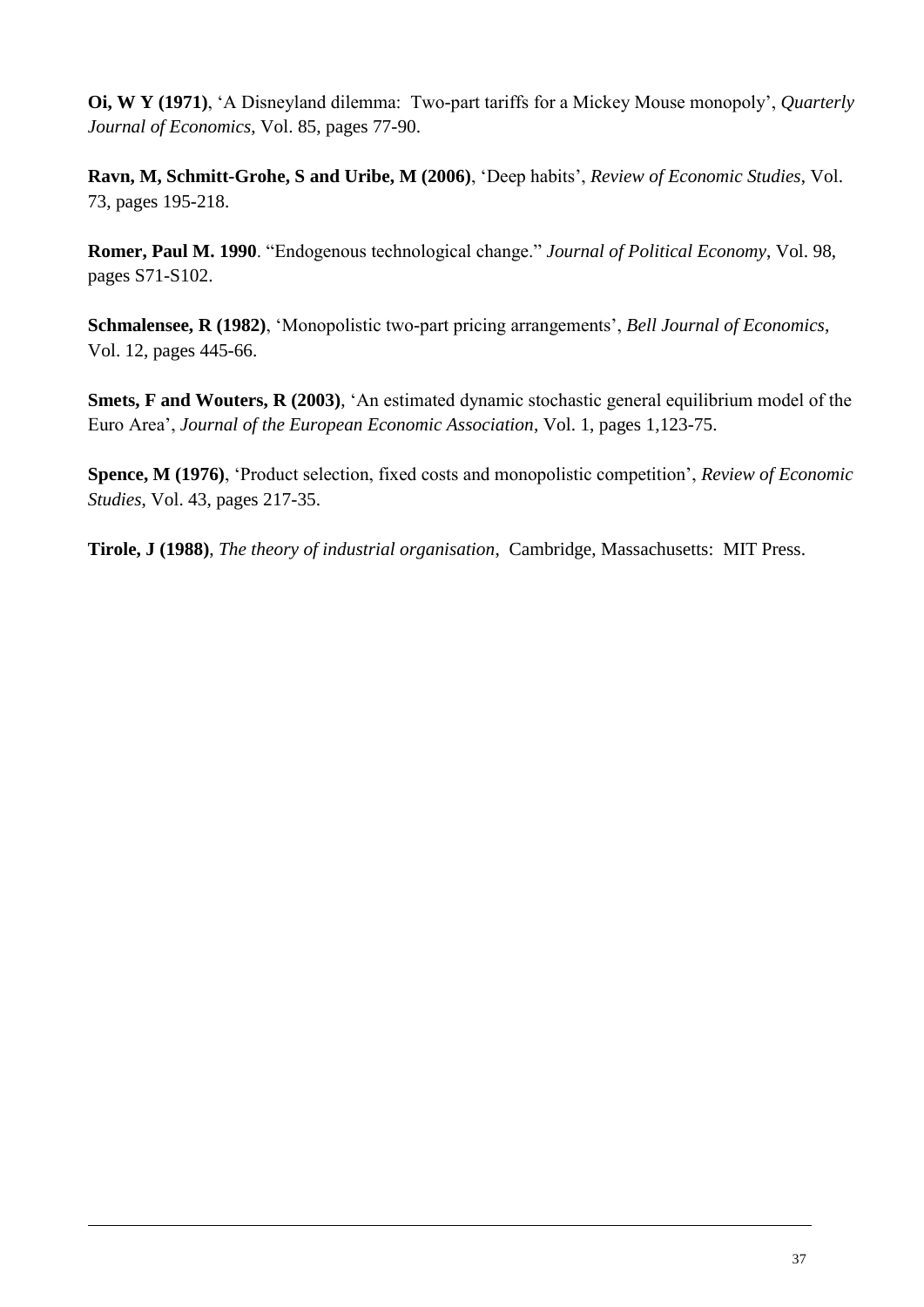**Oi, W Y (1971)**, 'A Disneyland dilemma: Two-part tariffs for a Mickey Mouse monopoly', *Quarterly Journal of Economics*, Vol. 85, pages 77-90.

**Ravn, M, Schmitt-Grohe, S and Uribe, M (2006)**, 'Deep habits', *Review of Economic Studies*, Vol. 73, pages 195-218.

**Romer, Paul M. 1990**. "Endogenous technological change." *Journal of Political Economy*, Vol. 98, pages S71-S102.

**Schmalensee, R (1982)**, 'Monopolistic two-part pricing arrangements', *Bell Journal of Economics*, Vol. 12, pages 445-66.

**Smets, F and Wouters, R (2003)**, 'An estimated dynamic stochastic general equilibrium model of the Euro Area', *Journal of the European Economic Association*, Vol. 1, pages 1,123-75.

**Spence, M (1976)**, 'Product selection, fixed costs and monopolistic competition', *Review of Economic Studies*, Vol. 43, pages 217-35.

**Tirole, J (1988)**, *The theory of industrial organisation*, Cambridge, Massachusetts: MIT Press.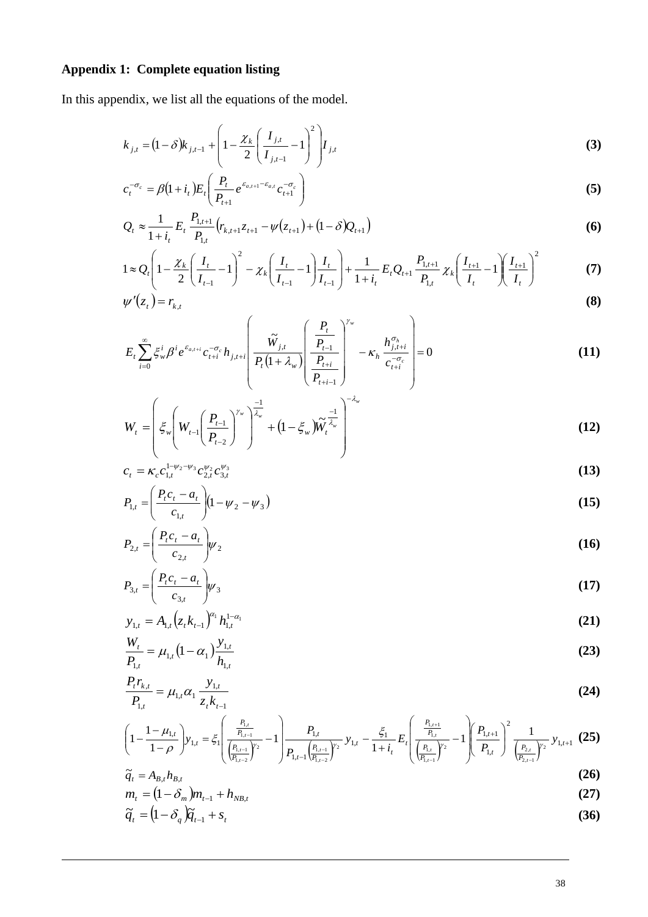**Appendix 1: Complete equation listing**

In this appendix, we list all the equations of the model.

$$k_{j,t} = (1-\delta)k_{j,t-1} + \left(1 - \frac{\chi_k}{2}\left(\frac{I_{j,t}}{I_{j,t-1}} - 1\right)^2\right) I_{j,t} \quad \textbf{(3)}$$

$$c_t^{-\sigma_c} = \beta(1+i_t) E_t\left(\frac{P_t}{P_{t+1}} e^{\varepsilon_{a,t+1} - \varepsilon_{a,t}} c_{t+1}^{-\sigma_c}\right) \quad \textbf{(5)}$$

$$Q_t \approx \frac{1}{1+i_t} E_t \frac{P_{1,t+1}}{P_{1,t}}\left(r_{k,t+1} z_{t+1} - \psi(z_{t+1}) + (1-\delta)Q_{t+1}\right) \quad \textbf{(6)}$$

$$1 \approx Q_t\left(1 - \frac{\chi_k}{2}\left(\frac{I_t}{I_{t-1}} - 1\right)^2 - \chi_k\left(\frac{I_t}{I_{t-1}} - 1\right)\frac{I_t}{I_{t-1}}\right) + \frac{1}{1+i_t} E_t Q_{t+1} \frac{P_{1,t+1}}{P_{1,t}} \chi_k\left(\frac{I_{t+1}}{I_t} - 1\right)\left(\frac{I_{t+1}}{I_t}\right)^2 \quad \textbf{(7)}$$

$$\psi'(z_t) = r_{k,t} \quad \textbf{(8)}$$

$$E_t \sum_{i=0}^{\infty} \xi_w^i \beta^i e^{\varepsilon_{a,t+i}} c_{t+i}^{-\sigma_c} h_{j,t+i}\left(\frac{\widetilde{W}_{j,t}}{P_t(1+\lambda_w)}\left(\frac{\frac{P_t}{P_{t-1}}}{\frac{P_{t+i}}{P_{t+i-1}}}\right)^{\gamma_w} - \kappa_h \frac{h_{j,t+i}^{\sigma_h}}{c_{t+i}^{-\sigma_c}}\right) = 0 \quad \textbf{(11)}$$

$$W_t = \left(\xi_w\left(W_{t-1}\left(\frac{P_{t-1}}{P_{t-2}}\right)^{\gamma_w}\right)^{\frac{-1}{\lambda_w}} + (1-\xi_w)\widetilde{W}_t^{\frac{-1}{\lambda_w}}\right)^{-\lambda_w} \quad \textbf{(12)}$$

$$c_t = \kappa_c c_{1,t}^{1-\psi_2-\psi_3} c_{2,t}^{\psi_2} c_{3,t}^{\psi_3} \quad \textbf{(13)}$$

$$P_{1,t} = \left(\frac{P_t c_t - a_t}{c_{1,t}}\right)(1 - \psi_2 - \psi_3) \quad \textbf{(15)}$$

$$P_{2,t} = \left(\frac{P_t c_t - a_t}{c_{2,t}}\right)\psi_2 \quad \textbf{(16)}$$

$$P_{3,t} = \left(\frac{P_t c_t - a_t}{c_{3,t}}\right)\psi_3 \quad \textbf{(17)}$$

$$y_{1,t} = A_{1,t}(z_t k_{t-1})^{\alpha_1} h_{1,t}^{1-\alpha_1} \quad \textbf{(21)}$$

$$\frac{W_t}{P_{1,t}} = \mu_{1,t}(1-\alpha_1)\frac{y_{1,t}}{h_{1,t}} \quad \textbf{(23)}$$

$$\frac{P_t r_{k,t}}{P_{1,t}} = \mu_{1,t}\alpha_1 \frac{y_{1,t}}{z_t k_{t-1}} \quad \textbf{(24)}$$

$$\left(1 - \frac{1-\mu_{1,t}}{1-\rho}\right) y_{1,t} = \xi_1\left(\frac{\frac{P_{1,t}}{P_{1,t-1}}}{\left(\frac{P_{1,t-1}}{P_{1,t-2}}\right)^{\gamma_2}} - 1\right)\frac{P_{1,t}}{P_{1,t-1}\left(\frac{P_{1,t-1}}{P_{1,t-2}}\right)^{\gamma_2}} y_{1,t} - \frac{\xi_1}{1+i_t} E_t\left(\frac{\frac{P_{1,t+1}}{P_{1,t}}}{\left(\frac{P_{1,t}}{P_{1,t-1}}\right)^{\gamma_2}} - 1\right)\left(\frac{P_{1,t+1}}{P_{1,t}}\right)^2 \frac{1}{\left(\frac{P_{2,t}}{P_{2,t-1}}\right)^{\gamma_2}} y_{1,t+1} \quad \textbf{(25)}$$

$$\widetilde{q}_t = A_{B,t} h_{B,t} \quad \textbf{(26)}$$

$$m_t = (1-\delta_m)m_{t-1} + h_{NB,t} \quad \textbf{(27)}$$

$$\widetilde{q}_t = (1-\delta_q)\widetilde{q}_{t-1} + s_t \quad \textbf{(36)}$$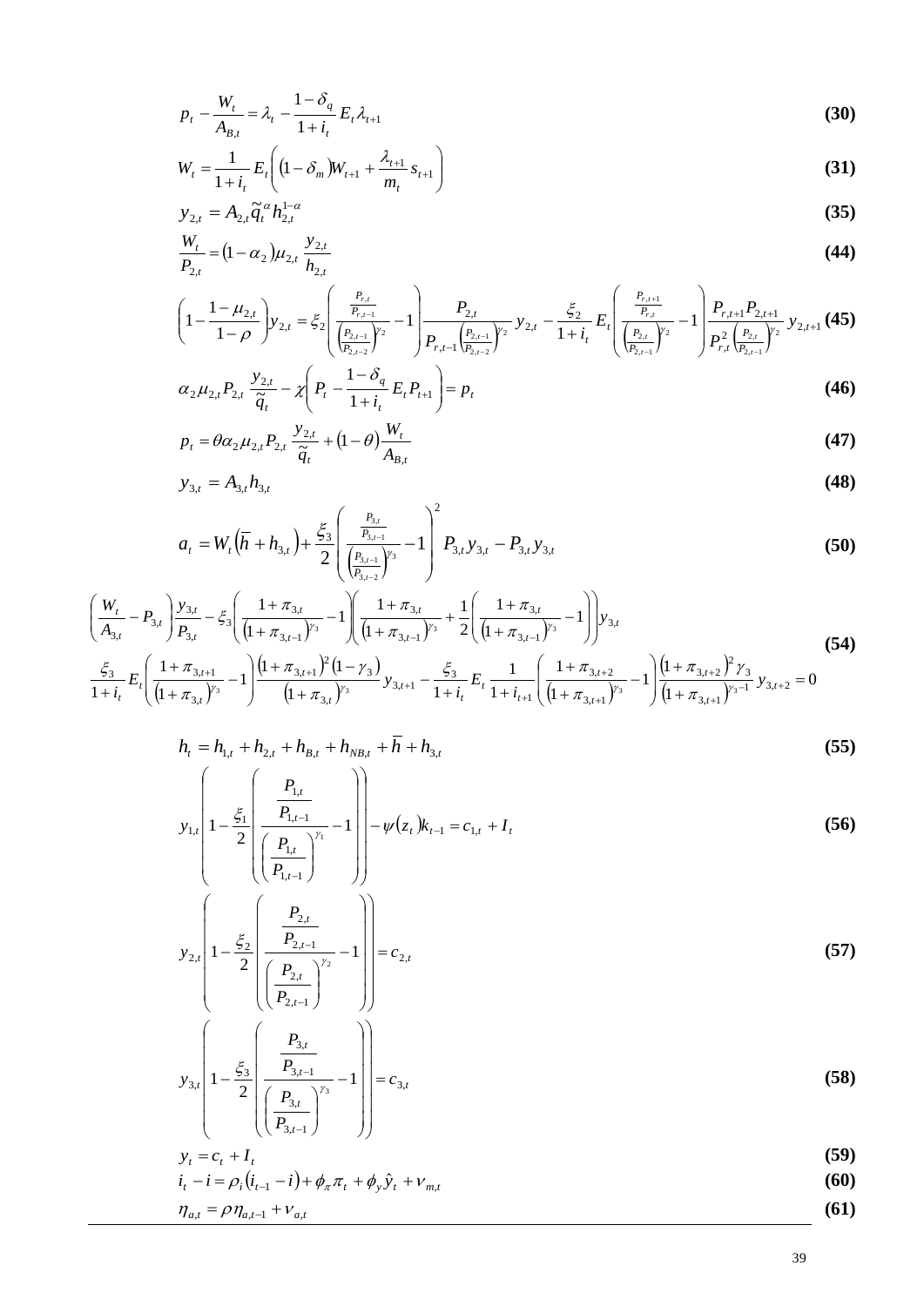$$p_t - \frac{W_t}{A_{B,t}} = \lambda_t - \frac{1-\delta_q}{1+i_t} E_t \lambda_{t+1} \tag{30}$$

$$W_t = \frac{1}{1+i_t} E_t \left( (1-\delta_m) W_{t+1} + \frac{\lambda_{t+1}}{m_t} s_{t+1} \right) \tag{31}$$

$$y_{2,t} = A_{2,t} \tilde{q}_t^{\alpha} h_{2,t}^{1-\alpha} \tag{35}$$

$$\frac{W_t}{P_{2,t}} = (1-\alpha_2) \mu_{2,t} \frac{y_{2,t}}{h_{2,t}} \tag{44}$$

$$\left(1 - \frac{1-\mu_{2,t}}{1-\rho}\right) y_{2,t} = \xi_2 \left( \frac{\frac{P_{r,t}}{P_{r,t-1}}}{\left(\frac{P_{2,t-1}}{P_{2,t-2}}\right)^{\gamma_2}} - 1 \right) \frac{P_{2,t}}{P_{r,t-1} \left(\frac{P_{2,t-1}}{P_{2,t-2}}\right)^{\gamma_2}} y_{2,t} - \frac{\xi_2}{1+i_t} E_t \left( \frac{\frac{P_{r,t+1}}{P_{r,t}}}{\left(\frac{P_{2,t}}{P_{2,t-1}}\right)^{\gamma_2}} - 1 \right) \frac{P_{r,t+1} P_{2,t+1}}{P_{r,t}^2 \left(\frac{P_{2,t}}{P_{2,t-1}}\right)^{\gamma_2}} y_{2,t+1} \tag{45}$$

$$\alpha_2 \mu_{2,t} P_{2,t} \frac{y_{2,t}}{\tilde{q}_t} - \chi \left( P_t - \frac{1-\delta_q}{1+i_t} E_t P_{t+1} \right) = p_t \tag{46}$$

$$p_t = \theta \alpha_2 \mu_{2,t} P_{2,t} \frac{y_{2,t}}{\tilde{q}_t} + (1-\theta) \frac{W_t}{A_{B,t}} \tag{47}$$

$$y_{3,t} = A_{3,t} h_{3,t} \tag{48}$$

$$a_t = W_t (\bar{h} + h_{3,t}) + \frac{\xi_3}{2} \left( \frac{\frac{P_{3,t}}{P_{3,t-1}}}{\left(\frac{P_{3,t-1}}{P_{3,t-2}}\right)^{\gamma_3}} - 1 \right)^2 P_{3,t} y_{3,t} - P_{3,t} y_{3,t} \tag{50}$$

$$\begin{aligned}
&\left( \frac{W_t}{A_{3,t}} - P_{3,t} \right) \frac{y_{3,t}}{P_{3,t}} - \xi_3 \left( \frac{1+\pi_{3,t}}{(1+\pi_{3,t-1})^{\gamma_3}} - 1 \right) \left( \frac{1+\pi_{3,t}}{(1+\pi_{3,t-1})^{\gamma_3}} + \frac{1}{2} \left( \frac{1+\pi_{3,t}}{(1+\pi_{3,t-1})^{\gamma_3}} - 1 \right) \right) y_{3,t} \\
&\frac{\xi_3}{1+i_t} E_t \left( \frac{1+\pi_{3,t+1}}{(1+\pi_{3,t})^{\gamma_3}} - 1 \right) \frac{(1+\pi_{3,t+1})^2 (1-\gamma_3)}{(1+\pi_{3,t})^{\gamma_3}} y_{3,t+1} - \frac{\xi_3}{1+i_t} E_t \frac{1}{1+i_{t+1}} \left( \frac{1+\pi_{3,t+2}}{(1+\pi_{3,t+1})^{\gamma_3}} - 1 \right) \frac{(1+\pi_{3,t+2})^2 \gamma_3}{(1+\pi_{3,t+1})^{\gamma_3 - 1}} y_{3,t+2} = 0
\end{aligned} \tag{54}$$

$$h_t = h_{1,t} + h_{2,t} + h_{B,t} + h_{NB,t} + \bar{h} + h_{3,t} \tag{55}$$

$$y_{1,t} \left( 1 - \frac{\xi_1}{2} \left( \frac{\frac{P_{1,t}}{P_{1,t-1}}}{\left(\frac{P_{1,t}}{P_{1,t-1}}\right)^{\gamma_1}} - 1 \right) \right) - \psi(z_t) k_{t-1} = c_{1,t} + I_t \tag{56}$$

$$y_{2,t} \left( 1 - \frac{\xi_2}{2} \left( \frac{\frac{P_{2,t}}{P_{2,t-1}}}{\left(\frac{P_{2,t}}{P_{2,t-1}}\right)^{\gamma_2}} - 1 \right) \right) = c_{2,t} \tag{57}$$

$$y_{3,t} \left( 1 - \frac{\xi_3}{2} \left( \frac{\frac{P_{3,t}}{P_{3,t-1}}}{\left(\frac{P_{3,t}}{P_{3,t-1}}\right)^{\gamma_3}} - 1 \right) \right) = c_{3,t} \tag{58}$$

$$y_t = c_t + I_t \tag{59}$$

$$i_t - i = \rho_i (i_{t-1} - i) + \phi_\pi \pi_t + \phi_y \hat{y}_t + \nu_{m,t} \tag{60}$$

$$\eta_{a,t} = \rho \eta_{a,t-1} + \nu_{a,t} \tag{61}$$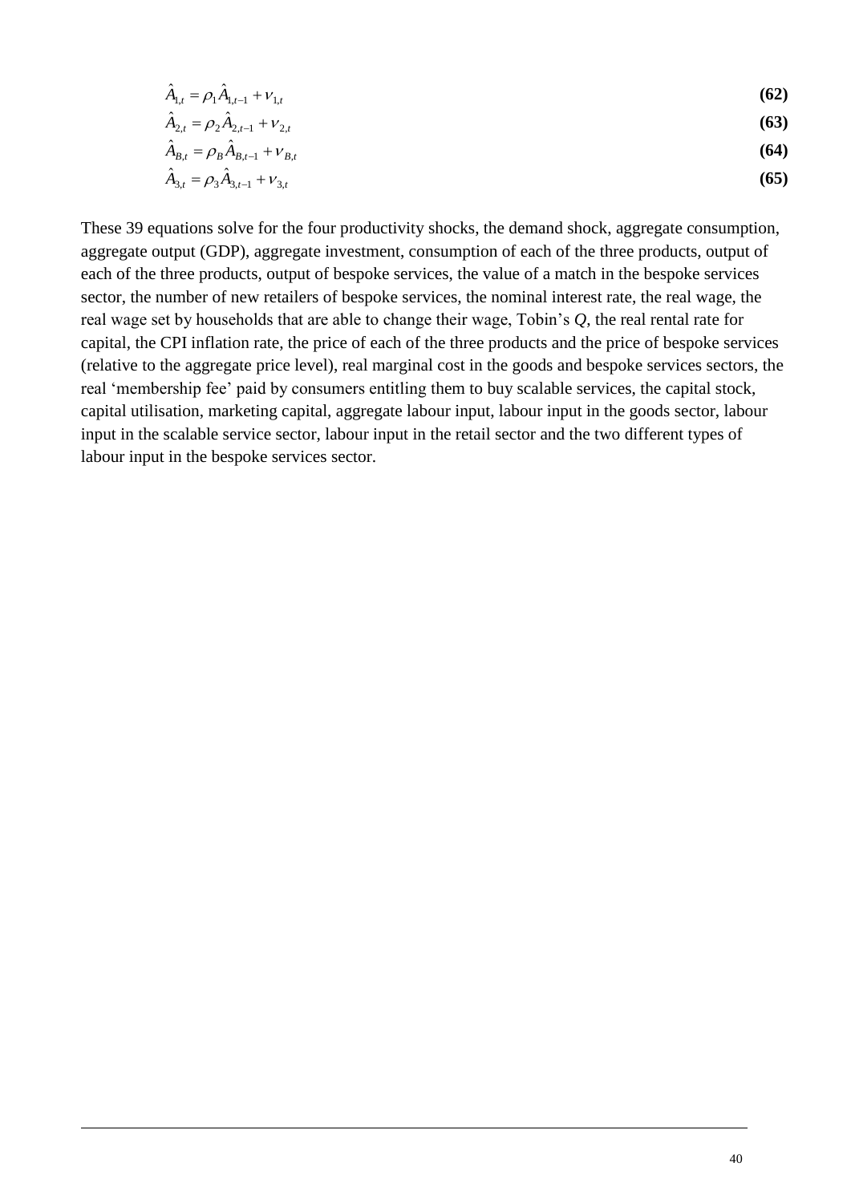$$\hat{A}_{1,t} = \rho_1 \hat{A}_{1,t-1} + \nu_{1,t} \tag{62}$$

$$\hat{A}_{2,t} = \rho_2 \hat{A}_{2,t-1} + \nu_{2,t} \tag{63}$$

$$\hat{A}_{B,t} = \rho_B \hat{A}_{B,t-1} + \nu_{B,t} \tag{64}$$

$$\hat{A}_{3,t} = \rho_3 \hat{A}_{3,t-1} + \nu_{3,t} \tag{65}$$

These 39 equations solve for the four productivity shocks, the demand shock, aggregate consumption, aggregate output (GDP), aggregate investment, consumption of each of the three products, output of each of the three products, output of bespoke services, the value of a match in the bespoke services sector, the number of new retailers of bespoke services, the nominal interest rate, the real wage, the real wage set by households that are able to change their wage, Tobin's *Q*, the real rental rate for capital, the CPI inflation rate, the price of each of the three products and the price of bespoke services (relative to the aggregate price level), real marginal cost in the goods and bespoke services sectors, the real 'membership fee' paid by consumers entitling them to buy scalable services, the capital stock, capital utilisation, marketing capital, aggregate labour input, labour input in the goods sector, labour input in the scalable service sector, labour input in the retail sector and the two different types of labour input in the bespoke services sector.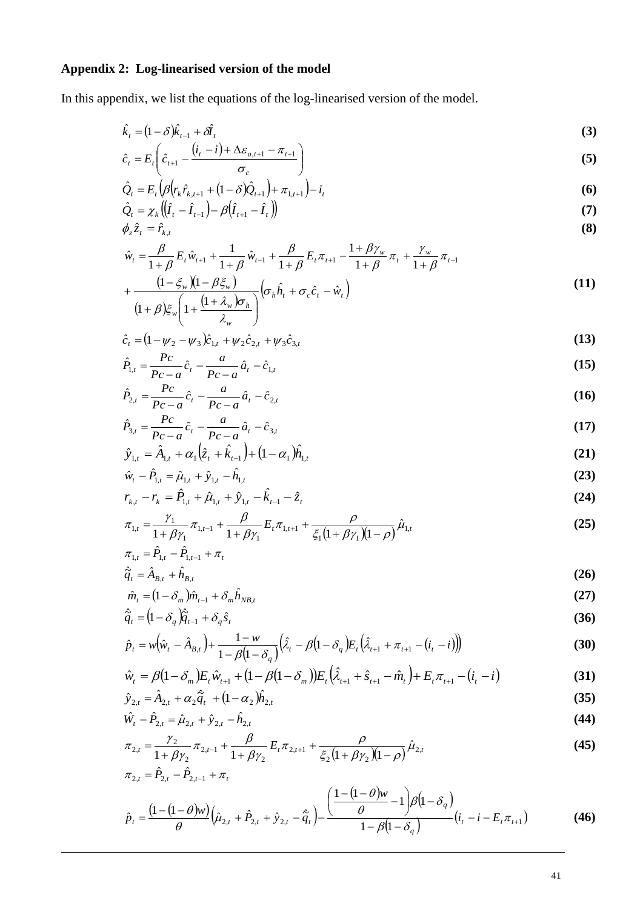## Appendix 2: Log-linearised version of the model

In this appendix, we list the equations of the log-linearised version of the model.

$$\hat{k}_t = (1-\delta)\hat{k}_{t-1} + \delta \hat{I}_t \tag{3}$$

$$\hat{c}_t = E_t\left(\hat{c}_{t+1} - \frac{(i_t - i) + \Delta\varepsilon_{a,t+1} - \pi_{t+1}}{\sigma_c}\right) \tag{5}$$

$$\hat{Q}_t = E_t\left(\beta\left(r_k \hat{r}_{k,t+1} + (1-\delta)\hat{Q}_{t+1}\right) + \pi_{1,t+1}\right) - i_t \tag{6}$$

$$\hat{Q}_t = \chi_k\left(\left(\hat{I}_t - \hat{I}_{t-1}\right) - \beta\left(\hat{I}_{t+1} - \hat{I}_t\right)\right) \tag{7}$$

$$\phi_z \hat{z}_t = \hat{r}_{k,t} \tag{8}$$

$$\hat{w}_t = \frac{\beta}{1+\beta} E_t \hat{w}_{t+1} + \frac{1}{1+\beta}\hat{w}_{t-1} + \frac{\beta}{1+\beta} E_t \pi_{t+1} - \frac{1+\beta\gamma_w}{1+\beta}\pi_t + \frac{\gamma_w}{1+\beta}\pi_{t-1}$$
$$+ \frac{(1-\xi_w)(1-\beta\xi_w)}{(1+\beta)\xi_w\left(1 + \dfrac{(1+\lambda_w)\sigma_h}{\lambda_w}\right)}\left(\sigma_h \hat{h}_t + \sigma_c \hat{c}_t - \hat{w}_t\right) \tag{11}$$

$$\hat{c}_t = (1-\psi_2-\psi_3)\hat{c}_{1,t} + \psi_2 \hat{c}_{2,t} + \psi_3 \hat{c}_{3,t} \tag{13}$$

$$\hat{P}_{1,t} = \frac{Pc}{Pc-a}\hat{c}_t - \frac{a}{Pc-a}\hat{a}_t - \hat{c}_{1,t} \tag{15}$$

$$\hat{P}_{2,t} = \frac{Pc}{Pc-a}\hat{c}_t - \frac{a}{Pc-a}\hat{a}_t - \hat{c}_{2,t} \tag{16}$$

$$\hat{P}_{3,t} = \frac{Pc}{Pc-a}\hat{c}_t - \frac{a}{Pc-a}\hat{a}_t - \hat{c}_{3,t} \tag{17}$$

$$\hat{y}_{1,t} = \hat{A}_{1,t} + \alpha_1\left(\hat{z}_t + \hat{k}_{t-1}\right) + (1-\alpha_1)\hat{h}_{1,t} \tag{21}$$

$$\hat{w}_t - \hat{P}_{1,t} = \hat{\mu}_{1,t} + \hat{y}_{1,t} - \hat{h}_{1,t} \tag{23}$$

$$r_{k,t} - r_k = \hat{P}_{1,t} + \hat{\mu}_{1,t} + \hat{y}_{1,t} - \hat{k}_{t-1} - \hat{z}_t \tag{24}$$

$$\pi_{1,t} = \frac{\gamma_1}{1+\beta\gamma_1}\pi_{1,t-1} + \frac{\beta}{1+\beta\gamma_1}E_t \pi_{1,t+1} + \frac{\rho}{\xi_1(1+\beta\gamma_1)(1-\rho)}\hat{\mu}_{1,t} \tag{25}$$

$$\pi_{1,t} = \hat{P}_{1,t} - \hat{P}_{1,t-1} + \pi_t$$

$$\hat{\tilde{q}}_t = \hat{A}_{B,t} + \hat{h}_{B,t} \tag{26}$$

$$\hat{m}_t = (1-\delta_m)\hat{m}_{t-1} + \delta_m \hat{h}_{NB,t} \tag{27}$$

$$\hat{\tilde{q}}_t = (1-\delta_q)\hat{\tilde{q}}_{t-1} + \delta_q \hat{s}_t \tag{36}$$

$$\hat{p}_t = w\left(\hat{w}_t - \hat{A}_{B,t}\right) + \frac{1-w}{1-\beta(1-\delta_q)}\left(\hat{\lambda}_t - \beta(1-\delta_q)E_t\left(\hat{\lambda}_{t+1} + \pi_{t+1} - (i_t - i)\right)\right) \tag{30}$$

$$\hat{w}_t = \beta(1-\delta_m)E_t \hat{w}_{t+1} + \left(1-\beta(1-\delta_m)\right)E_t\left(\hat{\lambda}_{t+1} + \hat{s}_{t+1} - \hat{m}_t\right) + E_t \pi_{t+1} - (i_t - i) \tag{31}$$

$$\hat{y}_{2,t} = \hat{A}_{2,t} + \alpha_2 \hat{\tilde{q}}_t + (1-\alpha_2)\hat{h}_{2,t} \tag{35}$$

$$\hat{W}_t - \hat{P}_{2,t} = \hat{\mu}_{2,t} + \hat{y}_{2,t} - \hat{h}_{2,t} \tag{44}$$

$$\pi_{2,t} = \frac{\gamma_2}{1+\beta\gamma_2}\pi_{2,t-1} + \frac{\beta}{1+\beta\gamma_2}E_t \pi_{2,t+1} + \frac{\rho}{\xi_2(1+\beta\gamma_2)(1-\rho)}\hat{\mu}_{2,t} \tag{45}$$

$$\pi_{2,t} = \hat{P}_{2,t} - \hat{P}_{2,t-1} + \pi_t$$

$$\hat{p}_t = \frac{\left(1-(1-\theta)w\right)}{\theta}\left(\hat{\mu}_{2,t} + \hat{P}_{2,t} + \hat{y}_{2,t} - \hat{\tilde{q}}_t\right) - \frac{\left(\dfrac{1-(1-\theta)w}{\theta} - 1\right)\beta(1-\delta_q)}{1-\beta(1-\delta_q)}\left(i_t - i - E_t \pi_{t+1}\right) \tag{46}$$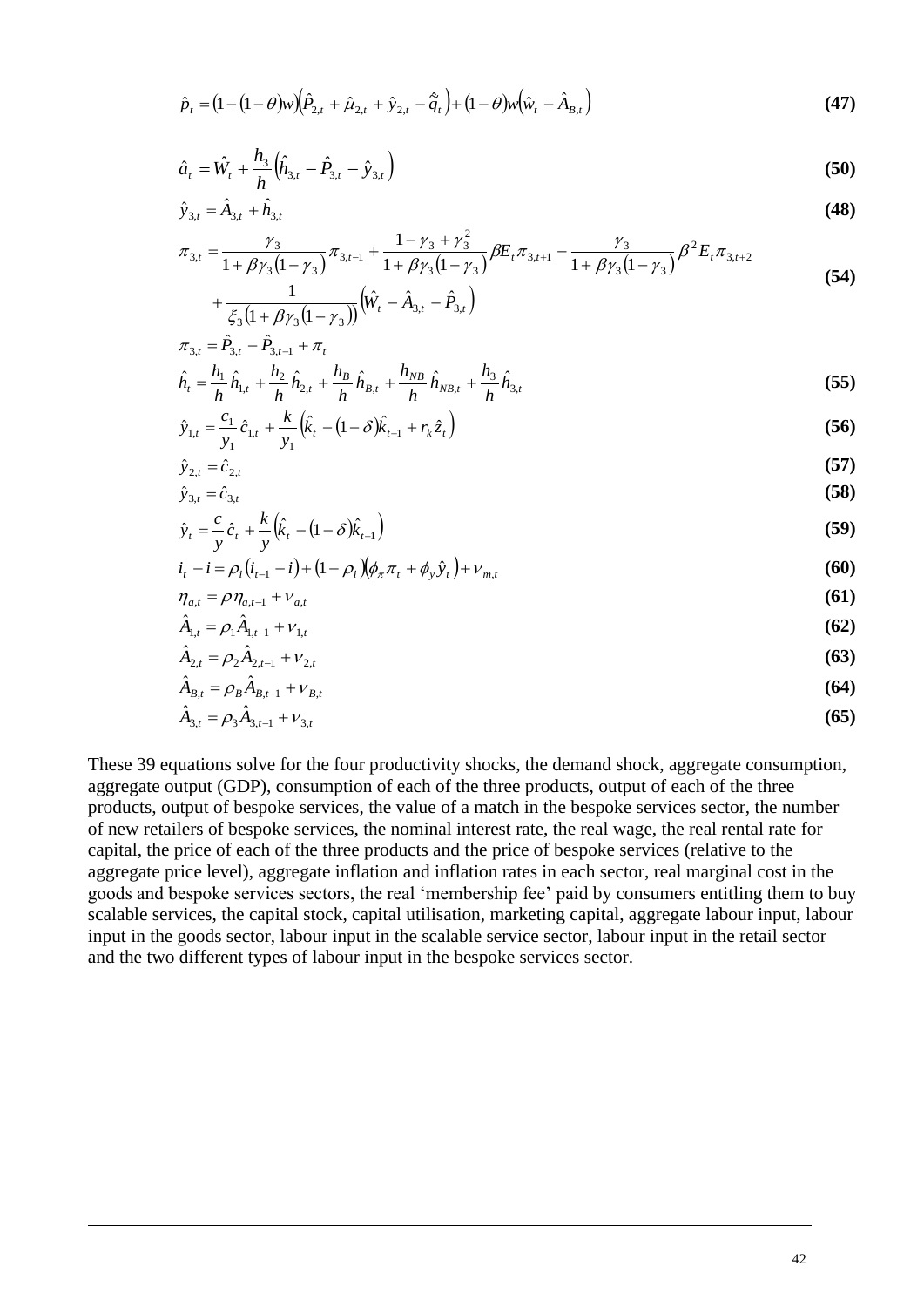$$\hat{p}_t = \left(1-(1-\theta)w\right)\left(\hat{P}_{2,t} + \hat{\mu}_{2,t} + \hat{y}_{2,t} - \hat{\tilde{q}}_t\right) + (1-\theta)w\left(\hat{w}_t - \hat{A}_{B,t}\right) \tag{47}$$

$$\hat{a}_t = \hat{W}_t + \frac{h_3}{\bar{h}}\left(\hat{h}_{3,t} - \hat{P}_{3,t} - \hat{y}_{3,t}\right) \tag{50}$$

$$\hat{y}_{3,t} = \hat{A}_{3,t} + \hat{h}_{3,t} \tag{48}$$

$$\pi_{3,t} = \frac{\gamma_3}{1+\beta\gamma_3(1-\gamma_3)}\pi_{3,t-1} + \frac{1-\gamma_3+\gamma_3^2}{1+\beta\gamma_3(1-\gamma_3)}\beta E_t \pi_{3,t+1} - \frac{\gamma_3}{1+\beta\gamma_3(1-\gamma_3)}\beta^2 E_t \pi_{3,t+2} + \frac{1}{\xi_3\left(1+\beta\gamma_3(1-\gamma_3)\right)}\left(\hat{W}_t - \hat{A}_{3,t} - \hat{P}_{3,t}\right) \tag{54}$$

$$\pi_{3,t} = \hat{P}_{3,t} - \hat{P}_{3,t-1} + \pi_t$$

$$\hat{h}_t = \frac{h_1}{h}\hat{h}_{1,t} + \frac{h_2}{h}\hat{h}_{2,t} + \frac{h_B}{h}\hat{h}_{B,t} + \frac{h_{NB}}{h}\hat{h}_{NB,t} + \frac{h_3}{h}\hat{h}_{3,t} \tag{55}$$

$$\hat{y}_{1,t} = \frac{c_1}{y_1}\hat{c}_{1,t} + \frac{k}{y_1}\left(\hat{k}_t - (1-\delta)\hat{k}_{t-1} + r_k\hat{z}_t\right) \tag{56}$$

$$\hat{y}_{2,t} = \hat{c}_{2,t} \tag{57}$$

$$\hat{y}_{3,t} = \hat{c}_{3,t} \tag{58}$$

$$\hat{y}_t = \frac{c}{y}\hat{c}_t + \frac{k}{y}\left(\hat{k}_t - (1-\delta)\hat{k}_{t-1}\right) \tag{59}$$

$$i_t - i = \rho_i\left(i_{t-1} - i\right) + \left(1-\rho_i\right)\left(\phi_\pi \pi_t + \phi_y \hat{y}_t\right) + \nu_{m,t} \tag{60}$$

$$\eta_{a,t} = \rho\eta_{a,t-1} + \nu_{a,t} \tag{61}$$

$$\hat{A}_{1,t} = \rho_1\hat{A}_{1,t-1} + \nu_{1,t} \tag{62}$$

$$\hat{A}_{2,t} = \rho_2\hat{A}_{2,t-1} + \nu_{2,t} \tag{63}$$

$$\hat{A}_{B,t} = \rho_B\hat{A}_{B,t-1} + \nu_{B,t} \tag{64}$$

$$\hat{A}_{3,t} = \rho_3\hat{A}_{3,t-1} + \nu_{3,t} \tag{65}$$

These 39 equations solve for the four productivity shocks, the demand shock, aggregate consumption, aggregate output (GDP), consumption of each of the three products, output of each of the three products, output of bespoke services, the value of a match in the bespoke services sector, the number of new retailers of bespoke services, the nominal interest rate, the real wage, the real rental rate for capital, the price of each of the three products and the price of bespoke services (relative to the aggregate price level), aggregate inflation and inflation rates in each sector, real marginal cost in the goods and bespoke services sectors, the real 'membership fee' paid by consumers entitling them to buy scalable services, the capital stock, capital utilisation, marketing capital, aggregate labour input, labour input in the goods sector, labour input in the scalable service sector, labour input in the retail sector and the two different types of labour input in the bespoke services sector.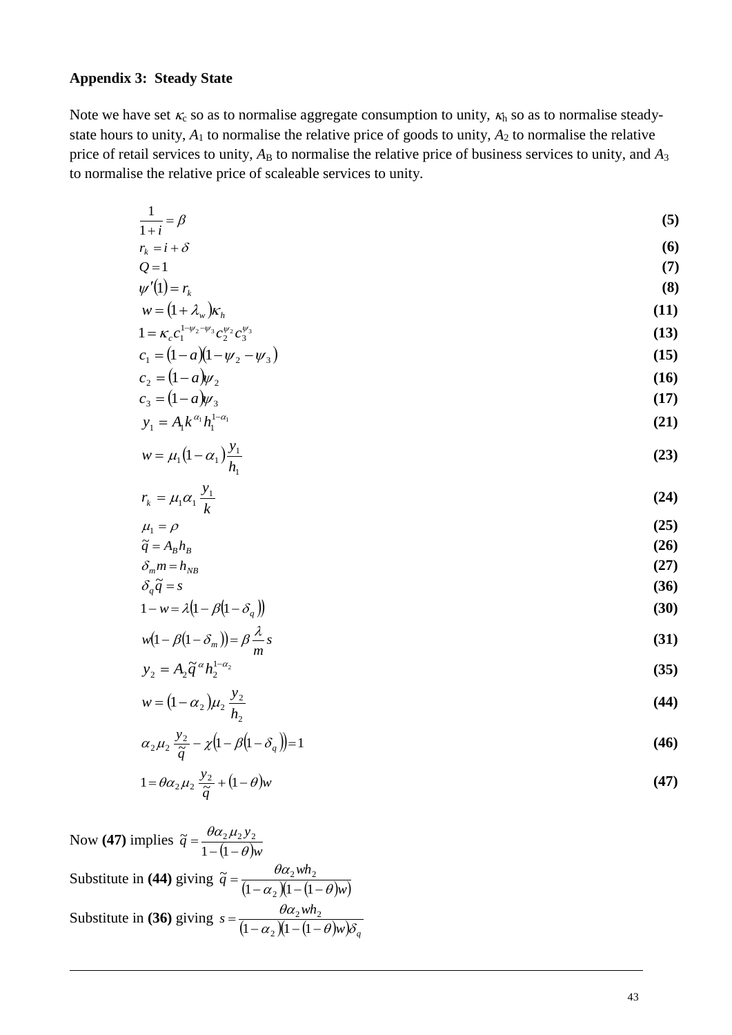**Appendix 3: Steady State**

Note we have set $\kappa_c$ so as to normalise aggregate consumption to unity, $\kappa_h$ so as to normalise steady-state hours to unity, $A_1$ to normalise the relative price of goods to unity, $A_2$ to normalise the relative price of retail services to unity, $A_B$ to normalise the relative price of business services to unity, and $A_3$ to normalise the relative price of scaleable services to unity.

$$\frac{1}{1+i} = \beta \quad \textbf{(5)}$$

$$r_k = i + \delta \quad \textbf{(6)}$$

$$Q = 1 \quad \textbf{(7)}$$

$$\psi'(1) = r_k \quad \textbf{(8)}$$

$$w = (1+\lambda_w)\kappa_h \quad \textbf{(11)}$$

$$1 = \kappa_c c_1^{1-\psi_2-\psi_3} c_2^{\psi_2} c_3^{\psi_3} \quad \textbf{(13)}$$

$$c_1 = (1-a)(1-\psi_2-\psi_3) \quad \textbf{(15)}$$

$$c_2 = (1-a)\psi_2 \quad \textbf{(16)}$$

$$c_3 = (1-a)\psi_3 \quad \textbf{(17)}$$

$$y_1 = A_1 k^{\alpha_1} h_1^{1-\alpha_1} \quad \textbf{(21)}$$

$$w = \mu_1(1-\alpha_1)\frac{y_1}{h_1} \quad \textbf{(23)}$$

$$r_k = \mu_1 \alpha_1 \frac{y_1}{k} \quad \textbf{(24)}$$

$$\mu_1 = \rho \quad \textbf{(25)}$$

$$\tilde{q} = A_B h_B \quad \textbf{(26)}$$

$$\delta_m m = h_{NB} \quad \textbf{(27)}$$

$$\delta_q \tilde{q} = s \quad \textbf{(36)}$$

$$1 - w = \lambda\left(1-\beta\left(1-\delta_q\right)\right) \quad \textbf{(30)}$$

$$w\left(1-\beta(1-\delta_m)\right) = \beta\frac{\lambda}{m}s \quad \textbf{(31)}$$

$$y_2 = A_2 \tilde{q}^{\alpha} h_2^{1-\alpha_2} \quad \textbf{(35)}$$

$$w = (1-\alpha_2)\mu_2 \frac{y_2}{h_2} \quad \textbf{(44)}$$

$$\alpha_2 \mu_2 \frac{y_2}{\tilde{q}} - \chi\left(1-\beta\left(1-\delta_q\right)\right) = 1 \quad \textbf{(46)}$$

$$1 = \theta\alpha_2\mu_2\frac{y_2}{\tilde{q}} + (1-\theta)w \quad \textbf{(47)}$$

Now **(47)** implies $\tilde{q} = \dfrac{\theta\alpha_2\mu_2 y_2}{1-(1-\theta)w}$

Substitute in **(44)** giving $\tilde{q} = \dfrac{\theta\alpha_2 w h_2}{(1-\alpha_2)(1-(1-\theta)w)}$

Substitute in **(36)** giving $s = \dfrac{\theta\alpha_2 w h_2}{(1-\alpha_2)(1-(1-\theta)w)\delta_q}$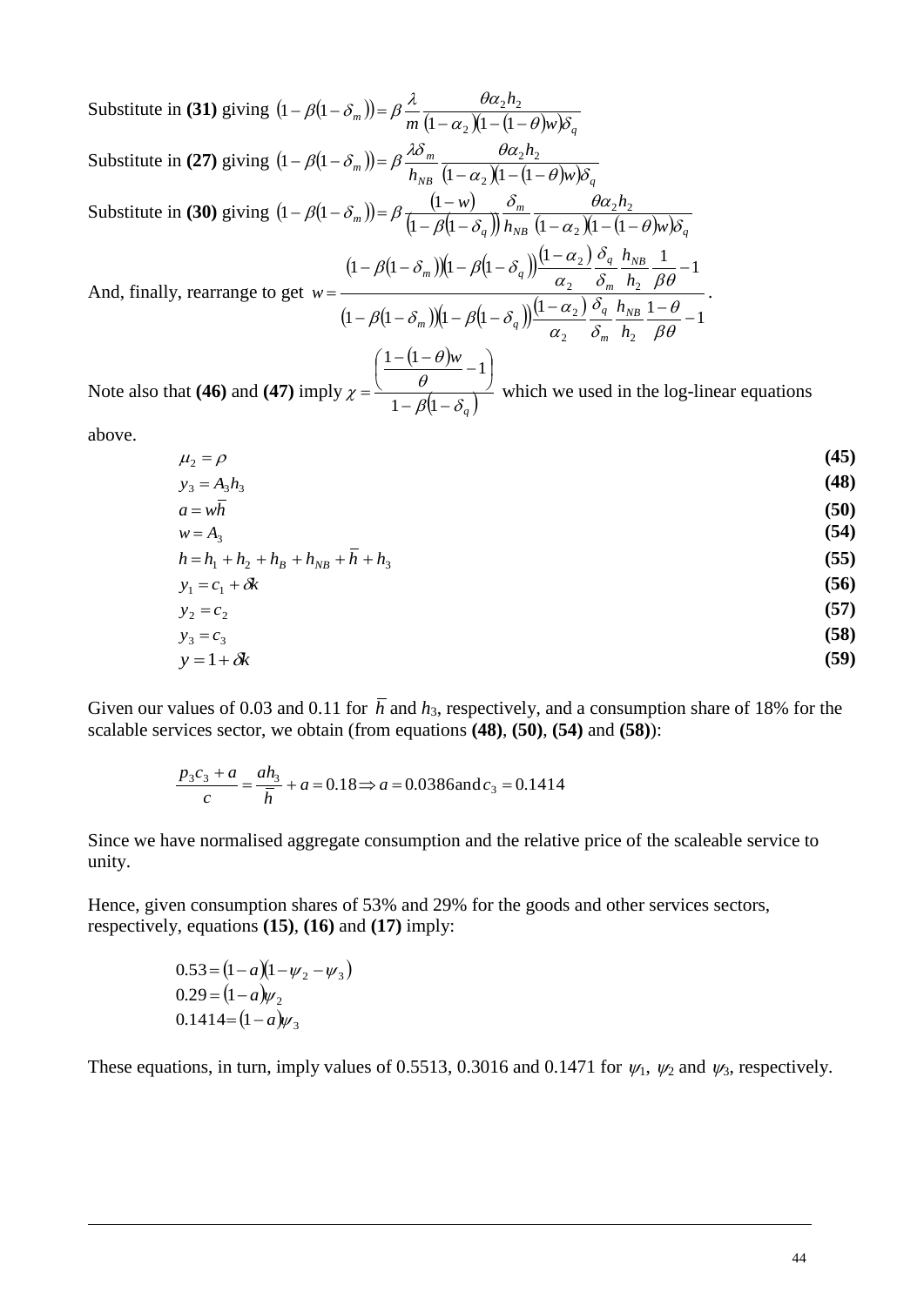Substitute in **(31)** giving $\left(1-\beta\left(1-\delta_m\right)\right)=\beta\dfrac{\lambda}{m}\dfrac{\theta\alpha_2 h_2}{\left(1-\alpha_2\right)\left(1-\left(1-\theta\right)w\right)\delta_q}$

Substitute in **(27)** giving $\left(1-\beta\left(1-\delta_m\right)\right)=\beta\dfrac{\lambda\delta_m}{h_{NB}}\dfrac{\theta\alpha_2 h_2}{\left(1-\alpha_2\right)\left(1-\left(1-\theta\right)w\right)\delta_q}$

Substitute in **(30)** giving $\left(1-\beta\left(1-\delta_m\right)\right)=\beta\dfrac{\left(1-w\right)}{\left(1-\beta\left(1-\delta_q\right)\right)}\dfrac{\delta_m}{h_{NB}}\dfrac{\theta\alpha_2 h_2}{\left(1-\alpha_2\right)\left(1-\left(1-\theta\right)w\right)\delta_q}$

And, finally, rearrange to get $w=\dfrac{\left(1-\beta\left(1-\delta_m\right)\right)\left(1-\beta\left(1-\delta_q\right)\right)\dfrac{\left(1-\alpha_2\right)}{\alpha_2}\dfrac{\delta_q}{\delta_m}\dfrac{h_{NB}}{h_2}\dfrac{1}{\beta\theta}-1}{\left(1-\beta\left(1-\delta_m\right)\right)\left(1-\beta\left(1-\delta_q\right)\right)\dfrac{\left(1-\alpha_2\right)}{\alpha_2}\dfrac{\delta_q}{\delta_m}\dfrac{h_{NB}}{h_2}\dfrac{1-\theta}{\beta\theta}-1}$.

Note also that **(46)** and **(47)** imply $\chi=\dfrac{\left(\dfrac{1-\left(1-\theta\right)w}{\theta}-1\right)}{1-\beta\left(1-\delta_q\right)}$ which we used in the log-linear equations above.

$$\mu_2=\rho \tag{45}$$

$$y_3=A_3 h_3 \tag{48}$$

$$a=w\bar{h} \tag{50}$$

$$w=A_3 \tag{54}$$

$$h=h_1+h_2+h_B+h_{NB}+\bar{h}+h_3 \tag{55}$$

$$y_1=c_1+\delta k \tag{56}$$

$$y_2=c_2 \tag{57}$$

$$y_3=c_3 \tag{58}$$

$$y=1+\delta k \tag{59}$$

Given our values of 0.03 and 0.11 for $\bar{h}$ and $h_3$, respectively, and a consumption share of 18% for the scalable services sector, we obtain (from equations **(48)**, **(50)**, **(54)** and **(58)**):

$$\frac{p_3 c_3+a}{c}=\frac{a h_3}{\bar{h}}+a=0.18 \Rightarrow a=0.0386 \text{ and } c_3=0.1414$$

Since we have normalised aggregate consumption and the relative price of the scaleable service to unity.

Hence, given consumption shares of 53% and 29% for the goods and other services sectors, respectively, equations **(15)**, **(16)** and **(17)** imply:

$$0.53=\left(1-a\right)\left(1-\psi_2-\psi_3\right)$$
$$0.29=\left(1-a\right)\psi_2$$
$$0.1414=\left(1-a\right)\psi_3$$

These equations, in turn, imply values of 0.5513, 0.3016 and 0.1471 for $\psi_1$, $\psi_2$ and $\psi_3$, respectively.